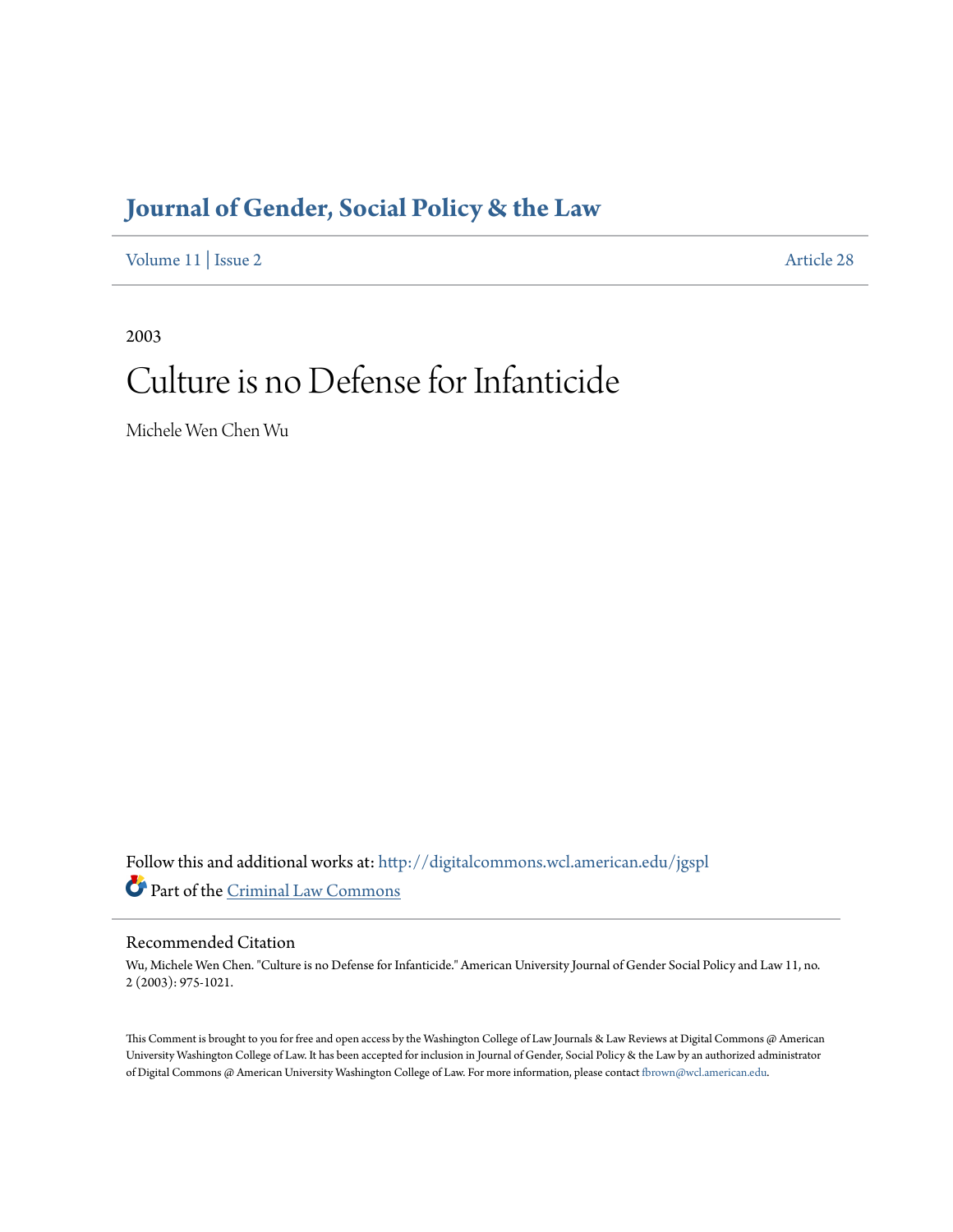# Journal of Gender, Social Policy & the Law

Volume 11 | Issue 2 Article 28

2003

# Culture is no Defense for Infanticide

Michele Wen Chen Wu

Follow this and additional works at: http://digitalcommons.wcl.american.edu/jgspl

Part of the Criminal Law Commons

## Recommended Citation

Wu, Michele Wen Chen. "Culture is no Defense for Infanticide." American University Journal of Gender Social Policy and Law 11, no. 2 (2003): 975-1021.

This Comment is brought to you for free and open access by the Washington College of Law Journals & Law Reviews at Digital Commons @ American University Washington College of Law. It has been accepted for inclusion in Journal of Gender, Social Policy & the Law by an authorized administrator of Digital Commons @ American University Washington College of Law. For more information, please contact fbrown@wcl.american.edu.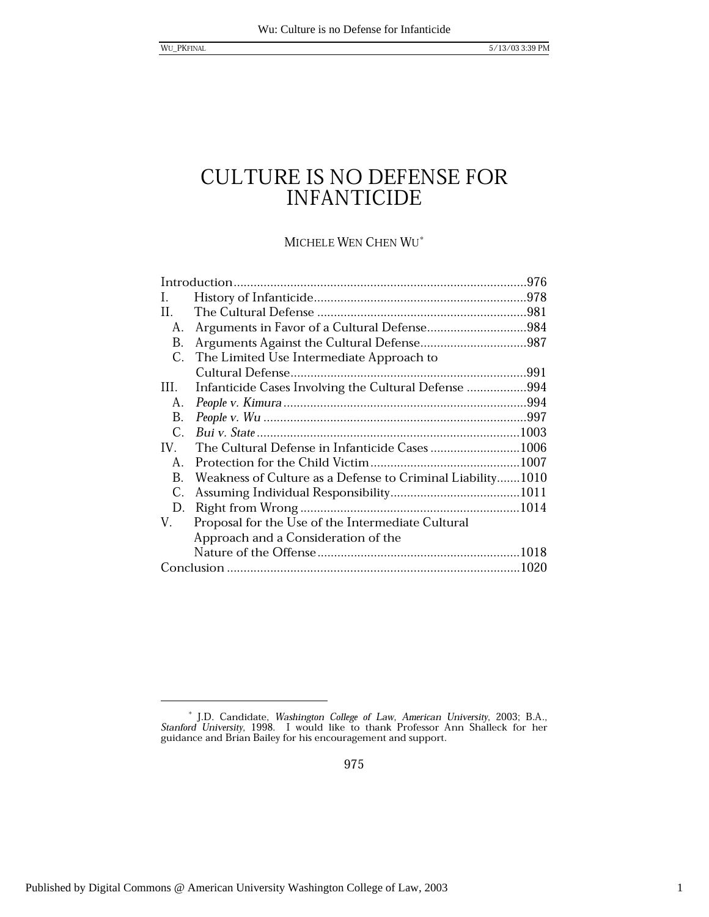# CULTURE IS NO DEFENSE FOR INFANTICIDE

MICHELE WEN CHEN WU*

Introduction ........................................................................................976
I. History of Infanticide ................................................................978
II. The Cultural Defense ................................................................981
  A. Arguments in Favor of a Cultural Defense ..............................984
  B. Arguments Against the Cultural Defense ................................987
  C. The Limited Use Intermediate Approach to Cultural Defense ......................................................................991
III. Infanticide Cases Involving the Cultural Defense ..................994
  A. *People v. Kimura* .........................................................................994
  B. *People v. Wu* ...............................................................................997
  C. *Bui v. State* ...............................................................................1003
IV. The Cultural Defense in Infanticide Cases ...........................1006
  A. Protection for the Child Victim .............................................1007
  B. Weakness of Culture as a Defense to Criminal Liability .......1010
  C. Assuming Individual Responsibility .......................................1011
  D. Right from Wrong ..................................................................1014
V. Proposal for the Use of the Intermediate Cultural Approach and a Consideration of the Nature of the Offense .............................................................1018
Conclusion ........................................................................................1020

---

* J.D. Candidate, *Washington College of Law, American University*, 2003; B.A., *Stanford University*, 1998. I would like to thank Professor Ann Shalleck for her guidance and Brian Bailey for his encouragement and support.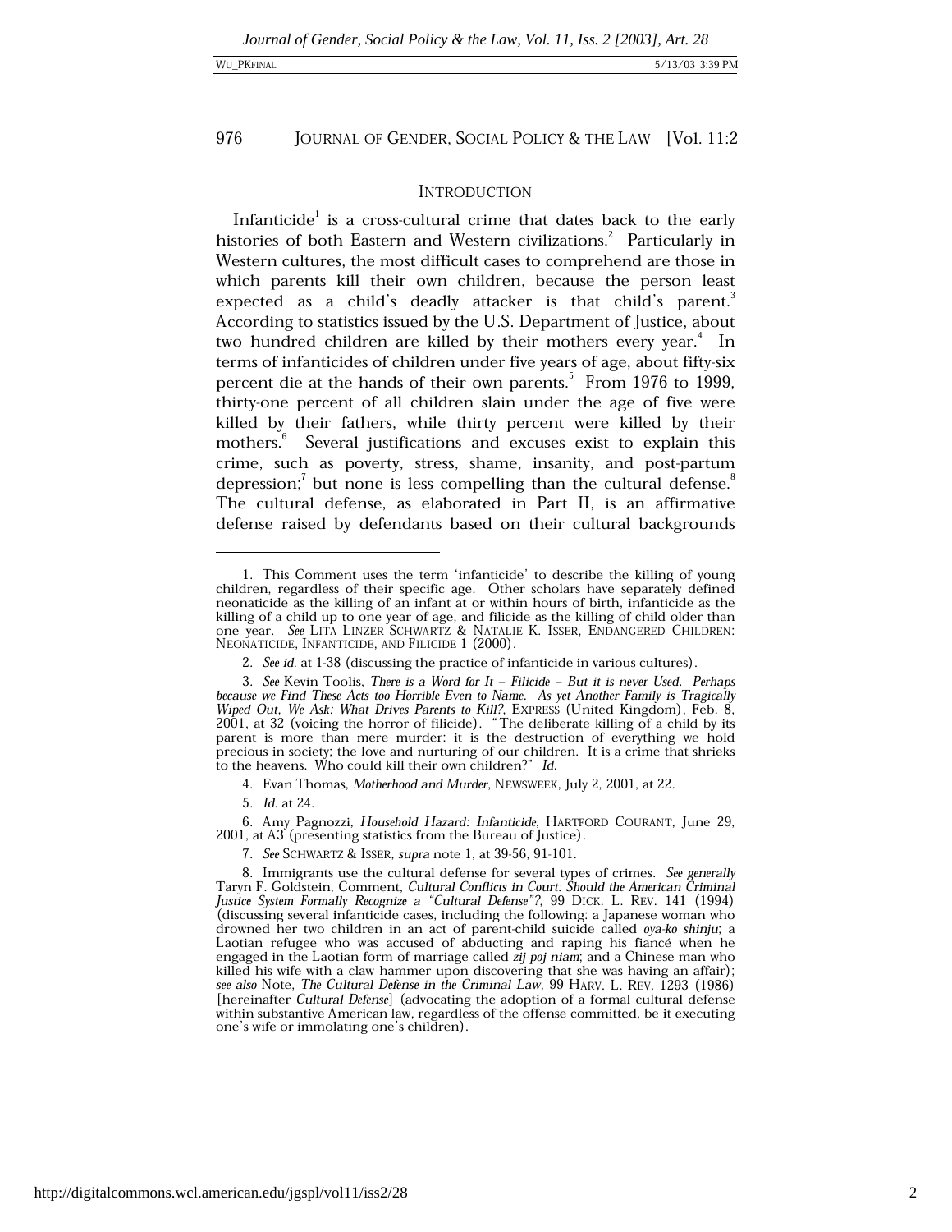## INTRODUCTION

Infanticide[1] is a cross-cultural crime that dates back to the early histories of both Eastern and Western civilizations.[2] Particularly in Western cultures, the most difficult cases to comprehend are those in which parents kill their own children, because the person least expected as a child's deadly attacker is that child's parent.[3] According to statistics issued by the U.S. Department of Justice, about two hundred children are killed by their mothers every year.[4] In terms of infanticides of children under five years of age, about fifty-six percent die at the hands of their own parents.[5] From 1976 to 1999, thirty-one percent of all children slain under the age of five were killed by their fathers, while thirty percent were killed by their mothers.[6] Several justifications and excuses exist to explain this crime, such as poverty, stress, shame, insanity, and post-partum depression;[7] but none is less compelling than the cultural defense.[8] The cultural defense, as elaborated in Part II, is an affirmative defense raised by defendants based on their cultural backgrounds

---

1. This Comment uses the term 'infanticide' to describe the killing of young children, regardless of their specific age. Other scholars have separately defined neonaticide as the killing of an infant at or within hours of birth, infanticide as the killing of a child up to one year of age, and filicide as the killing of child older than one year. *See* LITA LINZER SCHWARTZ & NATALIE K. ISSER, ENDANGERED CHILDREN: NEONATICIDE, INFANTICIDE, AND FILICIDE 1 (2000).

2. *See id.* at 1-38 (discussing the practice of infanticide in various cultures).

3. *See* Kevin Toolis, *There is a Word for It – Filicide – But it is never Used. Perhaps because we Find These Acts too Horrible Even to Name. As yet Another Family is Tragically Wiped Out, We Ask: What Drives Parents to Kill?*, EXPRESS (United Kingdom), Feb. 8, 2001, at 32 (voicing the horror of filicide). "The deliberate killing of a child by its parent is more than mere murder: it is the destruction of everything we hold precious in society; the love and nurturing of our children. It is a crime that shrieks to the heavens. Who could kill their own children?" *Id.*

4. Evan Thomas, *Motherhood and Murder*, NEWSWEEK, July 2, 2001, at 22.

5. *Id.* at 24.

6. Amy Pagnozzi, *Household Hazard: Infanticide*, HARTFORD COURANT, June 29, 2001, at A3 (presenting statistics from the Bureau of Justice).

7. *See* SCHWARTZ & ISSER, *supra* note 1, at 39-56, 91-101.

8. Immigrants use the cultural defense for several types of crimes. *See generally* Taryn F. Goldstein, Comment, *Cultural Conflicts in Court: Should the American Criminal Justice System Formally Recognize a "Cultural Defense"?*, 99 DICK. L. REV. 141 (1994) (discussing several infanticide cases, including the following: a Japanese woman who drowned her two children in an act of parent-child suicide called *oya-ko shinju*; a Laotian refugee who was accused of abducting and raping his fiancé when he engaged in the Laotian form of marriage called *zij poj niam*; and a Chinese man who killed his wife with a claw hammer upon discovering that she was having an affair); *see also* Note, *The Cultural Defense in the Criminal Law*, 99 HARV. L. REV. 1293 (1986) [hereinafter *Cultural Defense*] (advocating the adoption of a formal cultural defense within substantive American law, regardless of the offense committed, be it executing one's wife or immolating one's children).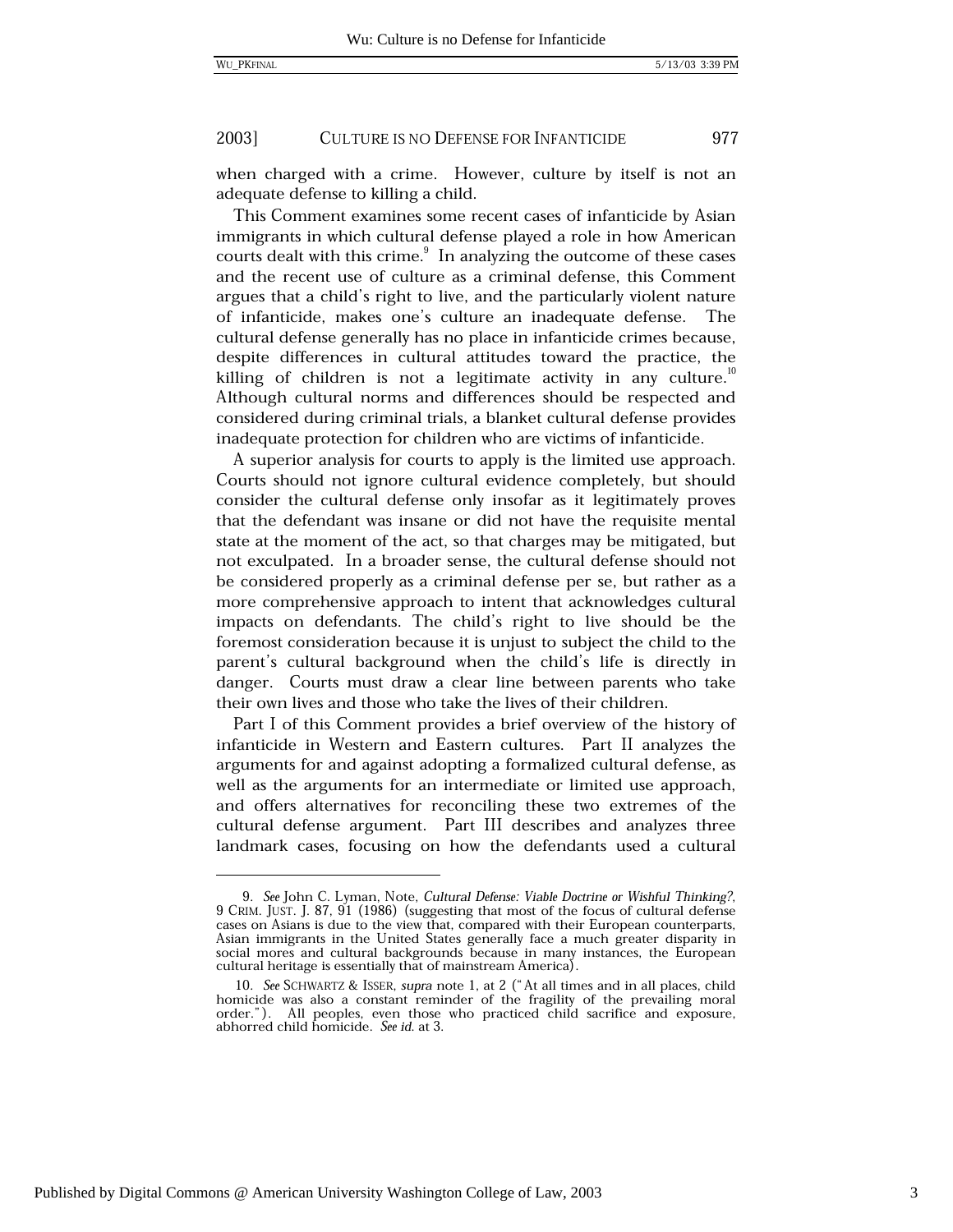when charged with a crime. However, culture by itself is not an adequate defense to killing a child.

This Comment examines some recent cases of infanticide by Asian immigrants in which cultural defense played a role in how American courts dealt with this crime.[9] In analyzing the outcome of these cases and the recent use of culture as a criminal defense, this Comment argues that a child's right to live, and the particularly violent nature of infanticide, makes one's culture an inadequate defense. The cultural defense generally has no place in infanticide crimes because, despite differences in cultural attitudes toward the practice, the killing of children is not a legitimate activity in any culture.[10] Although cultural norms and differences should be respected and considered during criminal trials, a blanket cultural defense provides inadequate protection for children who are victims of infanticide.

A superior analysis for courts to apply is the limited use approach. Courts should not ignore cultural evidence completely, but should consider the cultural defense only insofar as it legitimately proves that the defendant was insane or did not have the requisite mental state at the moment of the act, so that charges may be mitigated, but not exculpated. In a broader sense, the cultural defense should not be considered properly as a criminal defense per se, but rather as a more comprehensive approach to intent that acknowledges cultural impacts on defendants. The child's right to live should be the foremost consideration because it is unjust to subject the child to the parent's cultural background when the child's life is directly in danger. Courts must draw a clear line between parents who take their own lives and those who take the lives of their children.

Part I of this Comment provides a brief overview of the history of infanticide in Western and Eastern cultures. Part II analyzes the arguments for and against adopting a formalized cultural defense, as well as the arguments for an intermediate or limited use approach, and offers alternatives for reconciling these two extremes of the cultural defense argument. Part III describes and analyzes three landmark cases, focusing on how the defendants used a cultural

---

9. *See* John C. Lyman, Note, *Cultural Defense: Viable Doctrine or Wishful Thinking?*, 9 CRIM. JUST. J. 87, 91 (1986) (suggesting that most of the focus of cultural defense cases on Asians is due to the view that, compared with their European counterparts, Asian immigrants in the United States generally face a much greater disparity in social mores and cultural backgrounds because in many instances, the European cultural heritage is essentially that of mainstream America).

10. *See* SCHWARTZ & ISSER, *supra* note 1, at 2 ("At all times and in all places, child homicide was also a constant reminder of the fragility of the prevailing moral order."). All peoples, even those who practiced child sacrifice and exposure, abhorred child homicide. *See id.* at 3.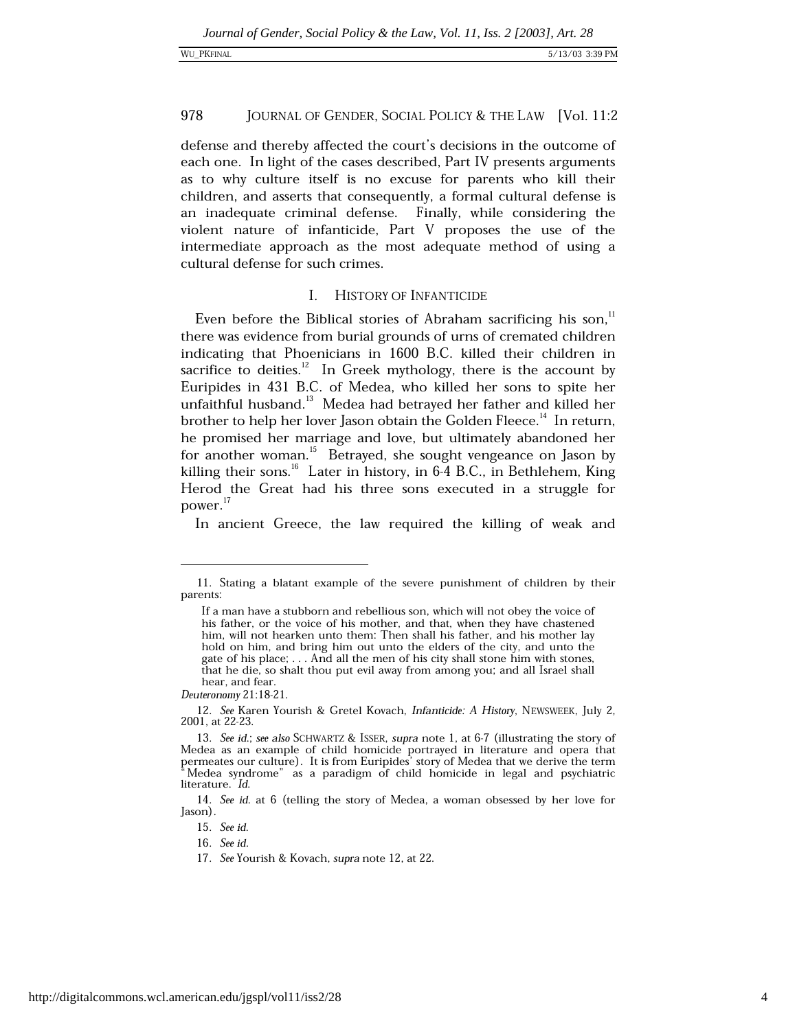defense and thereby affected the court's decisions in the outcome of each one. In light of the cases described, Part IV presents arguments as to why culture itself is no excuse for parents who kill their children, and asserts that consequently, a formal cultural defense is an inadequate criminal defense. Finally, while considering the violent nature of infanticide, Part V proposes the use of the intermediate approach as the most adequate method of using a cultural defense for such crimes.

## I. HISTORY OF INFANTICIDE

Even before the Biblical stories of Abraham sacrificing his son,[11] there was evidence from burial grounds of urns of cremated children indicating that Phoenicians in 1600 B.C. killed their children in sacrifice to deities.[12] In Greek mythology, there is the account by Euripides in 431 B.C. of Medea, who killed her sons to spite her unfaithful husband.[13] Medea had betrayed her father and killed her brother to help her lover Jason obtain the Golden Fleece.[14] In return, he promised her marriage and love, but ultimately abandoned her for another woman.[15] Betrayed, she sought vengeance on Jason by killing their sons.[16] Later in history, in 6-4 B.C., in Bethlehem, King Herod the Great had his three sons executed in a struggle for power.[17]

In ancient Greece, the law required the killing of weak and

---

11. Stating a blatant example of the severe punishment of children by their parents:

> If a man have a stubborn and rebellious son, which will not obey the voice of his father, or the voice of his mother, and that, when they have chastened him, will not hearken unto them: Then shall his father, and his mother lay hold on him, and bring him out unto the elders of the city, and unto the gate of his place; . . . And all the men of his city shall stone him with stones, that he die, so shalt thou put evil away from among you; and all Israel shall hear, and fear.

*Deuteronomy* 21:18-21.

12. *See* Karen Yourish & Gretel Kovach, *Infanticide: A History*, NEWSWEEK, July 2, 2001, at 22-23.

13. *See id.*; *see also* SCHWARTZ & ISSER, *supra* note 1, at 6-7 (illustrating the story of Medea as an example of child homicide portrayed in literature and opera that permeates our culture). It is from Euripides' story of Medea that we derive the term "Medea syndrome" as a paradigm of child homicide in legal and psychiatric literature. *Id.*

14. *See id.* at 6 (telling the story of Medea, a woman obsessed by her love for Jason).

15. *See id.*

16. *See id.*

17. *See* Yourish & Kovach, *supra* note 12, at 22.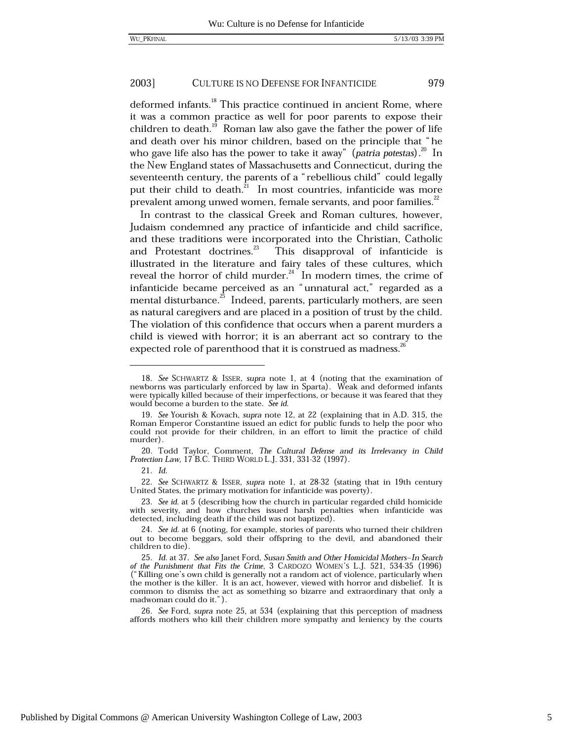deformed infants.[18] This practice continued in ancient Rome, where it was a common practice as well for poor parents to expose their children to death.[19] Roman law also gave the father the power of life and death over his minor children, based on the principle that "he who gave life also has the power to take it away" (*patria potestas*).[20] In the New England states of Massachusetts and Connecticut, during the seventeenth century, the parents of a "rebellious child" could legally put their child to death.[21] In most countries, infanticide was more prevalent among unwed women, female servants, and poor families.[22]

In contrast to the classical Greek and Roman cultures, however, Judaism condemned any practice of infanticide and child sacrifice, and these traditions were incorporated into the Christian, Catholic and Protestant doctrines.[23] This disapproval of infanticide is illustrated in the literature and fairy tales of these cultures, which reveal the horror of child murder.[24] In modern times, the crime of infanticide became perceived as an "unnatural act," regarded as a mental disturbance.[25] Indeed, parents, particularly mothers, are seen as natural caregivers and are placed in a position of trust by the child. The violation of this confidence that occurs when a parent murders a child is viewed with horror; it is an aberrant act so contrary to the expected role of parenthood that it is construed as madness.[26]

---

18. *See* SCHWARTZ & ISSER, *supra* note 1, at 4 (noting that the examination of newborns was particularly enforced by law in Sparta). Weak and deformed infants were typically killed because of their imperfections, or because it was feared that they would become a burden to the state. *See id.*

19. *See* Yourish & Kovach, *supra* note 12, at 22 (explaining that in A.D. 315, the Roman Emperor Constantine issued an edict for public funds to help the poor who could not provide for their children, in an effort to limit the practice of child murder).

20. Todd Taylor, Comment, *The Cultural Defense and its Irrelevancy in Child Protection Law*, 17 B.C. THIRD WORLD L.J. 331, 331-32 (1997).

21. *Id.*

22. *See* SCHWARTZ & ISSER, *supra* note 1, at 28-32 (stating that in 19th century United States, the primary motivation for infanticide was poverty).

23. *See id.* at 5 (describing how the church in particular regarded child homicide with severity, and how churches issued harsh penalties when infanticide was detected, including death if the child was not baptized).

24. *See id.* at 6 (noting, for example, stories of parents who turned their children out to become beggars, sold their offspring to the devil, and abandoned their children to die).

25. *Id.* at 37. *See also* Janet Ford, *Susan Smith and Other Homicidal Mothers–In Search of the Punishment that Fits the Crime*, 3 CARDOZO WOMEN'S L.J. 521, 534-35 (1996) ("Killing one's own child is generally not a random act of violence, particularly when the mother is the killer. It is an act, however, viewed with horror and disbelief. It is common to dismiss the act as something so bizarre and extraordinary that only a madwoman could do it.").

26. *See* Ford, *supra* note 25, at 534 (explaining that this perception of madness affords mothers who kill their children more sympathy and leniency by the courts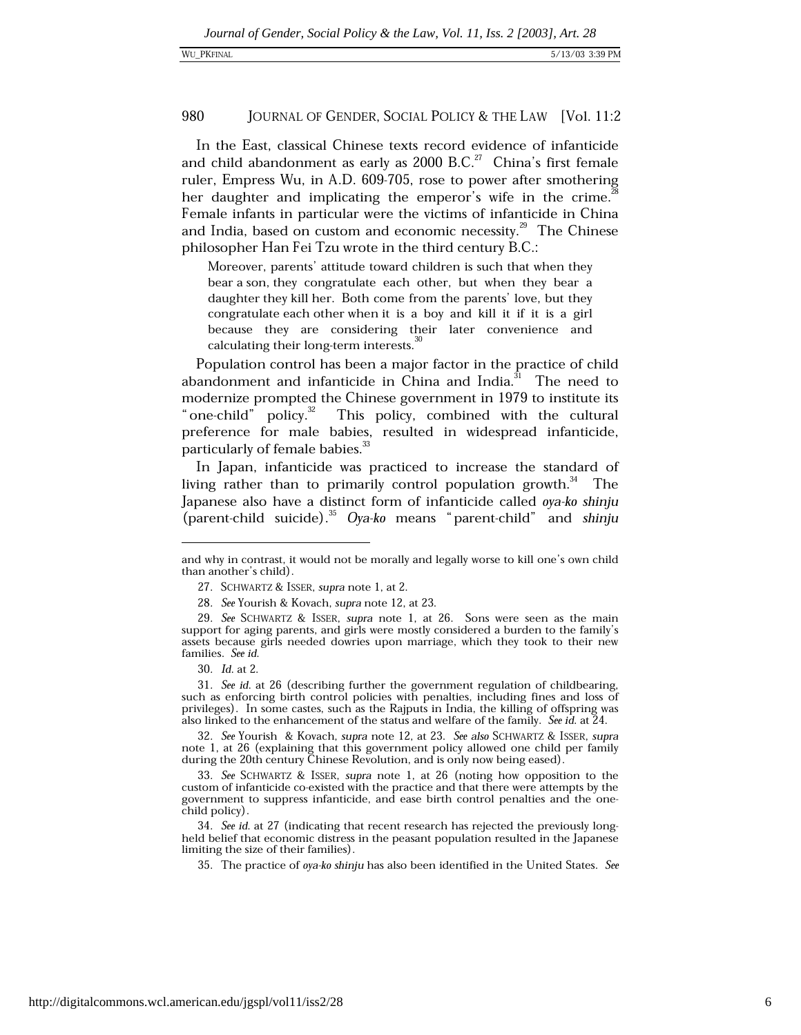In the East, classical Chinese texts record evidence of infanticide and child abandonment as early as 2000 B.C.[27] China's first female ruler, Empress Wu, in A.D. 609-705, rose to power after smothering her daughter and implicating the emperor's wife in the crime.[28] Female infants in particular were the victims of infanticide in China and India, based on custom and economic necessity.[29] The Chinese philosopher Han Fei Tzu wrote in the third century B.C.:

> Moreover, parents' attitude toward children is such that when they bear a son, they congratulate each other, but when they bear a daughter they kill her. Both come from the parents' love, but they congratulate each other when it is a boy and kill it if it is a girl because they are considering their later convenience and calculating their long-term interests.[30]

Population control has been a major factor in the practice of child abandonment and infanticide in China and India.[31] The need to modernize prompted the Chinese government in 1979 to institute its "one-child" policy.[32] This policy, combined with the cultural preference for male babies, resulted in widespread infanticide, particularly of female babies.[33]

In Japan, infanticide was practiced to increase the standard of living rather than to primarily control population growth.[34] The Japanese also have a distinct form of infanticide called *oya-ko shinju* (parent-child suicide).[35] *Oya-ko* means "parent-child" and *shinju*

---

and why in contrast, it would not be morally and legally worse to kill one's own child than another's child).

27. SCHWARTZ & ISSER, *supra* note 1, at 2.

28. *See* Yourish & Kovach, *supra* note 12, at 23.

29. *See* SCHWARTZ & ISSER, *supra* note 1, at 26. Sons were seen as the main support for aging parents, and girls were mostly considered a burden to the family's assets because girls needed dowries upon marriage, which they took to their new families. *See id.*

30. *Id.* at 2.

31. *See id.* at 26 (describing further the government regulation of childbearing, such as enforcing birth control policies with penalties, including fines and loss of privileges). In some castes, such as the Rajputs in India, the killing of offspring was also linked to the enhancement of the status and welfare of the family. *See id.* at 24.

32. *See* Yourish & Kovach, *supra* note 12, at 23. *See also* SCHWARTZ & ISSER, *supra* note 1, at 26 (explaining that this government policy allowed one child per family during the 20th century Chinese Revolution, and is only now being eased).

33. *See* SCHWARTZ & ISSER, *supra* note 1, at 26 (noting how opposition to the custom of infanticide co-existed with the practice and that there were attempts by the government to suppress infanticide, and ease birth control penalties and the one-child policy).

34. *See id.* at 27 (indicating that recent research has rejected the previously long-held belief that economic distress in the peasant population resulted in the Japanese limiting the size of their families).

35. The practice of *oya-ko shinju* has also been identified in the United States. *See*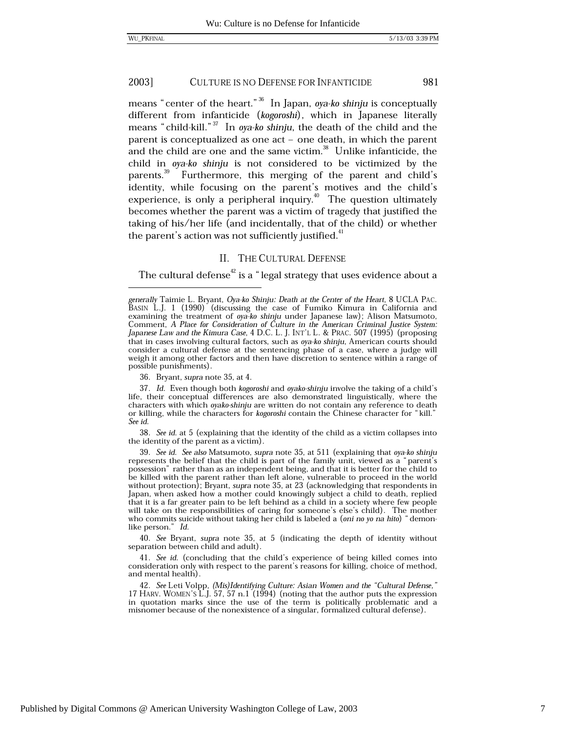means "center of the heart."[36] In Japan, *oya-ko shinju* is conceptually different from infanticide (*kogoroshi*), which in Japanese literally means "child-kill."[37] In *oya-ko shinju*, the death of the child and the parent is conceptualized as one act – one death, in which the parent and the child are one and the same victim.[38] Unlike infanticide, the child in *oya-ko shinju* is not considered to be victimized by the parents.[39] Furthermore, this merging of the parent and child's identity, while focusing on the parent's motives and the child's experience, is only a peripheral inquiry.[40] The question ultimately becomes whether the parent was a victim of tragedy that justified the taking of his/her life (and incidentally, that of the child) or whether the parent's action was not sufficiently justified.[41]

## II. THE CULTURAL DEFENSE

The cultural defense[42] is a "legal strategy that uses evidence about a

---

*generally* Taimie L. Bryant, *Oya-ko Shinju: Death at the Center of the Heart*, 8 UCLA PAC. BASIN L.J. 1 (1990) (discussing the case of Fumiko Kimura in California and examining the treatment of *oya-ko shinju* under Japanese law); Alison Matsumoto, Comment, *A Place for Consideration of Culture in the American Criminal Justice System: Japanese Law and the Kimura Case*, 4 D.C. L. J. INT'L L. & PRAC. 507 (1995) (proposing that in cases involving cultural factors, such as *oya-ko shinju*, American courts should consider a cultural defense at the sentencing phase of a case, where a judge will weigh it among other factors and then have discretion to sentence within a range of possible punishments).

36. Bryant, *supra* note 35, at 4.

37. *Id.* Even though both *kogoroshi* and *oyako-shinju* involve the taking of a child's life, their conceptual differences are also demonstrated linguistically, where the characters with which *oyako-shinju* are written do not contain any reference to death or killing, while the characters for *kogoroshi* contain the Chinese character for "kill." *See id.*

38. *See id.* at 5 (explaining that the identity of the child as a victim collapses into the identity of the parent as a victim).

39. *See id.* *See also* Matsumoto, *supra* note 35, at 511 (explaining that *oya-ko shinju* represents the belief that the child is part of the family unit, viewed as a "parent's possession" rather than as an independent being, and that it is better for the child to be killed with the parent rather than left alone, vulnerable to proceed in the world without protection); Bryant, *supra* note 35, at 23 (acknowledging that respondents in Japan, when asked how a mother could knowingly subject a child to death, replied that it is a far greater pain to be left behind as a child in a society where few people will take on the responsibilities of caring for someone's else's child). The mother who commits suicide without taking her child is labeled a (*oni no yo na hito*) "demon-like person." *Id.*

40. *See* Bryant, *supra* note 35, at 5 (indicating the depth of identity without separation between child and adult).

41. *See id.* (concluding that the child's experience of being killed comes into consideration only with respect to the parent's reasons for killing, choice of method, and mental health).

42. *See* Leti Volpp, *(Mis)Identifying Culture: Asian Women and the "Cultural Defense,"* 17 HARV. WOMEN'S L.J. 57, 57 n.1 (1994) (noting that the author puts the expression in quotation marks since the use of the term is politically problematic and a misnomer because of the nonexistence of a singular, formalized cultural defense).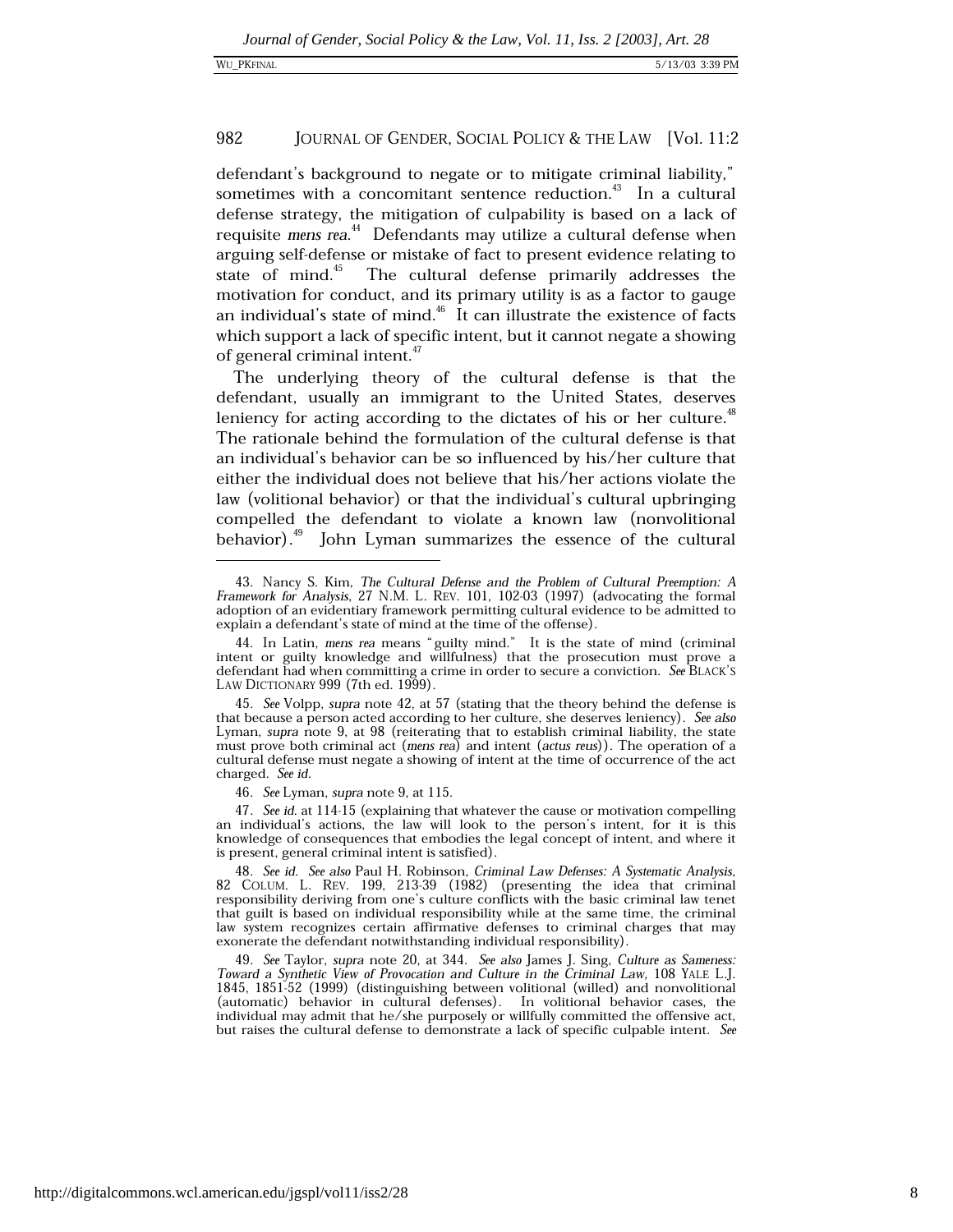defendant's background to negate or to mitigate criminal liability," sometimes with a concomitant sentence reduction.[43] In a cultural defense strategy, the mitigation of culpability is based on a lack of requisite *mens rea*.[44] Defendants may utilize a cultural defense when arguing self-defense or mistake of fact to present evidence relating to state of mind.[45] The cultural defense primarily addresses the motivation for conduct, and its primary utility is as a factor to gauge an individual's state of mind.[46] It can illustrate the existence of facts which support a lack of specific intent, but it cannot negate a showing of general criminal intent.[47]

The underlying theory of the cultural defense is that the defendant, usually an immigrant to the United States, deserves leniency for acting according to the dictates of his or her culture.[48] The rationale behind the formulation of the cultural defense is that an individual's behavior can be so influenced by his/her culture that either the individual does not believe that his/her actions violate the law (volitional behavior) or that the individual's cultural upbringing compelled the defendant to violate a known law (nonvolitional behavior).[49] John Lyman summarizes the essence of the cultural

---

43. Nancy S. Kim, *The Cultural Defense and the Problem of Cultural Preemption: A Framework for Analysis*, 27 N.M. L. REV. 101, 102-03 (1997) (advocating the formal adoption of an evidentiary framework permitting cultural evidence to be admitted to explain a defendant's state of mind at the time of the offense).

44. In Latin, *mens rea* means "guilty mind." It is the state of mind (criminal intent or guilty knowledge and willfulness) that the prosecution must prove a defendant had when committing a crime in order to secure a conviction. *See* BLACK'S LAW DICTIONARY 999 (7th ed. 1999).

45. *See* Volpp, *supra* note 42, at 57 (stating that the theory behind the defense is that because a person acted according to her culture, she deserves leniency). *See also* Lyman, *supra* note 9, at 98 (reiterating that to establish criminal liability, the state must prove both criminal act (*mens rea*) and intent (*actus reus*)). The operation of a cultural defense must negate a showing of intent at the time of occurrence of the act charged. *See id.*

46. *See* Lyman, *supra* note 9, at 115.

47. *See id.* at 114-15 (explaining that whatever the cause or motivation compelling an individual's actions, the law will look to the person's intent, for it is this knowledge of consequences that embodies the legal concept of intent, and where it is present, general criminal intent is satisfied).

48. *See id.* *See also* Paul H. Robinson, *Criminal Law Defenses: A Systematic Analysis*, 82 COLUM. L. REV. 199, 213-39 (1982) (presenting the idea that criminal responsibility deriving from one's culture conflicts with the basic criminal law tenet that guilt is based on individual responsibility while at the same time, the criminal law system recognizes certain affirmative defenses to criminal charges that may exonerate the defendant notwithstanding individual responsibility).

49. *See* Taylor, *supra* note 20, at 344. *See also* James J. Sing, *Culture as Sameness: Toward a Synthetic View of Provocation and Culture in the Criminal Law*, 108 YALE L.J. 1845, 1851-52 (1999) (distinguishing between volitional (willed) and nonvolitional (automatic) behavior in cultural defenses). In volitional behavior cases, the individual may admit that he/she purposely or willfully committed the offensive act, but raises the cultural defense to demonstrate a lack of specific culpable intent. *See*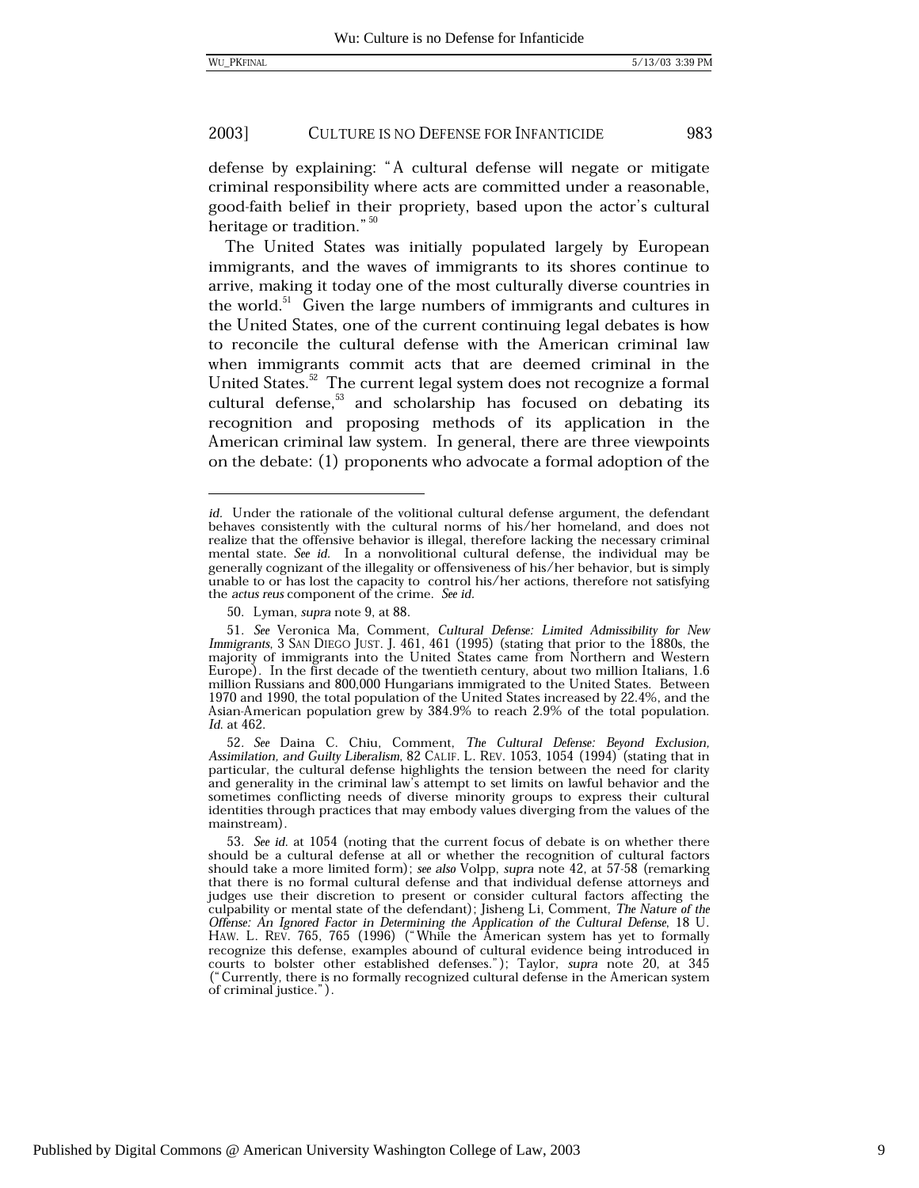defense by explaining: "A cultural defense will negate or mitigate criminal responsibility where acts are committed under a reasonable, good-faith belief in their propriety, based upon the actor's cultural heritage or tradition."[50]

The United States was initially populated largely by European immigrants, and the waves of immigrants to its shores continue to arrive, making it today one of the most culturally diverse countries in the world.[51] Given the large numbers of immigrants and cultures in the United States, one of the current continuing legal debates is how to reconcile the cultural defense with the American criminal law when immigrants commit acts that are deemed criminal in the United States.[52] The current legal system does not recognize a formal cultural defense,[53] and scholarship has focused on debating its recognition and proposing methods of its application in the American criminal law system. In general, there are three viewpoints on the debate: (1) proponents who advocate a formal adoption of the

---

*id.* Under the rationale of the volitional cultural defense argument, the defendant behaves consistently with the cultural norms of his/her homeland, and does not realize that the offensive behavior is illegal, therefore lacking the necessary criminal mental state. *See id.* In a nonvolitional cultural defense, the individual may be generally cognizant of the illegality or offensiveness of his/her behavior, but is simply unable to or has lost the capacity to control his/her actions, therefore not satisfying the *actus reus* component of the crime. *See id.*

50. Lyman, *supra* note 9, at 88.

51. *See* Veronica Ma, Comment, *Cultural Defense: Limited Admissibility for New Immigrants*, 3 SAN DIEGO JUST. J. 461, 461 (1995) (stating that prior to the 1880s, the majority of immigrants into the United States came from Northern and Western Europe). In the first decade of the twentieth century, about two million Italians, 1.6 million Russians and 800,000 Hungarians immigrated to the United States. Between 1970 and 1990, the total population of the United States increased by 22.4%, and the Asian-American population grew by 384.9% to reach 2.9% of the total population. *Id.* at 462.

52. *See* Daina C. Chiu, Comment, *The Cultural Defense: Beyond Exclusion, Assimilation, and Guilty Liberalism*, 82 CALIF. L. REV. 1053, 1054 (1994) (stating that in particular, the cultural defense highlights the tension between the need for clarity and generality in the criminal law's attempt to set limits on lawful behavior and the sometimes conflicting needs of diverse minority groups to express their cultural identities through practices that may embody values diverging from the values of the mainstream).

53. *See id.* at 1054 (noting that the current focus of debate is on whether there should be a cultural defense at all or whether the recognition of cultural factors should take a more limited form); *see also* Volpp, *supra* note 42, at 57-58 (remarking that there is no formal cultural defense and that individual defense attorneys and judges use their discretion to present or consider cultural factors affecting the culpability or mental state of the defendant); Jisheng Li, Comment, *The Nature of the Offense: An Ignored Factor in Determining the Application of the Cultural Defense*, 18 U. HAW. L. REV. 765, 765 (1996) ("While the American system has yet to formally recognize this defense, examples abound of cultural evidence being introduced in courts to bolster other established defenses."); Taylor, *supra* note 20, at 345 ("Currently, there is no formally recognized cultural defense in the American system of criminal justice.").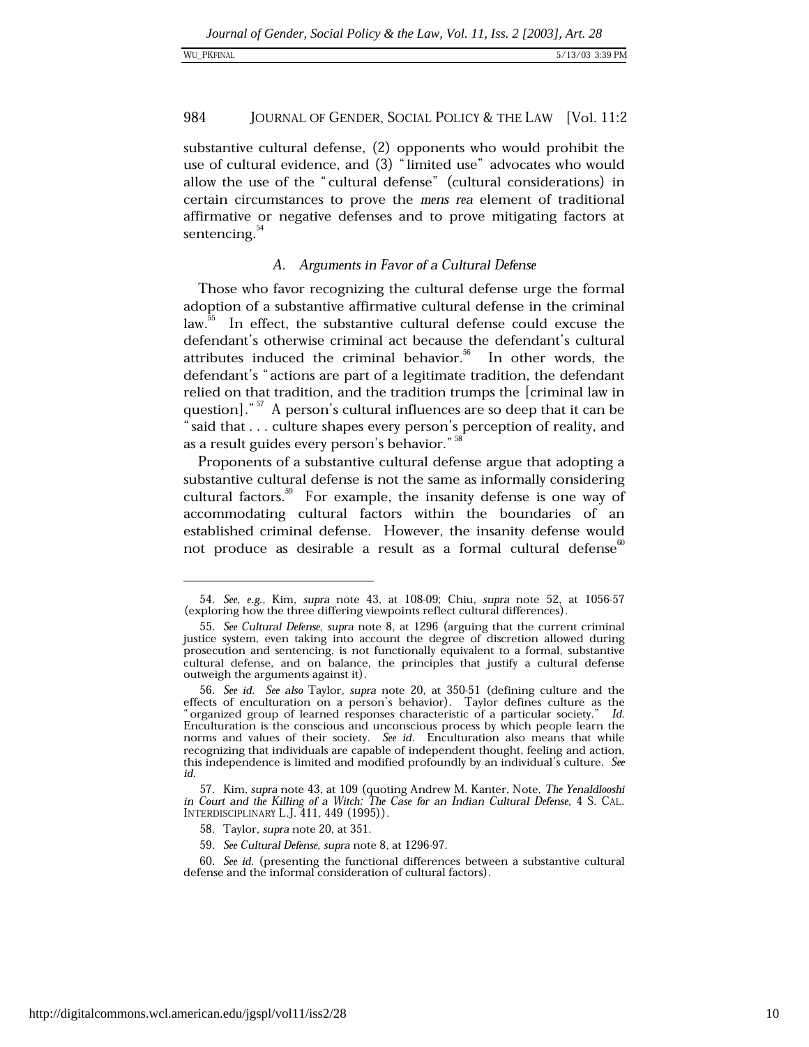substantive cultural defense, (2) opponents who would prohibit the use of cultural evidence, and (3) "limited use" advocates who would allow the use of the "cultural defense" (cultural considerations) in certain circumstances to prove the *mens rea* element of traditional affirmative or negative defenses and to prove mitigating factors at sentencing.[54]

### A. Arguments in Favor of a Cultural Defense

Those who favor recognizing the cultural defense urge the formal adoption of a substantive affirmative cultural defense in the criminal law.[55] In effect, the substantive cultural defense could excuse the defendant's otherwise criminal act because the defendant's cultural attributes induced the criminal behavior.[56] In other words, the defendant's "actions are part of a legitimate tradition, the defendant relied on that tradition, and the tradition trumps the [criminal law in question]."[57] A person's cultural influences are so deep that it can be "said that . . . culture shapes every person's perception of reality, and as a result guides every person's behavior."[58]

Proponents of a substantive cultural defense argue that adopting a substantive cultural defense is not the same as informally considering cultural factors.[59] For example, the insanity defense is one way of accommodating cultural factors within the boundaries of an established criminal defense. However, the insanity defense would not produce as desirable a result as a formal cultural defense[60]

---

54. *See, e.g.*, Kim, *supra* note 43, at 108-09; Chiu, *supra* note 52, at 1056-57 (exploring how the three differing viewpoints reflect cultural differences).

55. *See Cultural Defense*, *supra* note 8, at 1296 (arguing that the current criminal justice system, even taking into account the degree of discretion allowed during prosecution and sentencing, is not functionally equivalent to a formal, substantive cultural defense, and on balance, the principles that justify a cultural defense outweigh the arguments against it).

56. *See id. See also* Taylor, *supra* note 20, at 350-51 (defining culture and the effects of enculturation on a person's behavior). Taylor defines culture as the "organized group of learned responses characteristic of a particular society." *Id.* Enculturation is the conscious and unconscious process by which people learn the norms and values of their society. *See id.* Enculturation also means that while recognizing that individuals are capable of independent thought, feeling and action, this independence is limited and modified profoundly by an individual's culture. *See id.*

57. Kim, *supra* note 43, at 109 (quoting Andrew M. Kanter, Note, *The Yenaldlooshi in Court and the Killing of a Witch: The Case for an Indian Cultural Defense*, 4 S. CAL. INTERDISCIPLINARY L.J. 411, 449 (1995)).

58. Taylor, *supra* note 20, at 351.

59. *See Cultural Defense*, *supra* note 8, at 1296-97.

60. *See id.* (presenting the functional differences between a substantive cultural defense and the informal consideration of cultural factors).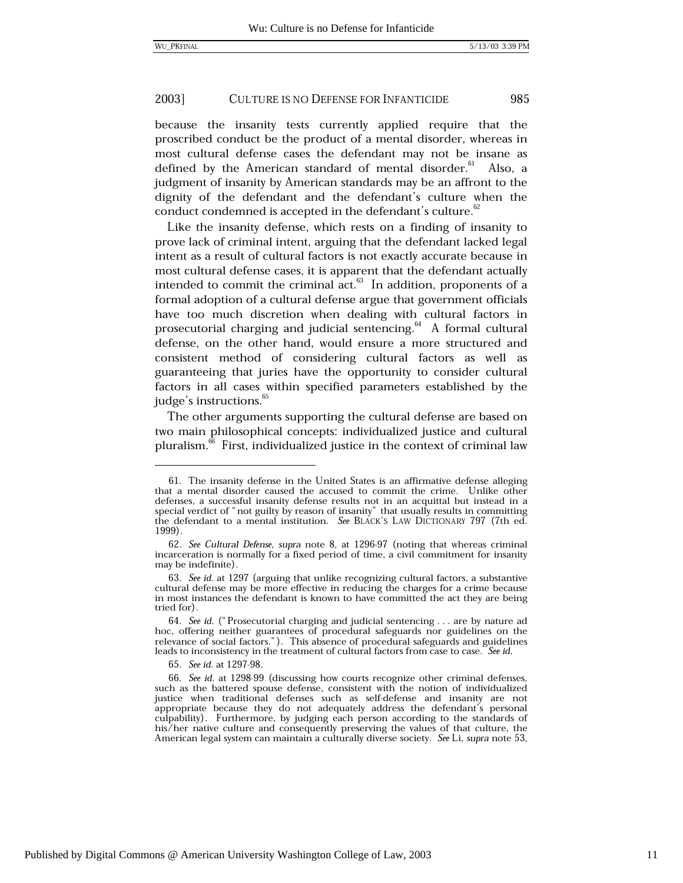because the insanity tests currently applied require that the proscribed conduct be the product of a mental disorder, whereas in most cultural defense cases the defendant may not be insane as defined by the American standard of mental disorder.[61] Also, a judgment of insanity by American standards may be an affront to the dignity of the defendant and the defendant's culture when the conduct condemned is accepted in the defendant's culture.[62]

Like the insanity defense, which rests on a finding of insanity to prove lack of criminal intent, arguing that the defendant lacked legal intent as a result of cultural factors is not exactly accurate because in most cultural defense cases, it is apparent that the defendant actually intended to commit the criminal act.[63] In addition, proponents of a formal adoption of a cultural defense argue that government officials have too much discretion when dealing with cultural factors in prosecutorial charging and judicial sentencing.[64] A formal cultural defense, on the other hand, would ensure a more structured and consistent method of considering cultural factors as well as guaranteeing that juries have the opportunity to consider cultural factors in all cases within specified parameters established by the judge's instructions.[65]

The other arguments supporting the cultural defense are based on two main philosophical concepts: individualized justice and cultural pluralism.[66] First, individualized justice in the context of criminal law

---

61. The insanity defense in the United States is an affirmative defense alleging that a mental disorder caused the accused to commit the crime. Unlike other defenses, a successful insanity defense results not in an acquittal but instead in a special verdict of "not guilty by reason of insanity" that usually results in committing the defendant to a mental institution. *See* BLACK'S LAW DICTIONARY 797 (7th ed. 1999).

62. *See Cultural Defense*, *supra* note 8, at 1296-97 (noting that whereas criminal incarceration is normally for a fixed period of time, a civil commitment for insanity may be indefinite).

63. *See id.* at 1297 (arguing that unlike recognizing cultural factors, a substantive cultural defense may be more effective in reducing the charges for a crime because in most instances the defendant is known to have committed the act they are being tried for).

64. *See id.* ("Prosecutorial charging and judicial sentencing . . . are by nature ad hoc, offering neither guarantees of procedural safeguards nor guidelines on the relevance of social factors."). This absence of procedural safeguards and guidelines leads to inconsistency in the treatment of cultural factors from case to case. *See id.*

65. *See id.* at 1297-98.

66. *See id.* at 1298-99 (discussing how courts recognize other criminal defenses, such as the battered spouse defense, consistent with the notion of individualized justice when traditional defenses such as self-defense and insanity are not appropriate because they do not adequately address the defendant's personal culpability). Furthermore, by judging each person according to the standards of his/her native culture and consequently preserving the values of that culture, the American legal system can maintain a culturally diverse society. *See* Li, *supra* note 53,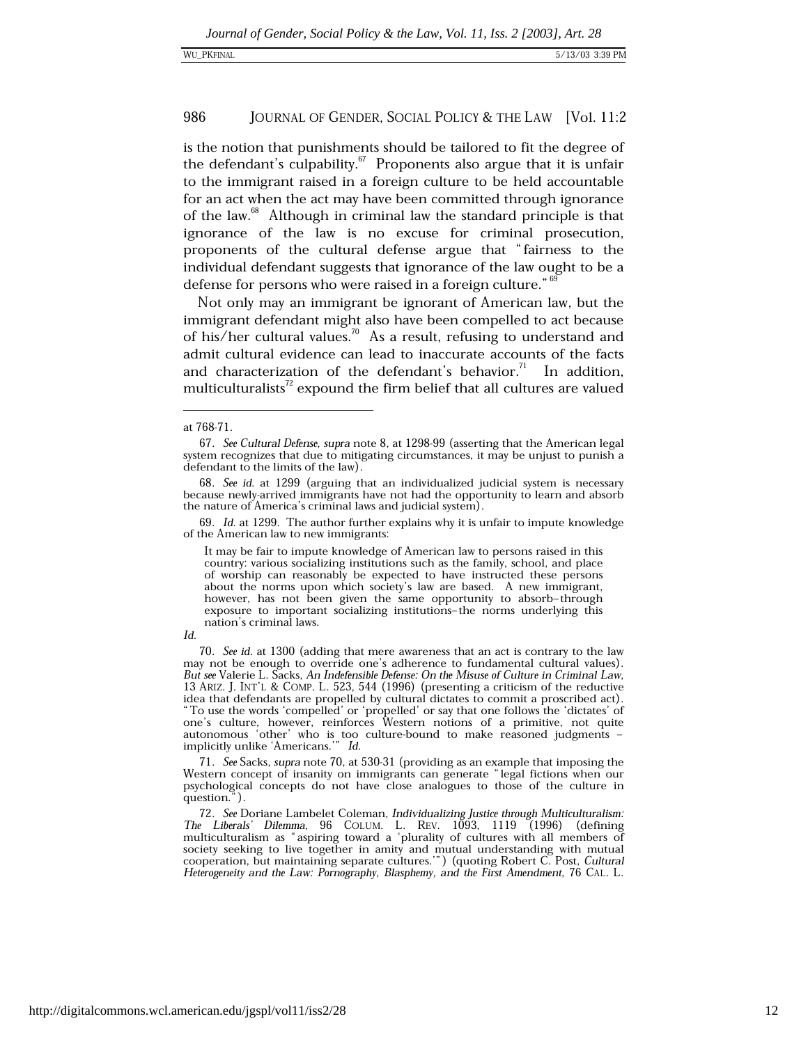is the notion that punishments should be tailored to fit the degree of the defendant's culpability.[67] Proponents also argue that it is unfair to the immigrant raised in a foreign culture to be held accountable for an act when the act may have been committed through ignorance of the law.[68] Although in criminal law the standard principle is that ignorance of the law is no excuse for criminal prosecution, proponents of the cultural defense argue that "fairness to the individual defendant suggests that ignorance of the law ought to be a defense for persons who were raised in a foreign culture."[69]

Not only may an immigrant be ignorant of American law, but the immigrant defendant might also have been compelled to act because of his/her cultural values.[70] As a result, refusing to understand and admit cultural evidence can lead to inaccurate accounts of the facts and characterization of the defendant's behavior.[71] In addition, multiculturalists[72] expound the firm belief that all cultures are valued

---

at 768-71.

67. *See Cultural Defense*, *supra* note 8, at 1298-99 (asserting that the American legal system recognizes that due to mitigating circumstances, it may be unjust to punish a defendant to the limits of the law).

68. *See id.* at 1299 (arguing that an individualized judicial system is necessary because newly-arrived immigrants have not had the opportunity to learn and absorb the nature of America's criminal laws and judicial system).

69. *Id.* at 1299. The author further explains why it is unfair to impute knowledge of the American law to new immigrants:

> It may be fair to impute knowledge of American law to persons raised in this country: various socializing institutions such as the family, school, and place of worship can reasonably be expected to have instructed these persons about the norms upon which society's law are based. A new immigrant, however, has not been given the same opportunity to absorb–through exposure to important socializing institutions–the norms underlying this nation's criminal laws.

*Id.*

70. *See id.* at 1300 (adding that mere awareness that an act is contrary to the law may not be enough to override one's adherence to fundamental cultural values). *But see* Valerie L. Sacks, *An Indefensible Defense: On the Misuse of Culture in Criminal Law*, 13 ARIZ. J. INT'L & COMP. L. 523, 544 (1996) (presenting a criticism of the reductive idea that defendants are propelled by cultural dictates to commit a proscribed act). "To use the words 'compelled' or 'propelled' or say that one follows the 'dictates' of one's culture, however, reinforces Western notions of a primitive, not quite autonomous 'other' who is too culture-bound to make reasoned judgments – implicitly unlike 'Americans.'" *Id.*

71. *See* Sacks, *supra* note 70, at 530-31 (providing as an example that imposing the Western concept of insanity on immigrants can generate "legal fictions when our psychological concepts do not have close analogues to those of the culture in question.").

72. *See* Doriane Lambelet Coleman, *Individualizing Justice through Multiculturalism: The Liberals' Dilemma*, 96 COLUM. L. REV. 1093, 1119 (1996) (defining multiculturalism as "aspiring toward a 'plurality of cultures with all members of society seeking to live together in amity and mutual understanding with mutual cooperation, but maintaining separate cultures.'") (quoting Robert C. Post, *Cultural Heterogeneity and the Law: Pornography, Blasphemy, and the First Amendment*, 76 CAL. L.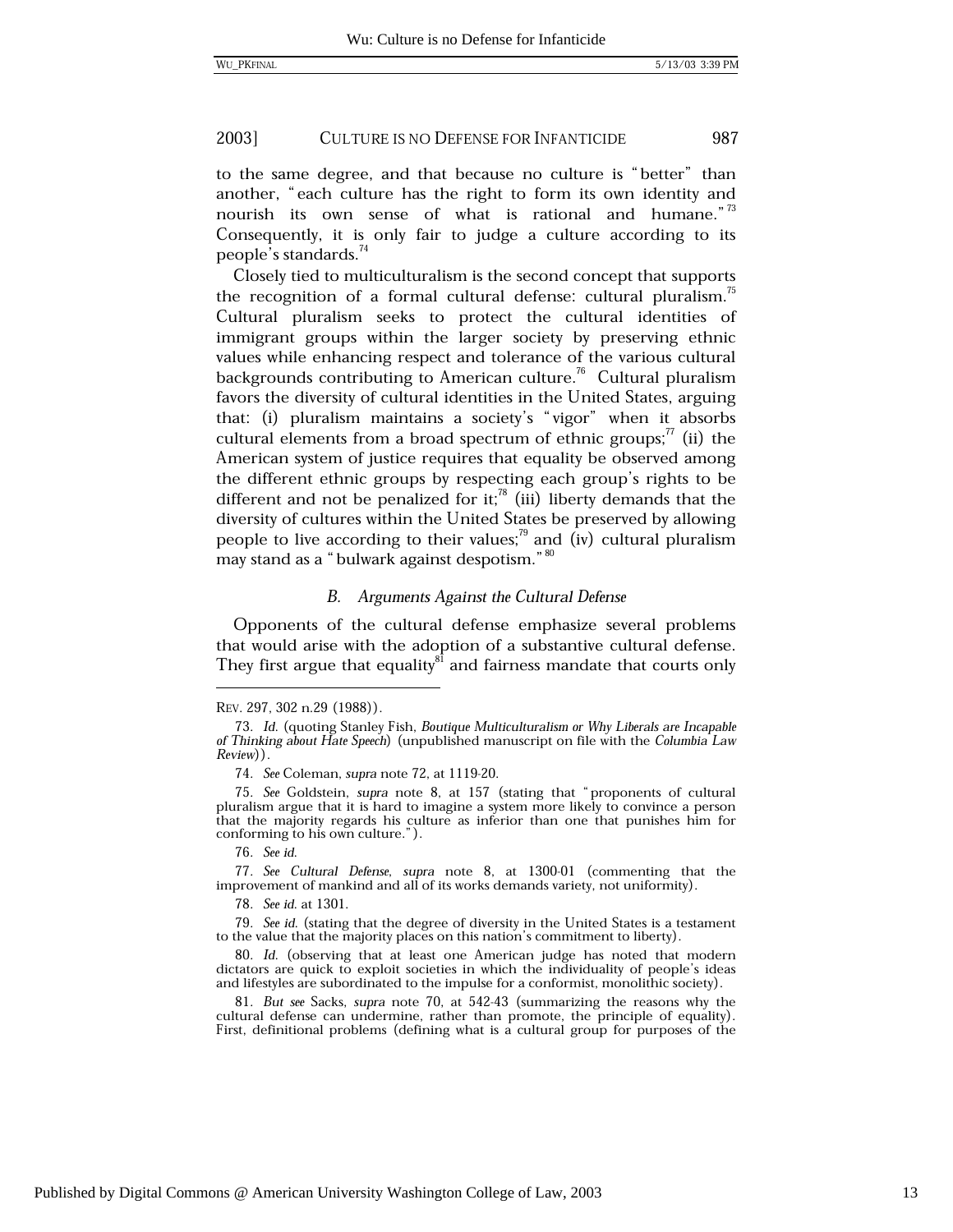to the same degree, and that because no culture is "better" than another, "each culture has the right to form its own identity and nourish its own sense of what is rational and humane."[73] Consequently, it is only fair to judge a culture according to its people's standards.[74]

Closely tied to multiculturalism is the second concept that supports the recognition of a formal cultural defense: cultural pluralism.[75] Cultural pluralism seeks to protect the cultural identities of immigrant groups within the larger society by preserving ethnic values while enhancing respect and tolerance of the various cultural backgrounds contributing to American culture.[76] Cultural pluralism favors the diversity of cultural identities in the United States, arguing that: (i) pluralism maintains a society's "vigor" when it absorbs cultural elements from a broad spectrum of ethnic groups;[77] (ii) the American system of justice requires that equality be observed among the different ethnic groups by respecting each group's rights to be different and not be penalized for it;[78] (iii) liberty demands that the diversity of cultures within the United States be preserved by allowing people to live according to their values;[79] and (iv) cultural pluralism may stand as a "bulwark against despotism."[80]

### *B. Arguments Against the Cultural Defense*

Opponents of the cultural defense emphasize several problems that would arise with the adoption of a substantive cultural defense. They first argue that equality[81] and fairness mandate that courts only

---

REV. 297, 302 n.29 (1988)).

73. *Id.* (quoting Stanley Fish, *Boutique Multiculturalism or Why Liberals are Incapable of Thinking about Hate Speech*) (unpublished manuscript on file with the *Columbia Law Review*)).

74. *See* Coleman, *supra* note 72, at 1119-20.

75. *See* Goldstein, *supra* note 8, at 157 (stating that "proponents of cultural pluralism argue that it is hard to imagine a system more likely to convince a person that the majority regards his culture as inferior than one that punishes him for conforming to his own culture.").

76. *See id.*

77. *See Cultural Defense*, *supra* note 8, at 1300-01 (commenting that the improvement of mankind and all of its works demands variety, not uniformity).

78. *See id.* at 1301.

79. *See id.* (stating that the degree of diversity in the United States is a testament to the value that the majority places on this nation's commitment to liberty).

80. *Id.* (observing that at least one American judge has noted that modern dictators are quick to exploit societies in which the individuality of people's ideas and lifestyles are subordinated to the impulse for a conformist, monolithic society).

81. *But see* Sacks, *supra* note 70, at 542-43 (summarizing the reasons why the cultural defense can undermine, rather than promote, the principle of equality). First, definitional problems (defining what is a cultural group for purposes of the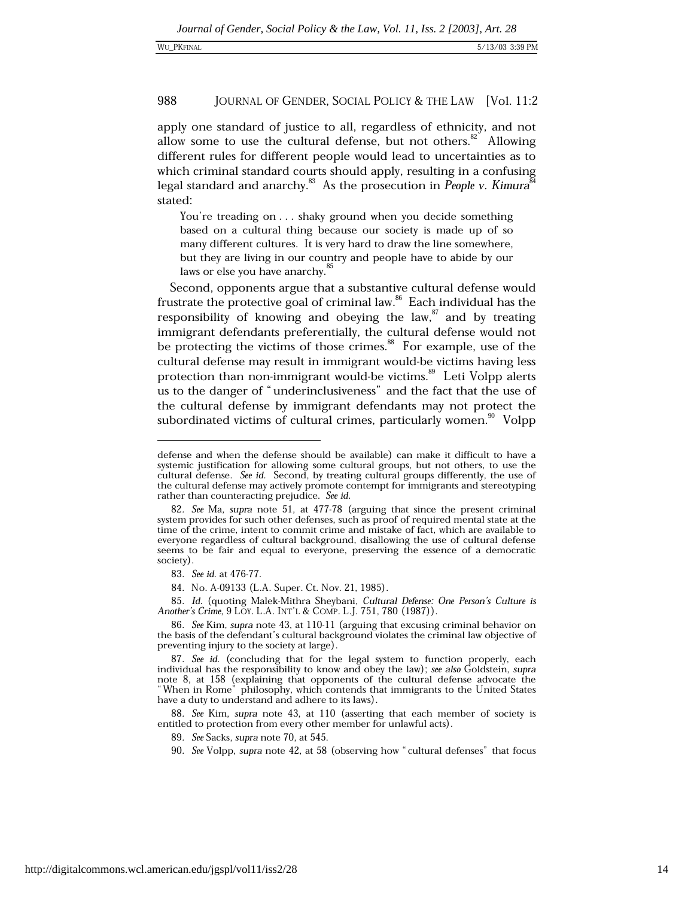apply one standard of justice to all, regardless of ethnicity, and not allow some to use the cultural defense, but not others.[82] Allowing different rules for different people would lead to uncertainties as to which criminal standard courts should apply, resulting in a confusing legal standard and anarchy.[83] As the prosecution in *People v. Kimura*[84] stated:

> You're treading on . . . shaky ground when you decide something based on a cultural thing because our society is made up of so many different cultures. It is very hard to draw the line somewhere, but they are living in our country and people have to abide by our laws or else you have anarchy.[85]

Second, opponents argue that a substantive cultural defense would frustrate the protective goal of criminal law.[86] Each individual has the responsibility of knowing and obeying the law,[87] and by treating immigrant defendants preferentially, the cultural defense would not be protecting the victims of those crimes.[88] For example, use of the cultural defense may result in immigrant would-be victims having less protection than non-immigrant would-be victims.[89] Leti Volpp alerts us to the danger of "underinclusiveness" and the fact that the use of the cultural defense by immigrant defendants may not protect the subordinated victims of cultural crimes, particularly women.[90] Volpp

---

defense and when the defense should be available) can make it difficult to have a systemic justification for allowing some cultural groups, but not others, to use the cultural defense. *See id.* Second, by treating cultural groups differently, the use of the cultural defense may actively promote contempt for immigrants and stereotyping rather than counteracting prejudice. *See id.*

82. *See* Ma, *supra* note 51, at 477-78 (arguing that since the present criminal system provides for such other defenses, such as proof of required mental state at the time of the crime, intent to commit crime and mistake of fact, which are available to everyone regardless of cultural background, disallowing the use of cultural defense seems to be fair and equal to everyone, preserving the essence of a democratic society).

83. *See id.* at 476-77.

84. No. A-09133 (L.A. Super. Ct. Nov. 21, 1985).

85. *Id.* (quoting Malek-Mithra Sheybani, *Cultural Defense: One Person's Culture is Another's Crime*, 9 LOY. L.A. INT'L & COMP. L.J. 751, 780 (1987)).

86. *See* Kim, *supra* note 43, at 110-11 (arguing that excusing criminal behavior on the basis of the defendant's cultural background violates the criminal law objective of preventing injury to the society at large).

87. *See id.* (concluding that for the legal system to function properly, each individual has the responsibility to know and obey the law); *see also* Goldstein, *supra* note 8, at 158 (explaining that opponents of the cultural defense advocate the "When in Rome" philosophy, which contends that immigrants to the United States have a duty to understand and adhere to its laws).

88. *See* Kim, *supra* note 43, at 110 (asserting that each member of society is entitled to protection from every other member for unlawful acts).

89. *See* Sacks, *supra* note 70, at 545.

90. *See* Volpp, *supra* note 42, at 58 (observing how "cultural defenses" that focus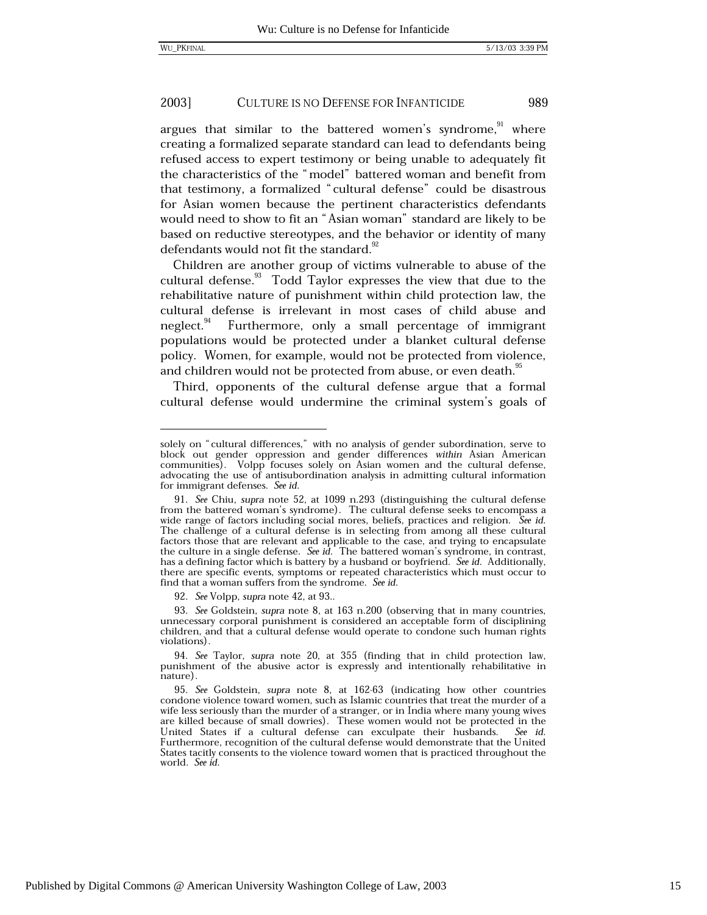argues that similar to the battered women's syndrome,[91] where creating a formalized separate standard can lead to defendants being refused access to expert testimony or being unable to adequately fit the characteristics of the "model" battered woman and benefit from that testimony, a formalized "cultural defense" could be disastrous for Asian women because the pertinent characteristics defendants would need to show to fit an "Asian woman" standard are likely to be based on reductive stereotypes, and the behavior or identity of many defendants would not fit the standard.[92]

Children are another group of victims vulnerable to abuse of the cultural defense.[93] Todd Taylor expresses the view that due to the rehabilitative nature of punishment within child protection law, the cultural defense is irrelevant in most cases of child abuse and neglect.[94] Furthermore, only a small percentage of immigrant populations would be protected under a blanket cultural defense policy. Women, for example, would not be protected from violence, and children would not be protected from abuse, or even death.[95]

Third, opponents of the cultural defense argue that a formal cultural defense would undermine the criminal system's goals of

---

solely on "cultural differences," with no analysis of gender subordination, serve to block out gender oppression and gender differences *within* Asian American communities). Volpp focuses solely on Asian women and the cultural defense, advocating the use of antisubordination analysis in admitting cultural information for immigrant defenses. *See id.*

91. *See* Chiu, *supra* note 52, at 1099 n.293 (distinguishing the cultural defense from the battered woman's syndrome). The cultural defense seeks to encompass a wide range of factors including social mores, beliefs, practices and religion. *See id.* The challenge of a cultural defense is in selecting from among all these cultural factors those that are relevant and applicable to the case, and trying to encapsulate the culture in a single defense. *See id.* The battered woman's syndrome, in contrast, has a defining factor which is battery by a husband or boyfriend. *See id.* Additionally, there are specific events, symptoms or repeated characteristics which must occur to find that a woman suffers from the syndrome. *See id.*

92. *See* Volpp, *supra* note 42, at 93..

93. *See* Goldstein, *supra* note 8, at 163 n.200 (observing that in many countries, unnecessary corporal punishment is considered an acceptable form of disciplining children, and that a cultural defense would operate to condone such human rights violations).

94. *See* Taylor, *supra* note 20, at 355 (finding that in child protection law, punishment of the abusive actor is expressly and intentionally rehabilitative in nature).

95. *See* Goldstein, *supra* note 8, at 162-63 (indicating how other countries condone violence toward women, such as Islamic countries that treat the murder of a wife less seriously than the murder of a stranger, or in India where many young wives are killed because of small dowries). These women would not be protected in the United States if a cultural defense can exculpate their husbands. *See id.* Furthermore, recognition of the cultural defense would demonstrate that the United States tacitly consents to the violence toward women that is practiced throughout the world. *See id.*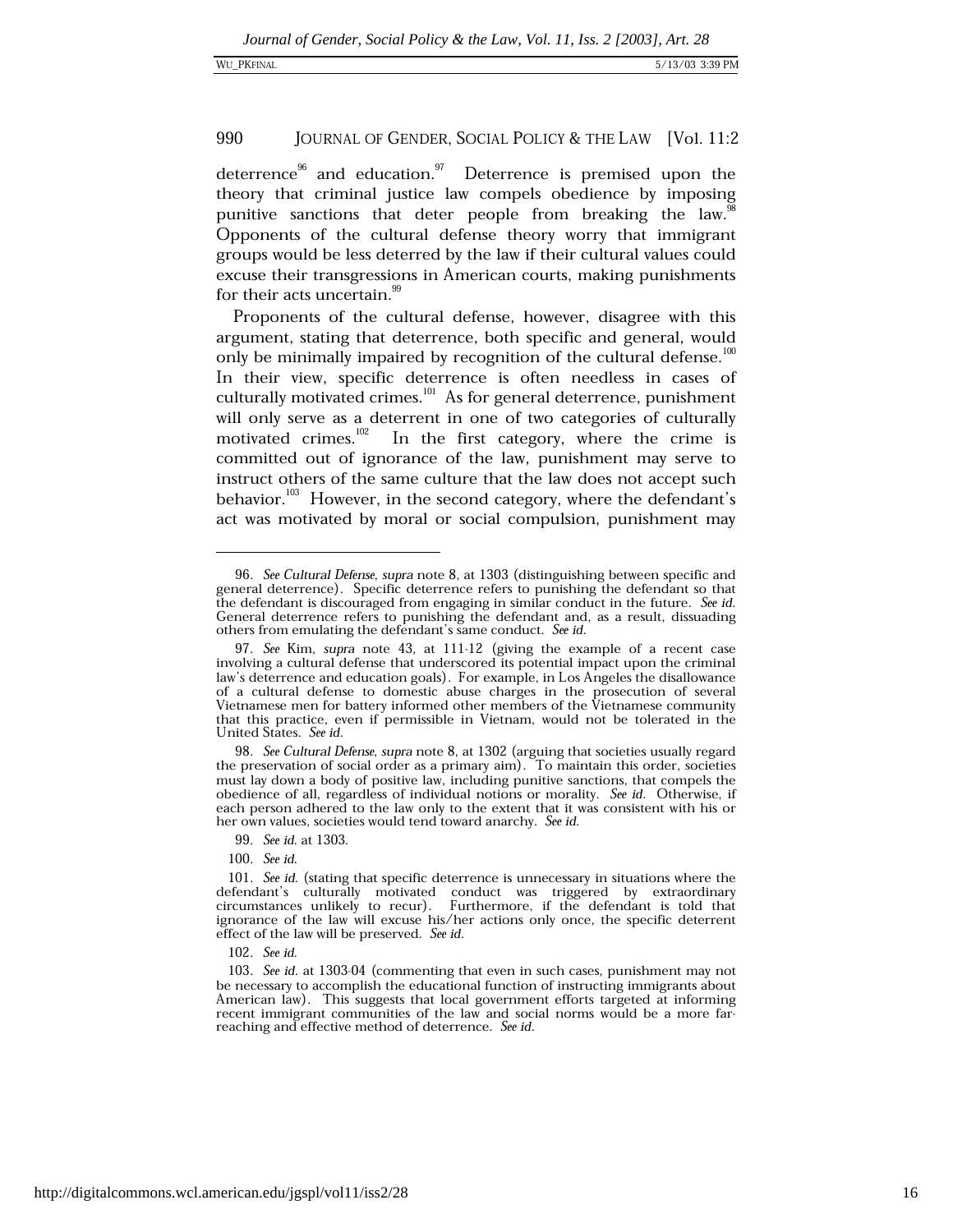deterrence[96] and education.[97] Deterrence is premised upon the theory that criminal justice law compels obedience by imposing punitive sanctions that deter people from breaking the law.[98] Opponents of the cultural defense theory worry that immigrant groups would be less deterred by the law if their cultural values could excuse their transgressions in American courts, making punishments for their acts uncertain.[99]

Proponents of the cultural defense, however, disagree with this argument, stating that deterrence, both specific and general, would only be minimally impaired by recognition of the cultural defense.[100] In their view, specific deterrence is often needless in cases of culturally motivated crimes.[101] As for general deterrence, punishment will only serve as a deterrent in one of two categories of culturally motivated crimes.[102] In the first category, where the crime is committed out of ignorance of the law, punishment may serve to instruct others of the same culture that the law does not accept such behavior.[103] However, in the second category, where the defendant's act was motivated by moral or social compulsion, punishment may

---

96. *See Cultural Defense*, *supra* note 8, at 1303 (distinguishing between specific and general deterrence). Specific deterrence refers to punishing the defendant so that the defendant is discouraged from engaging in similar conduct in the future. *See id.* General deterrence refers to punishing the defendant and, as a result, dissuading others from emulating the defendant's same conduct. *See id.*

97. *See* Kim, *supra* note 43, at 111-12 (giving the example of a recent case involving a cultural defense that underscored its potential impact upon the criminal law's deterrence and education goals). For example, in Los Angeles the disallowance of a cultural defense to domestic abuse charges in the prosecution of several Vietnamese men for battery informed other members of the Vietnamese community that this practice, even if permissible in Vietnam, would not be tolerated in the United States. *See id.*

98. *See Cultural Defense*, *supra* note 8, at 1302 (arguing that societies usually regard the preservation of social order as a primary aim). To maintain this order, societies must lay down a body of positive law, including punitive sanctions, that compels the obedience of all, regardless of individual notions or morality. *See id.* Otherwise, if each person adhered to the law only to the extent that it was consistent with his or her own values, societies would tend toward anarchy. *See id.*

99. *See id.* at 1303.

100. *See id.*

101. *See id.* (stating that specific deterrence is unnecessary in situations where the defendant's culturally motivated conduct was triggered by extraordinary circumstances unlikely to recur). Furthermore, if the defendant is told that ignorance of the law will excuse his/her actions only once, the specific deterrent effect of the law will be preserved. *See id.*

102. *See id.*

103. *See id.* at 1303-04 (commenting that even in such cases, punishment may not be necessary to accomplish the educational function of instructing immigrants about American law). This suggests that local government efforts targeted at informing recent immigrant communities of the law and social norms would be a more far-reaching and effective method of deterrence. *See id.*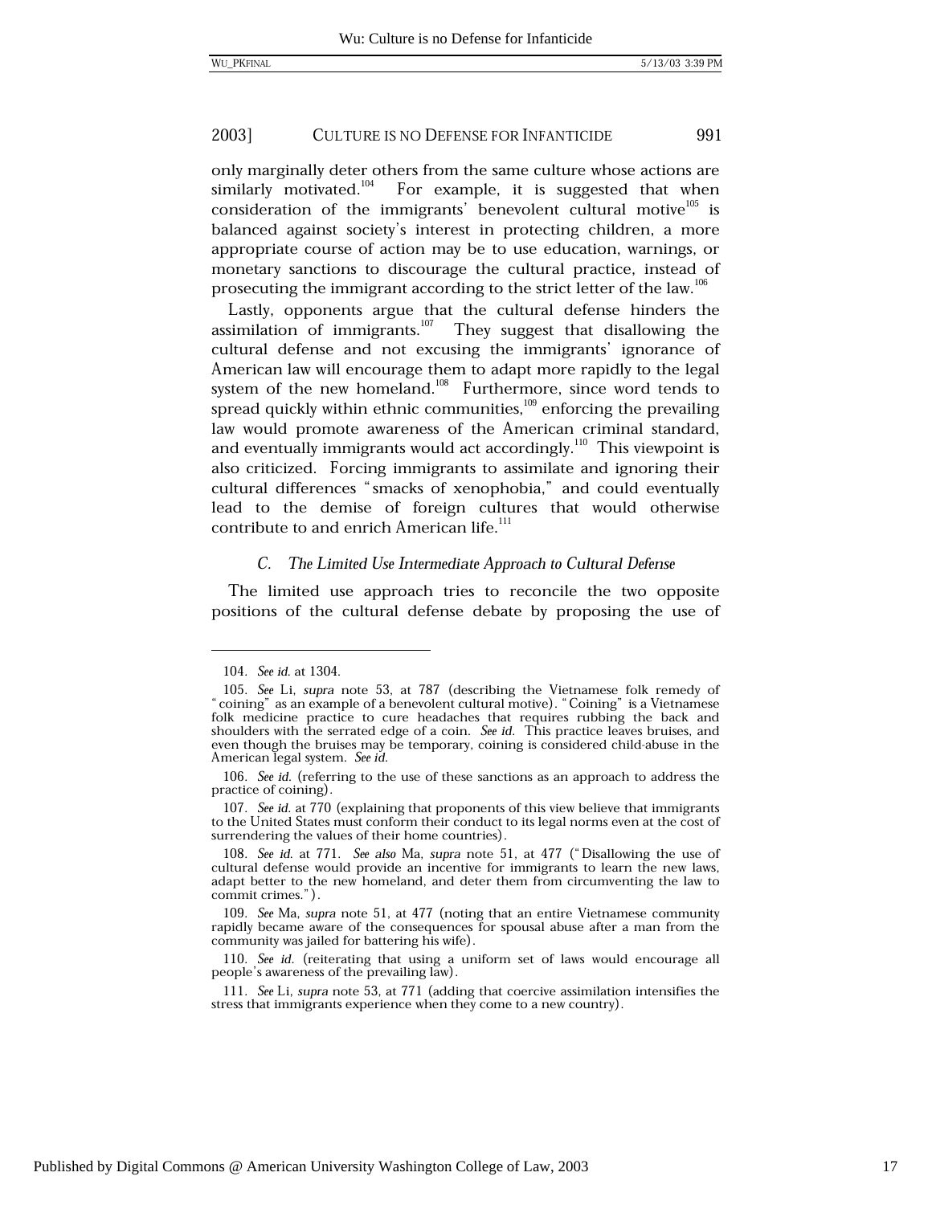only marginally deter others from the same culture whose actions are similarly motivated.[104] For example, it is suggested that when consideration of the immigrants' benevolent cultural motive[105] is balanced against society's interest in protecting children, a more appropriate course of action may be to use education, warnings, or monetary sanctions to discourage the cultural practice, instead of prosecuting the immigrant according to the strict letter of the law.[106]

Lastly, opponents argue that the cultural defense hinders the assimilation of immigrants.[107] They suggest that disallowing the cultural defense and not excusing the immigrants' ignorance of American law will encourage them to adapt more rapidly to the legal system of the new homeland.[108] Furthermore, since word tends to spread quickly within ethnic communities,[109] enforcing the prevailing law would promote awareness of the American criminal standard, and eventually immigrants would act accordingly.[110] This viewpoint is also criticized. Forcing immigrants to assimilate and ignoring their cultural differences "smacks of xenophobia," and could eventually lead to the demise of foreign cultures that would otherwise contribute to and enrich American life.[111]

### *C. The Limited Use Intermediate Approach to Cultural Defense*

The limited use approach tries to reconcile the two opposite positions of the cultural defense debate by proposing the use of

---

104. *See id.* at 1304.

105. *See* Li, *supra* note 53, at 787 (describing the Vietnamese folk remedy of "coining" as an example of a benevolent cultural motive). "Coining" is a Vietnamese folk medicine practice to cure headaches that requires rubbing the back and shoulders with the serrated edge of a coin. *See id.* This practice leaves bruises, and even though the bruises may be temporary, coining is considered child-abuse in the American legal system. *See id.*

106. *See id.* (referring to the use of these sanctions as an approach to address the practice of coining).

107. *See id.* at 770 (explaining that proponents of this view believe that immigrants to the United States must conform their conduct to its legal norms even at the cost of surrendering the values of their home countries).

108. *See id.* at 771. *See also* Ma, *supra* note 51, at 477 ("Disallowing the use of cultural defense would provide an incentive for immigrants to learn the new laws, adapt better to the new homeland, and deter them from circumventing the law to commit crimes.").

109. *See* Ma, *supra* note 51, at 477 (noting that an entire Vietnamese community rapidly became aware of the consequences for spousal abuse after a man from the community was jailed for battering his wife).

110. *See id.* (reiterating that using a uniform set of laws would encourage all people's awareness of the prevailing law).

111. *See* Li, *supra* note 53, at 771 (adding that coercive assimilation intensifies the stress that immigrants experience when they come to a new country).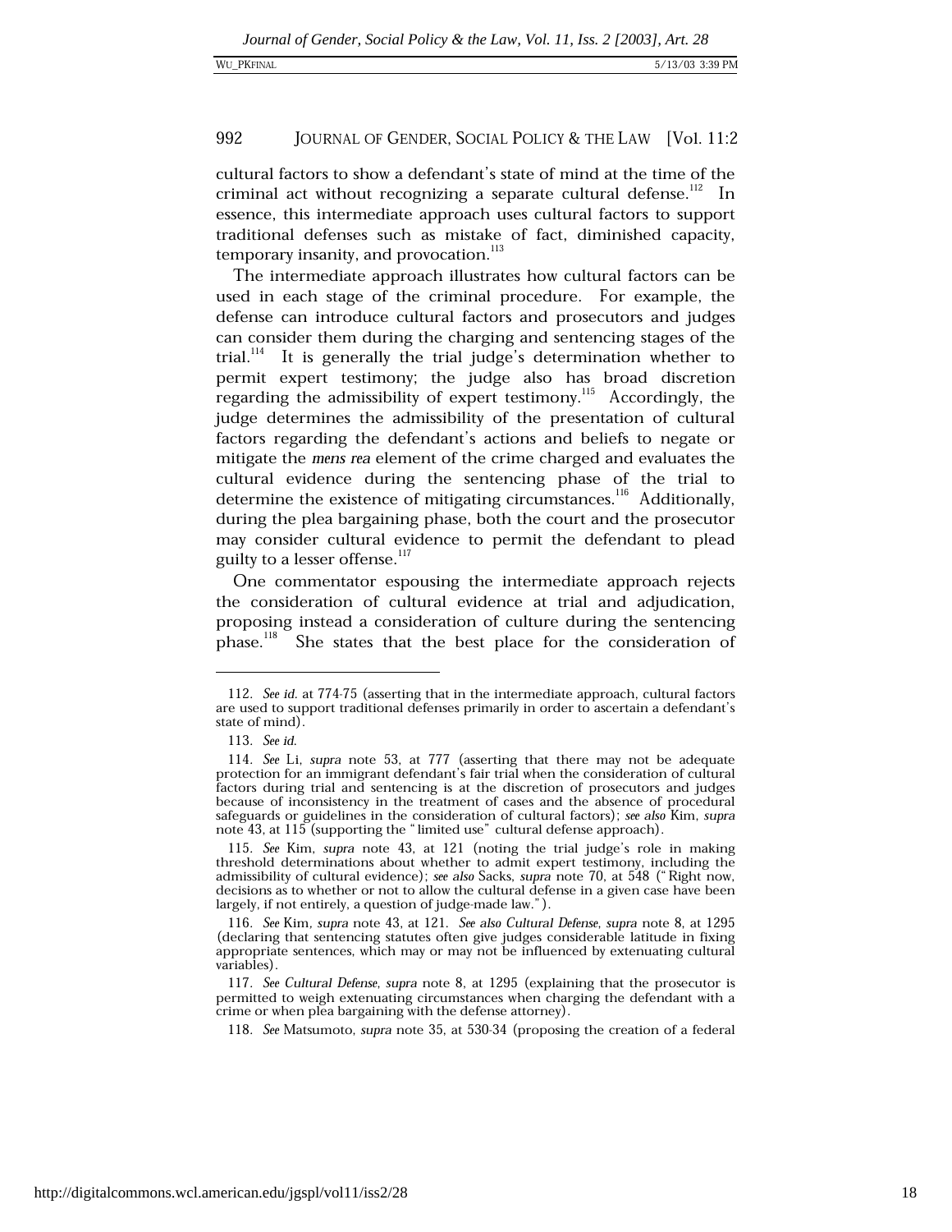cultural factors to show a defendant's state of mind at the time of the criminal act without recognizing a separate cultural defense.[112] In essence, this intermediate approach uses cultural factors to support traditional defenses such as mistake of fact, diminished capacity, temporary insanity, and provocation.[113]

The intermediate approach illustrates how cultural factors can be used in each stage of the criminal procedure. For example, the defense can introduce cultural factors and prosecutors and judges can consider them during the charging and sentencing stages of the trial.[114] It is generally the trial judge's determination whether to permit expert testimony; the judge also has broad discretion regarding the admissibility of expert testimony.[115] Accordingly, the judge determines the admissibility of the presentation of cultural factors regarding the defendant's actions and beliefs to negate or mitigate the *mens rea* element of the crime charged and evaluates the cultural evidence during the sentencing phase of the trial to determine the existence of mitigating circumstances.[116] Additionally, during the plea bargaining phase, both the court and the prosecutor may consider cultural evidence to permit the defendant to plead guilty to a lesser offense.[117]

One commentator espousing the intermediate approach rejects the consideration of cultural evidence at trial and adjudication, proposing instead a consideration of culture during the sentencing phase.[118] She states that the best place for the consideration of

---

112. *See id.* at 774-75 (asserting that in the intermediate approach, cultural factors are used to support traditional defenses primarily in order to ascertain a defendant's state of mind).

113. *See id.*

114. *See* Li, *supra* note 53, at 777 (asserting that there may not be adequate protection for an immigrant defendant's fair trial when the consideration of cultural factors during trial and sentencing is at the discretion of prosecutors and judges because of inconsistency in the treatment of cases and the absence of procedural safeguards or guidelines in the consideration of cultural factors); *see also* Kim, *supra* note 43, at 115 (supporting the "limited use" cultural defense approach).

115. *See* Kim, *supra* note 43, at 121 (noting the trial judge's role in making threshold determinations about whether to admit expert testimony, including the admissibility of cultural evidence); *see also* Sacks, *supra* note 70, at 548 ("Right now, decisions as to whether or not to allow the cultural defense in a given case have been largely, if not entirely, a question of judge-made law.").

116. *See* Kim, *supra* note 43, at 121. *See also Cultural Defense*, *supra* note 8, at 1295 (declaring that sentencing statutes often give judges considerable latitude in fixing appropriate sentences, which may or may not be influenced by extenuating cultural variables).

117. *See Cultural Defense*, *supra* note 8, at 1295 (explaining that the prosecutor is permitted to weigh extenuating circumstances when charging the defendant with a crime or when plea bargaining with the defense attorney).

118. *See* Matsumoto, *supra* note 35, at 530-34 (proposing the creation of a federal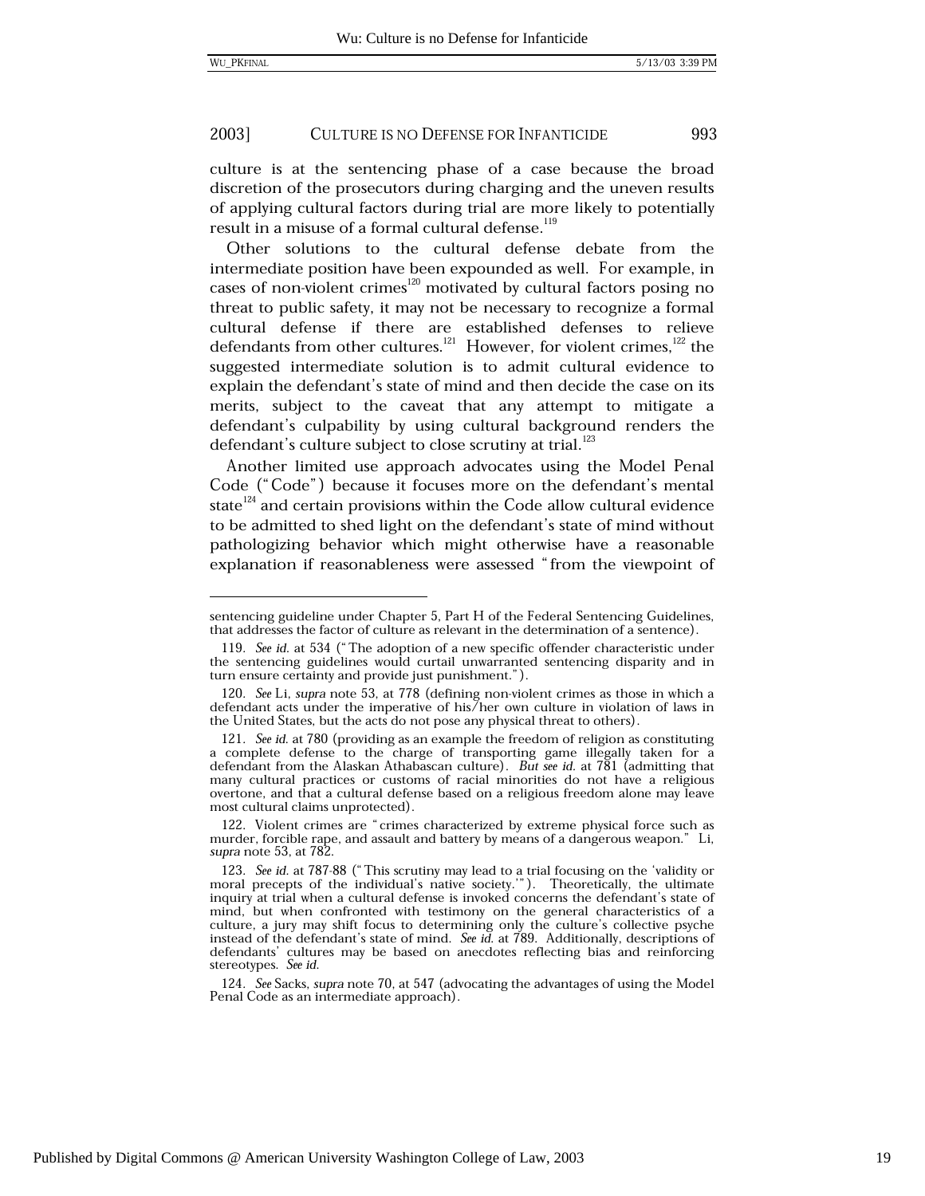culture is at the sentencing phase of a case because the broad discretion of the prosecutors during charging and the uneven results of applying cultural factors during trial are more likely to potentially result in a misuse of a formal cultural defense.[119]

Other solutions to the cultural defense debate from the intermediate position have been expounded as well. For example, in cases of non-violent crimes[120] motivated by cultural factors posing no threat to public safety, it may not be necessary to recognize a formal cultural defense if there are established defenses to relieve defendants from other cultures.[121] However, for violent crimes,[122] the suggested intermediate solution is to admit cultural evidence to explain the defendant's state of mind and then decide the case on its merits, subject to the caveat that any attempt to mitigate a defendant's culpability by using cultural background renders the defendant's culture subject to close scrutiny at trial.[123]

Another limited use approach advocates using the Model Penal Code ("Code") because it focuses more on the defendant's mental state[124] and certain provisions within the Code allow cultural evidence to be admitted to shed light on the defendant's state of mind without pathologizing behavior which might otherwise have a reasonable explanation if reasonableness were assessed "from the viewpoint of

---

sentencing guideline under Chapter 5, Part H of the Federal Sentencing Guidelines, that addresses the factor of culture as relevant in the determination of a sentence).

119. *See id.* at 534 ("The adoption of a new specific offender characteristic under the sentencing guidelines would curtail unwarranted sentencing disparity and in turn ensure certainty and provide just punishment.").

120. *See* Li, *supra* note 53, at 778 (defining non-violent crimes as those in which a defendant acts under the imperative of his/her own culture in violation of laws in the United States, but the acts do not pose any physical threat to others).

121. *See id.* at 780 (providing as an example the freedom of religion as constituting a complete defense to the charge of transporting game illegally taken for a defendant from the Alaskan Athabascan culture). *But see id.* at 781 (admitting that many cultural practices or customs of racial minorities do not have a religious overtone, and that a cultural defense based on a religious freedom alone may leave most cultural claims unprotected).

122. Violent crimes are "crimes characterized by extreme physical force such as murder, forcible rape, and assault and battery by means of a dangerous weapon." Li, *supra* note 53, at 782.

123. *See id.* at 787-88 ("This scrutiny may lead to a trial focusing on the 'validity or moral precepts of the individual's native society.'"). Theoretically, the ultimate inquiry at trial when a cultural defense is invoked concerns the defendant's state of mind, but when confronted with testimony on the general characteristics of a culture, a jury may shift focus to determining only the culture's collective psyche instead of the defendant's state of mind. *See id.* at 789. Additionally, descriptions of defendants' cultures may be based on anecdotes reflecting bias and reinforcing stereotypes. *See id.*

124. *See* Sacks, *supra* note 70, at 547 (advocating the advantages of using the Model Penal Code as an intermediate approach).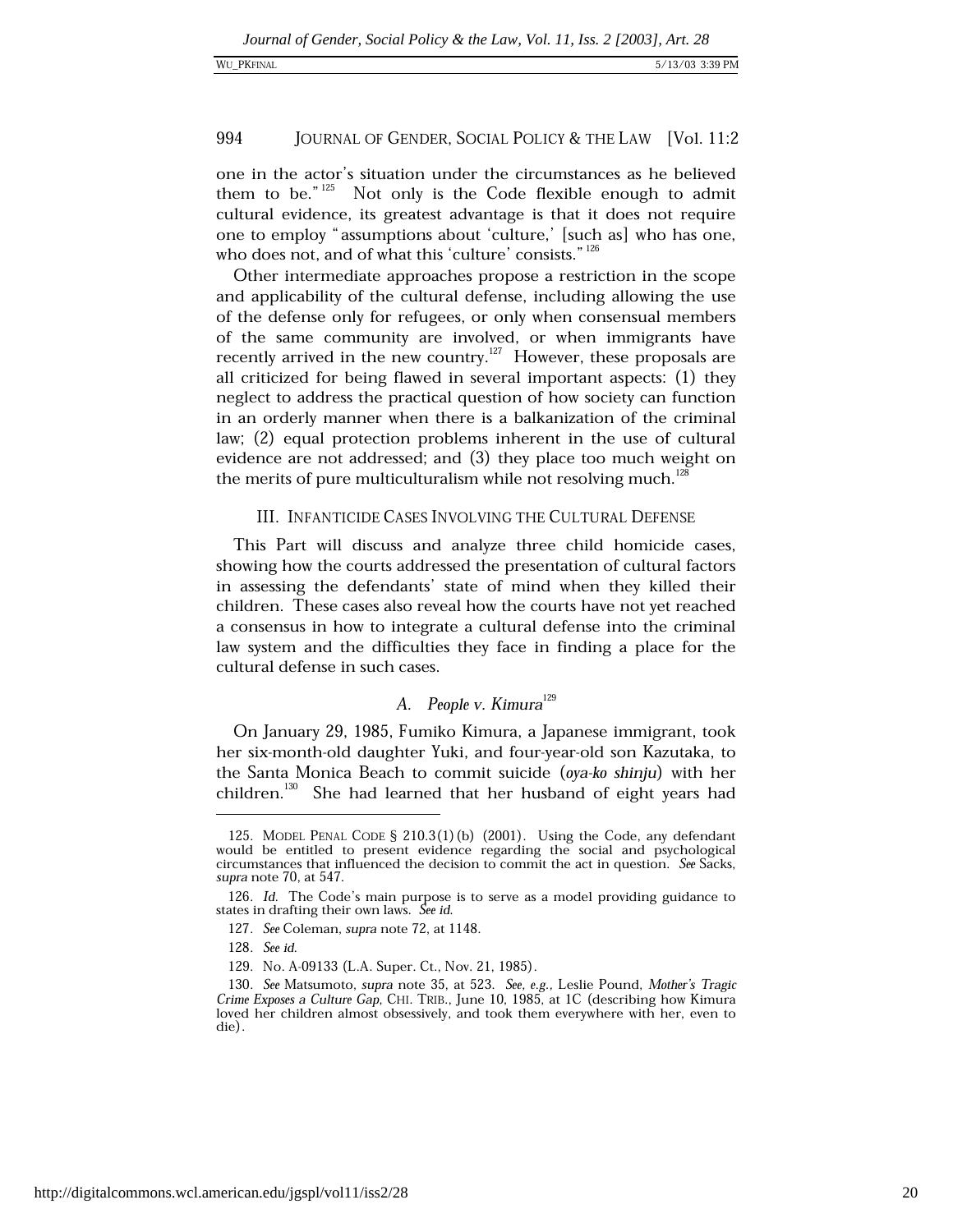one in the actor's situation under the circumstances as he believed them to be."[125] Not only is the Code flexible enough to admit cultural evidence, its greatest advantage is that it does not require one to employ "assumptions about 'culture,' [such as] who has one, who does not, and of what this 'culture' consists."[126]

Other intermediate approaches propose a restriction in the scope and applicability of the cultural defense, including allowing the use of the defense only for refugees, or only when consensual members of the same community are involved, or when immigrants have recently arrived in the new country.[127] However, these proposals are all criticized for being flawed in several important aspects: (1) they neglect to address the practical question of how society can function in an orderly manner when there is a balkanization of the criminal law; (2) equal protection problems inherent in the use of cultural evidence are not addressed; and (3) they place too much weight on the merits of pure multiculturalism while not resolving much.[128]

## III. INFANTICIDE CASES INVOLVING THE CULTURAL DEFENSE

This Part will discuss and analyze three child homicide cases, showing how the courts addressed the presentation of cultural factors in assessing the defendants' state of mind when they killed their children. These cases also reveal how the courts have not yet reached a consensus in how to integrate a cultural defense into the criminal law system and the difficulties they face in finding a place for the cultural defense in such cases.

### A. *People v. Kimura*[129]

On January 29, 1985, Fumiko Kimura, a Japanese immigrant, took her six-month-old daughter Yuki, and four-year-old son Kazutaka, to the Santa Monica Beach to commit suicide (*oya-ko shinju*) with her children.[130] She had learned that her husband of eight years had

---

125. MODEL PENAL CODE § 210.3(1)(b) (2001). Using the Code, any defendant would be entitled to present evidence regarding the social and psychological circumstances that influenced the decision to commit the act in question. *See* Sacks, *supra* note 70, at 547.

126. *Id.* The Code's main purpose is to serve as a model providing guidance to states in drafting their own laws. *See id.*

127. *See* Coleman, *supra* note 72, at 1148.

128. *See id.*

129. No. A-09133 (L.A. Super. Ct., Nov. 21, 1985).

130. *See* Matsumoto, *supra* note 35, at 523. *See, e.g.*, Leslie Pound, *Mother's Tragic Crime Exposes a Culture Gap*, CHI. TRIB., June 10, 1985, at 1C (describing how Kimura loved her children almost obsessively, and took them everywhere with her, even to die).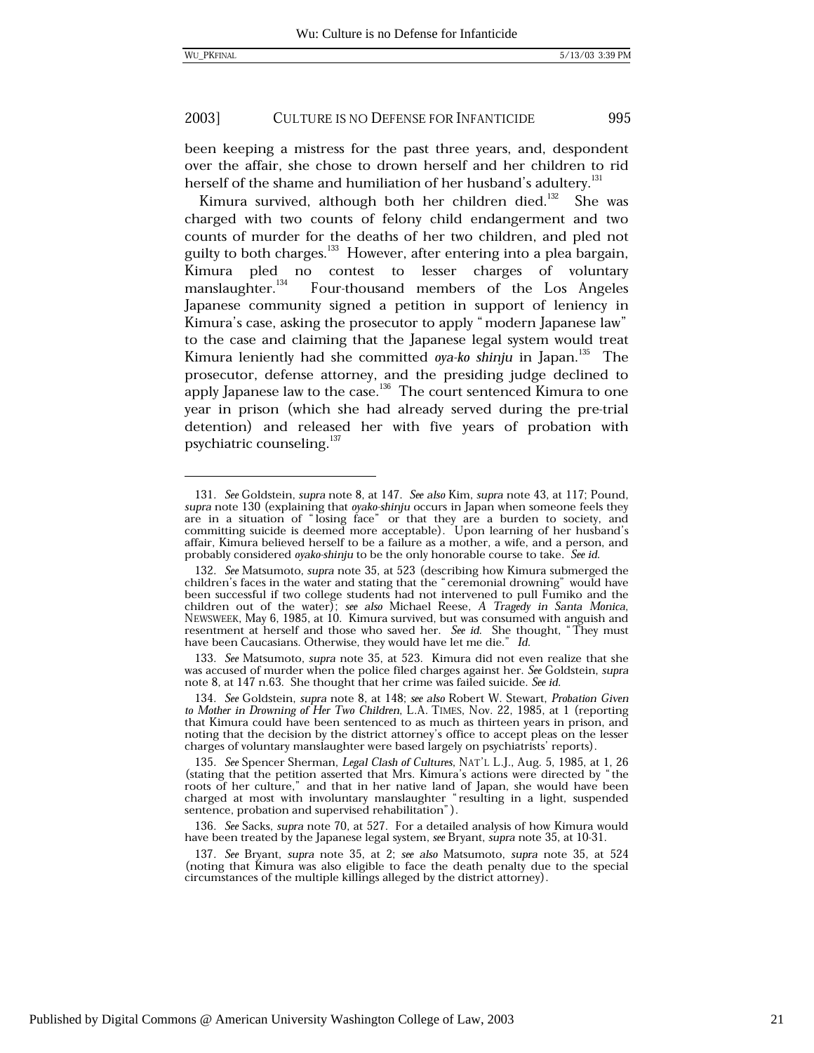been keeping a mistress for the past three years, and, despondent over the affair, she chose to drown herself and her children to rid herself of the shame and humiliation of her husband's adultery.[131]

Kimura survived, although both her children died.[132] She was charged with two counts of felony child endangerment and two counts of murder for the deaths of her two children, and pled not guilty to both charges.[133] However, after entering into a plea bargain, Kimura pled no contest to lesser charges of voluntary manslaughter.[134] Four-thousand members of the Los Angeles Japanese community signed a petition in support of leniency in Kimura's case, asking the prosecutor to apply "modern Japanese law" to the case and claiming that the Japanese legal system would treat Kimura leniently had she committed *oya-ko shinju* in Japan.[135] The prosecutor, defense attorney, and the presiding judge declined to apply Japanese law to the case.[136] The court sentenced Kimura to one year in prison (which she had already served during the pre-trial detention) and released her with five years of probation with psychiatric counseling.[137]

---

131. *See* Goldstein, *supra* note 8, at 147. *See also* Kim, *supra* note 43, at 117; Pound, *supra* note 130 (explaining that *oyako-shinju* occurs in Japan when someone feels they are in a situation of "losing face" or that they are a burden to society, and committing suicide is deemed more acceptable). Upon learning of her husband's affair, Kimura believed herself to be a failure as a mother, a wife, and a person, and probably considered *oyako-shinju* to be the only honorable course to take. *See id.*

132. *See* Matsumoto, *supra* note 35, at 523 (describing how Kimura submerged the children's faces in the water and stating that the "ceremonial drowning" would have been successful if two college students had not intervened to pull Fumiko and the children out of the water); *see also* Michael Reese, *A Tragedy in Santa Monica*, NEWSWEEK, May 6, 1985, at 10. Kimura survived, but was consumed with anguish and resentment at herself and those who saved her. *See id.* She thought, "They must have been Caucasians. Otherwise, they would have let me die." *Id.*

133. *See* Matsumoto, *supra* note 35, at 523. Kimura did not even realize that she was accused of murder when the police filed charges against her. *See* Goldstein, *supra* note 8, at 147 n.63. She thought that her crime was failed suicide. *See id.*

134. *See* Goldstein, *supra* note 8, at 148; *see also* Robert W. Stewart, *Probation Given to Mother in Drowning of Her Two Children*, L.A. TIMES, Nov. 22, 1985, at 1 (reporting that Kimura could have been sentenced to as much as thirteen years in prison, and noting that the decision by the district attorney's office to accept pleas on the lesser charges of voluntary manslaughter were based largely on psychiatrists' reports).

135. *See* Spencer Sherman, *Legal Clash of Cultures*, NAT'L L.J., Aug. 5, 1985, at 1, 26 (stating that the petition asserted that Mrs. Kimura's actions were directed by "the roots of her culture," and that in her native land of Japan, she would have been charged at most with involuntary manslaughter "resulting in a light, suspended sentence, probation and supervised rehabilitation").

136. *See* Sacks, *supra* note 70, at 527. For a detailed analysis of how Kimura would have been treated by the Japanese legal system, *see* Bryant, *supra* note 35, at 10-31.

137. *See* Bryant, *supra* note 35, at 2; *see also* Matsumoto, *supra* note 35, at 524 (noting that Kimura was also eligible to face the death penalty due to the special circumstances of the multiple killings alleged by the district attorney).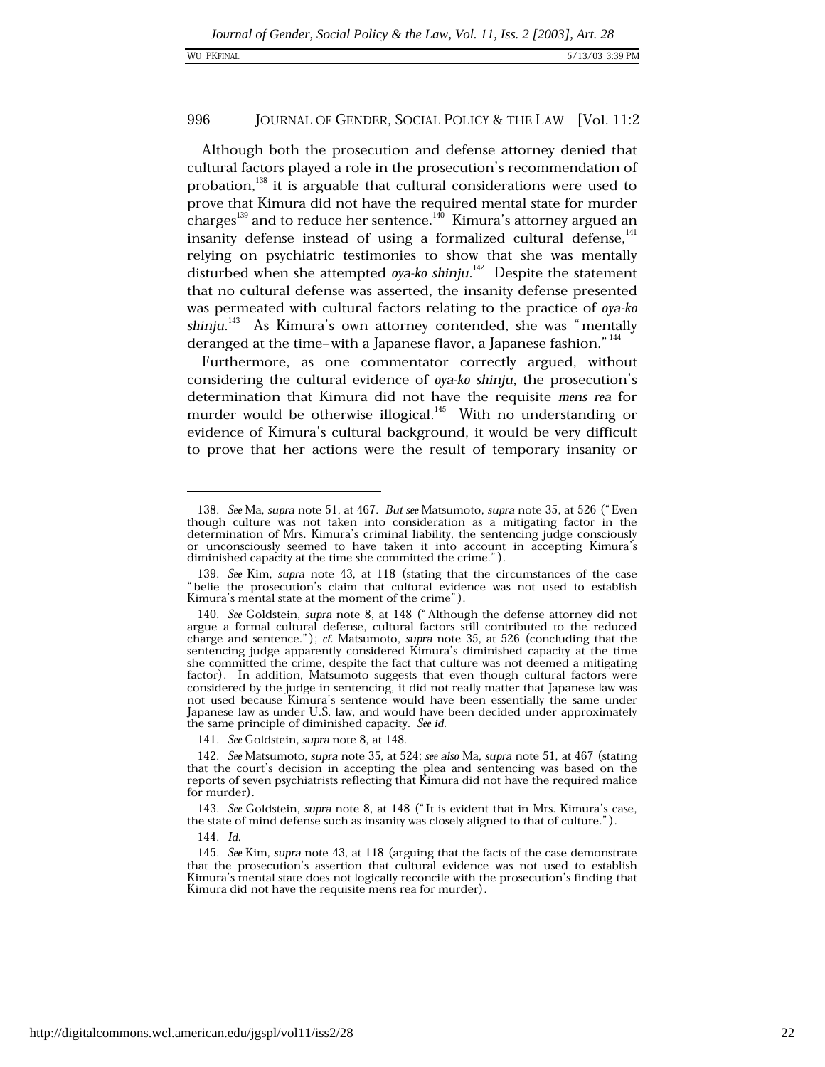Although both the prosecution and defense attorney denied that cultural factors played a role in the prosecution's recommendation of probation,[138] it is arguable that cultural considerations were used to prove that Kimura did not have the required mental state for murder charges[139] and to reduce her sentence.[140] Kimura's attorney argued an insanity defense instead of using a formalized cultural defense,[141] relying on psychiatric testimonies to show that she was mentally disturbed when she attempted *oya-ko shinju*.[142] Despite the statement that no cultural defense was asserted, the insanity defense presented was permeated with cultural factors relating to the practice of *oya-ko shinju*.[143] As Kimura's own attorney contended, she was "mentally deranged at the time–with a Japanese flavor, a Japanese fashion."[144]

Furthermore, as one commentator correctly argued, without considering the cultural evidence of *oya-ko shinju*, the prosecution's determination that Kimura did not have the requisite *mens rea* for murder would be otherwise illogical.[145] With no understanding or evidence of Kimura's cultural background, it would be very difficult to prove that her actions were the result of temporary insanity or

---

138. *See* Ma, *supra* note 51, at 467. *But see* Matsumoto, *supra* note 35, at 526 ("Even though culture was not taken into consideration as a mitigating factor in the determination of Mrs. Kimura's criminal liability, the sentencing judge consciously or unconsciously seemed to have taken it into account in accepting Kimura's diminished capacity at the time she committed the crime.").

139. *See* Kim, *supra* note 43, at 118 (stating that the circumstances of the case "belie the prosecution's claim that cultural evidence was not used to establish Kimura's mental state at the moment of the crime").

140. *See* Goldstein, *supra* note 8, at 148 ("Although the defense attorney did not argue a formal cultural defense, cultural factors still contributed to the reduced charge and sentence."); *cf.* Matsumoto, *supra* note 35, at 526 (concluding that the sentencing judge apparently considered Kimura's diminished capacity at the time she committed the crime, despite the fact that culture was not deemed a mitigating factor). In addition, Matsumoto suggests that even though cultural factors were considered by the judge in sentencing, it did not really matter that Japanese law was not used because Kimura's sentence would have been essentially the same under Japanese law as under U.S. law, and would have been decided under approximately the same principle of diminished capacity. *See id.*

141. *See* Goldstein, *supra* note 8, at 148.

142. *See* Matsumoto, *supra* note 35, at 524; *see also* Ma, *supra* note 51, at 467 (stating that the court's decision in accepting the plea and sentencing was based on the reports of seven psychiatrists reflecting that Kimura did not have the required malice for murder).

143. *See* Goldstein, *supra* note 8, at 148 ("It is evident that in Mrs. Kimura's case, the state of mind defense such as insanity was closely aligned to that of culture.").

144. *Id.*

145. *See* Kim, *supra* note 43, at 118 (arguing that the facts of the case demonstrate that the prosecution's assertion that cultural evidence was not used to establish Kimura's mental state does not logically reconcile with the prosecution's finding that Kimura did not have the requisite mens rea for murder).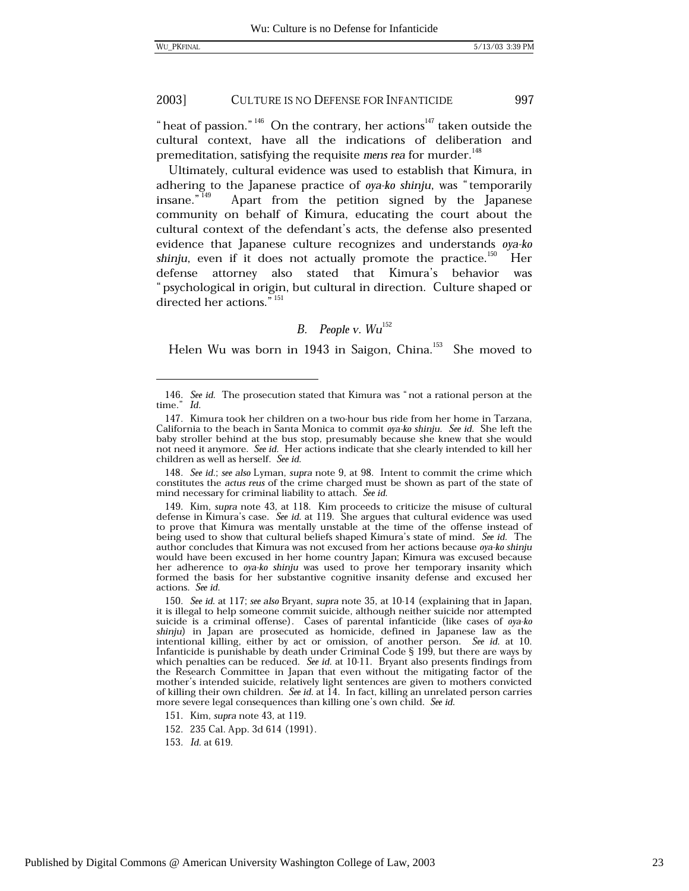"heat of passion."[146] On the contrary, her actions[147] taken outside the cultural context, have all the indications of deliberation and premeditation, satisfying the requisite *mens rea* for murder.[148]

Ultimately, cultural evidence was used to establish that Kimura, in adhering to the Japanese practice of *oya-ko shinju*, was "temporarily insane."[149] Apart from the petition signed by the Japanese community on behalf of Kimura, educating the court about the cultural context of the defendant's acts, the defense also presented evidence that Japanese culture recognizes and understands *oya-ko shinju*, even if it does not actually promote the practice.[150] Her defense attorney also stated that Kimura's behavior was "psychological in origin, but cultural in direction. Culture shaped or directed her actions."[151]

### *B. People v. Wu*[152]

Helen Wu was born in 1943 in Saigon, China.[153] She moved to

---

146. *See id.* The prosecution stated that Kimura was "not a rational person at the time." *Id.*

147. Kimura took her children on a two-hour bus ride from her home in Tarzana, California to the beach in Santa Monica to commit *oya-ko shinju*. *See id.* She left the baby stroller behind at the bus stop, presumably because she knew that she would not need it anymore. *See id.* Her actions indicate that she clearly intended to kill her children as well as herself. *See id.*

148. *See id.*; *see also* Lyman, *supra* note 9, at 98. Intent to commit the crime which constitutes the *actus reus* of the crime charged must be shown as part of the state of mind necessary for criminal liability to attach. *See id.*

149. Kim, *supra* note 43, at 118. Kim proceeds to criticize the misuse of cultural defense in Kimura's case. *See id.* at 119. She argues that cultural evidence was used to prove that Kimura was mentally unstable at the time of the offense instead of being used to show that cultural beliefs shaped Kimura's state of mind. *See id.* The author concludes that Kimura was not excused from her actions because *oya-ko shinju* would have been excused in her home country Japan; Kimura was excused because her adherence to *oya-ko shinju* was used to prove her temporary insanity which formed the basis for her substantive cognitive insanity defense and excused her actions. *See id.*

150. *See id.* at 117; *see also* Bryant, *supra* note 35, at 10-14 (explaining that in Japan, it is illegal to help someone commit suicide, although neither suicide nor attempted suicide is a criminal offense). Cases of parental infanticide (like cases of *oya-ko shinju*) in Japan are prosecuted as homicide, defined in Japanese law as the intentional killing, either by act or omission, of another person. *See id.* at 10. Infanticide is punishable by death under Criminal Code § 199, but there are ways by which penalties can be reduced. *See id.* at 10-11. Bryant also presents findings from the Research Committee in Japan that even without the mitigating factor of the mother's intended suicide, relatively light sentences are given to mothers convicted of killing their own children. *See id.* at 14. In fact, killing an unrelated person carries more severe legal consequences than killing one's own child. *See id.*

151. Kim, *supra* note 43, at 119.

152. 235 Cal. App. 3d 614 (1991).

153. *Id.* at 619.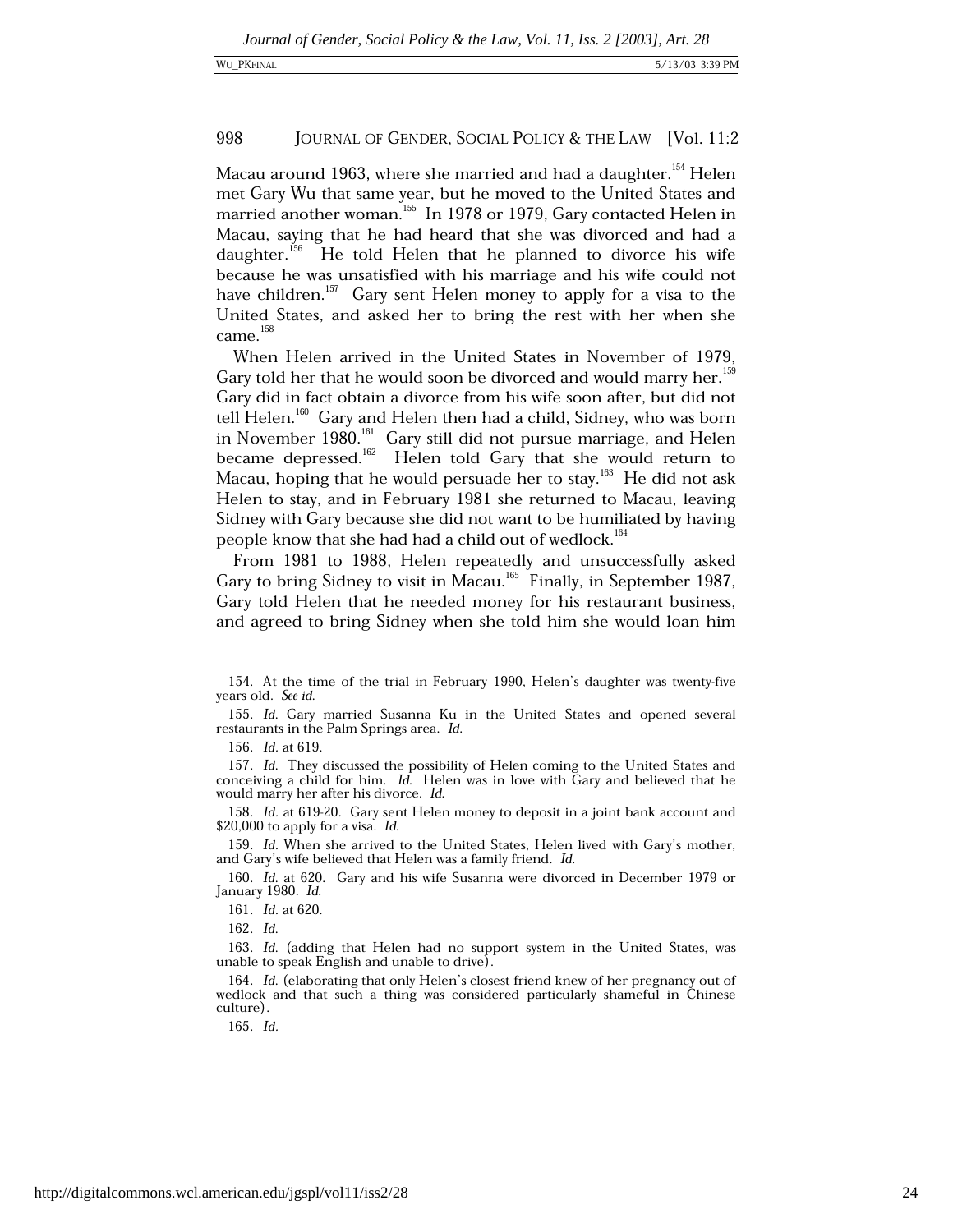Macau around 1963, where she married and had a daughter.[154] Helen met Gary Wu that same year, but he moved to the United States and married another woman.[155] In 1978 or 1979, Gary contacted Helen in Macau, saying that he had heard that she was divorced and had a daughter.[156] He told Helen that he planned to divorce his wife because he was unsatisfied with his marriage and his wife could not have children.[157] Gary sent Helen money to apply for a visa to the United States, and asked her to bring the rest with her when she came.[158]

When Helen arrived in the United States in November of 1979, Gary told her that he would soon be divorced and would marry her.[159] Gary did in fact obtain a divorce from his wife soon after, but did not tell Helen.[160] Gary and Helen then had a child, Sidney, who was born in November 1980.[161] Gary still did not pursue marriage, and Helen became depressed.[162] Helen told Gary that she would return to Macau, hoping that he would persuade her to stay.[163] He did not ask Helen to stay, and in February 1981 she returned to Macau, leaving Sidney with Gary because she did not want to be humiliated by having people know that she had had a child out of wedlock.[164]

From 1981 to 1988, Helen repeatedly and unsuccessfully asked Gary to bring Sidney to visit in Macau.[165] Finally, in September 1987, Gary told Helen that he needed money for his restaurant business, and agreed to bring Sidney when she told him she would loan him

---

154. At the time of the trial in February 1990, Helen's daughter was twenty-five years old. *See id.*

155. *Id.* Gary married Susanna Ku in the United States and opened several restaurants in the Palm Springs area. *Id.*

156. *Id.* at 619.

157. *Id.* They discussed the possibility of Helen coming to the United States and conceiving a child for him. *Id.* Helen was in love with Gary and believed that he would marry her after his divorce. *Id.*

158. *Id.* at 619-20. Gary sent Helen money to deposit in a joint bank account and $20,000 to apply for a visa. *Id.*

159. *Id.* When she arrived to the United States, Helen lived with Gary's mother, and Gary's wife believed that Helen was a family friend. *Id.*

160. *Id.* at 620. Gary and his wife Susanna were divorced in December 1979 or January 1980. *Id.*

161. *Id.* at 620.

162. *Id.*

163. *Id.* (adding that Helen had no support system in the United States, was unable to speak English and unable to drive).

164. *Id.* (elaborating that only Helen's closest friend knew of her pregnancy out of wedlock and that such a thing was considered particularly shameful in Chinese culture).

165. *Id.*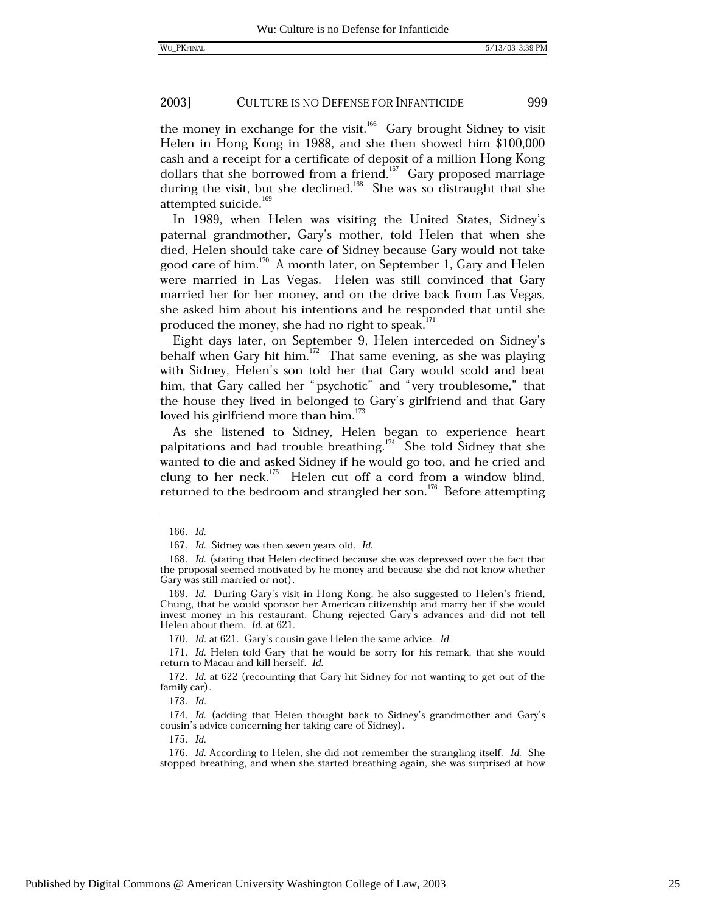the money in exchange for the visit.[166] Gary brought Sidney to visit Helen in Hong Kong in 1988, and she then showed him $100,000 cash and a receipt for a certificate of deposit of a million Hong Kong dollars that she borrowed from a friend.[167] Gary proposed marriage during the visit, but she declined.[168] She was so distraught that she attempted suicide.[169]

In 1989, when Helen was visiting the United States, Sidney's paternal grandmother, Gary's mother, told Helen that when she died, Helen should take care of Sidney because Gary would not take good care of him.[170] A month later, on September 1, Gary and Helen were married in Las Vegas. Helen was still convinced that Gary married her for her money, and on the drive back from Las Vegas, she asked him about his intentions and he responded that until she produced the money, she had no right to speak.[171]

Eight days later, on September 9, Helen interceded on Sidney's behalf when Gary hit him.[172] That same evening, as she was playing with Sidney, Helen's son told her that Gary would scold and beat him, that Gary called her "psychotic" and "very troublesome," that the house they lived in belonged to Gary's girlfriend and that Gary loved his girlfriend more than him.[173]

As she listened to Sidney, Helen began to experience heart palpitations and had trouble breathing.[174] She told Sidney that she wanted to die and asked Sidney if he would go too, and he cried and clung to her neck.[175] Helen cut off a cord from a window blind, returned to the bedroom and strangled her son.[176] Before attempting

---

166. *Id.*

167. *Id.* Sidney was then seven years old. *Id.*

168. *Id.* (stating that Helen declined because she was depressed over the fact that the proposal seemed motivated by he money and because she did not know whether Gary was still married or not).

169. *Id.* During Gary's visit in Hong Kong, he also suggested to Helen's friend, Chung, that he would sponsor her American citizenship and marry her if she would invest money in his restaurant. Chung rejected Gary's advances and did not tell Helen about them. *Id.* at 621.

170. *Id.* at 621. Gary's cousin gave Helen the same advice. *Id.*

171. *Id.* Helen told Gary that he would be sorry for his remark, that she would return to Macau and kill herself. *Id.*

172. *Id.* at 622 (recounting that Gary hit Sidney for not wanting to get out of the family car).

173. *Id.*

174. *Id.* (adding that Helen thought back to Sidney's grandmother and Gary's cousin's advice concerning her taking care of Sidney).

175. *Id.*

176. *Id.* According to Helen, she did not remember the strangling itself. *Id.* She stopped breathing, and when she started breathing again, she was surprised at how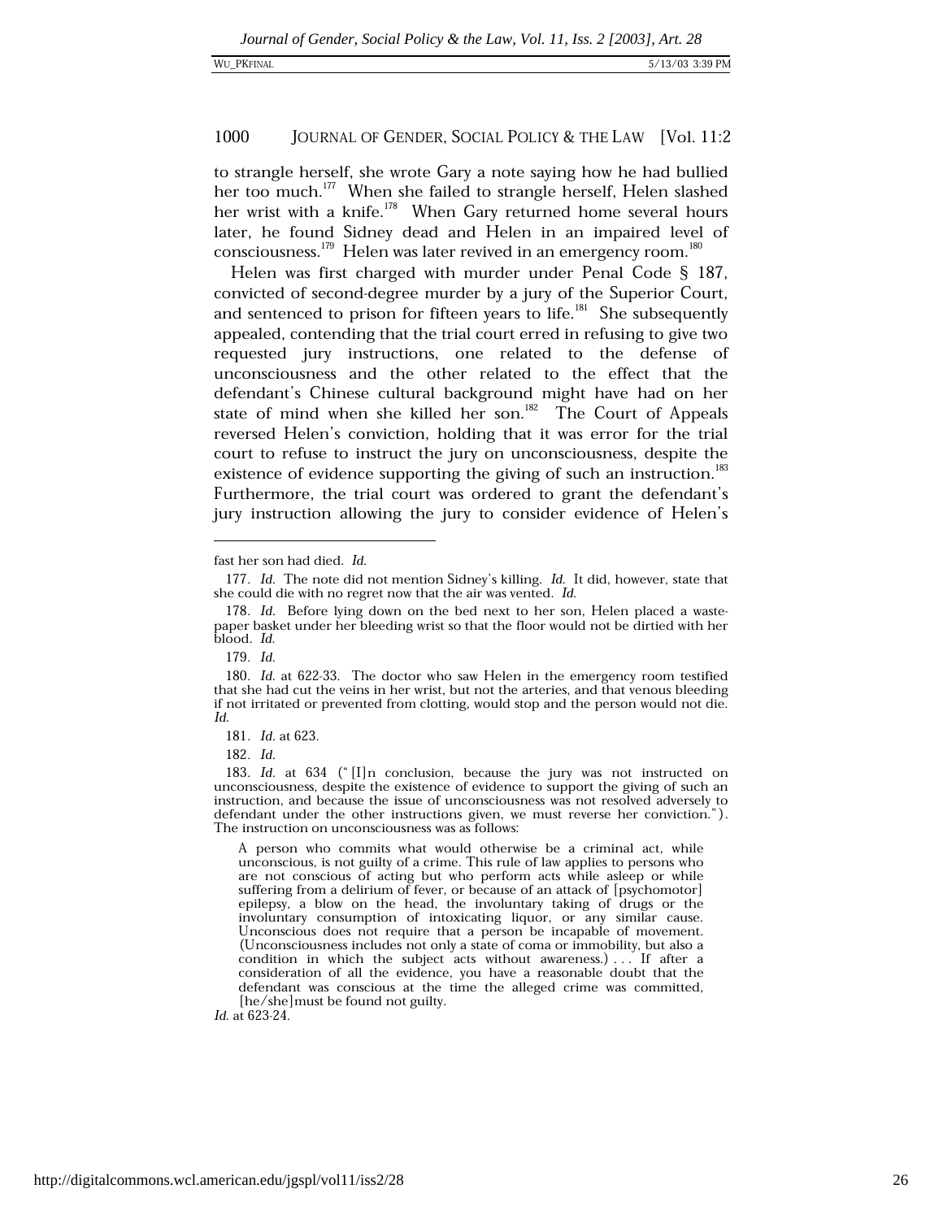to strangle herself, she wrote Gary a note saying how he had bullied her too much.[177] When she failed to strangle herself, Helen slashed her wrist with a knife.[178] When Gary returned home several hours later, he found Sidney dead and Helen in an impaired level of consciousness.[179] Helen was later revived in an emergency room.[180]

Helen was first charged with murder under Penal Code § 187, convicted of second-degree murder by a jury of the Superior Court, and sentenced to prison for fifteen years to life.[181] She subsequently appealed, contending that the trial court erred in refusing to give two requested jury instructions, one related to the defense of unconsciousness and the other related to the effect that the defendant's Chinese cultural background might have had on her state of mind when she killed her son.[182] The Court of Appeals reversed Helen's conviction, holding that it was error for the trial court to refuse to instruct the jury on unconsciousness, despite the existence of evidence supporting the giving of such an instruction.[183] Furthermore, the trial court was ordered to grant the defendant's jury instruction allowing the jury to consider evidence of Helen's

---

fast her son had died. *Id.*

177. *Id.* The note did not mention Sidney's killing. *Id.* It did, however, state that she could die with no regret now that the air was vented. *Id.*

178. *Id.* Before lying down on the bed next to her son, Helen placed a waste-paper basket under her bleeding wrist so that the floor would not be dirtied with her blood. *Id.*

179. *Id.*

180. *Id.* at 622-33. The doctor who saw Helen in the emergency room testified that she had cut the veins in her wrist, but not the arteries, and that venous bleeding if not irritated or prevented from clotting, would stop and the person would not die. *Id.*

181. *Id.* at 623.

182. *Id.*

183. *Id.* at 634 ("[I]n conclusion, because the jury was not instructed on unconsciousness, despite the existence of evidence to support the giving of such an instruction, and because the issue of unconsciousness was not resolved adversely to defendant under the other instructions given, we must reverse her conviction."). The instruction on unconsciousness was as follows:

> A person who commits what would otherwise be a criminal act, while unconscious, is not guilty of a crime. This rule of law applies to persons who are not conscious of acting but who perform acts while asleep or while suffering from a delirium of fever, or because of an attack of [psychomotor] epilepsy, a blow on the head, the involuntary taking of drugs or the involuntary consumption of intoxicating liquor, or any similar cause. Unconscious does not require that a person be incapable of movement. (Unconsciousness includes not only a state of coma or immobility, but also a condition in which the subject acts without awareness.) . . . If after a consideration of all the evidence, you have a reasonable doubt that the defendant was conscious at the time the alleged crime was committed, [he/she] must be found not guilty.

*Id.* at 623-24.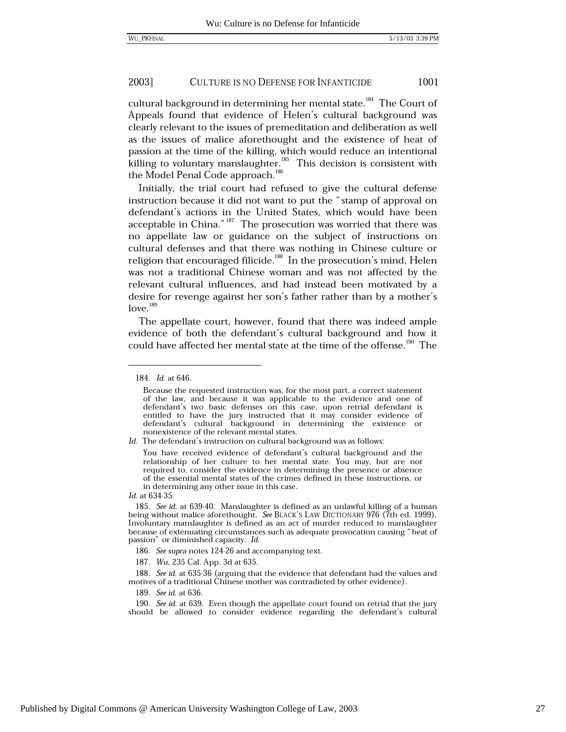cultural background in determining her mental state.[184] The Court of Appeals found that evidence of Helen's cultural background was clearly relevant to the issues of premeditation and deliberation as well as the issues of malice aforethought and the existence of heat of passion at the time of the killing, which would reduce an intentional killing to voluntary manslaughter.[185] This decision is consistent with the Model Penal Code approach.[186]

Initially, the trial court had refused to give the cultural defense instruction because it did not want to put the "stamp of approval on defendant's actions in the United States, which would have been acceptable in China."[187] The prosecution was worried that there was no appellate law or guidance on the subject of instructions on cultural defenses and that there was nothing in Chinese culture or religion that encouraged filicide.[188] In the prosecution's mind, Helen was not a traditional Chinese woman and was not affected by the relevant cultural influences, and had instead been motivated by a desire for revenge against her son's father rather than by a mother's love.[189]

The appellate court, however, found that there was indeed ample evidence of both the defendant's cultural background and how it could have affected her mental state at the time of the offense.[190] The

---

184. *Id.* at 646.

> Because the requested instruction was, for the most part, a correct statement of the law, and because it was applicable to the evidence and one of defendant's two basic defenses on this case, upon retrial defendant is entitled to have the jury instructed that it may consider evidence of defendant's cultural background in determining the existence or nonexistence of the relevant mental states.

*Id.* The defendant's instruction on cultural background was as follows:

> You have received evidence of defendant's cultural background and the relationship of her culture to her mental state. You may, but are not required to, consider the evidence in determining the presence or absence of the essential mental states of the crimes defined in these instructions, or in determining any other issue in this case.

*Id.* at 634-35.

185. *See id.* at 639-40. Manslaughter is defined as an unlawful killing of a human being without malice aforethought. *See* BLACK'S LAW DICTIONARY 976 (7th ed. 1999). Involuntary manslaughter is defined as an act of murder reduced to manslaughter because of extenuating circumstances such as adequate provocation causing "heat of passion" or diminished capacity. *Id.*

186. *See supra* notes 124-26 and accompanying text.

187. *Wu*, 235 Cal. App. 3d at 635.

188. *See id.* at 635-36 (arguing that the evidence that defendant had the values and motives of a traditional Chinese mother was contradicted by other evidence).

189. *See id.* at 636.

190. *See id.* at 639. Even though the appellate court found on retrial that the jury should be allowed to consider evidence regarding the defendant's cultural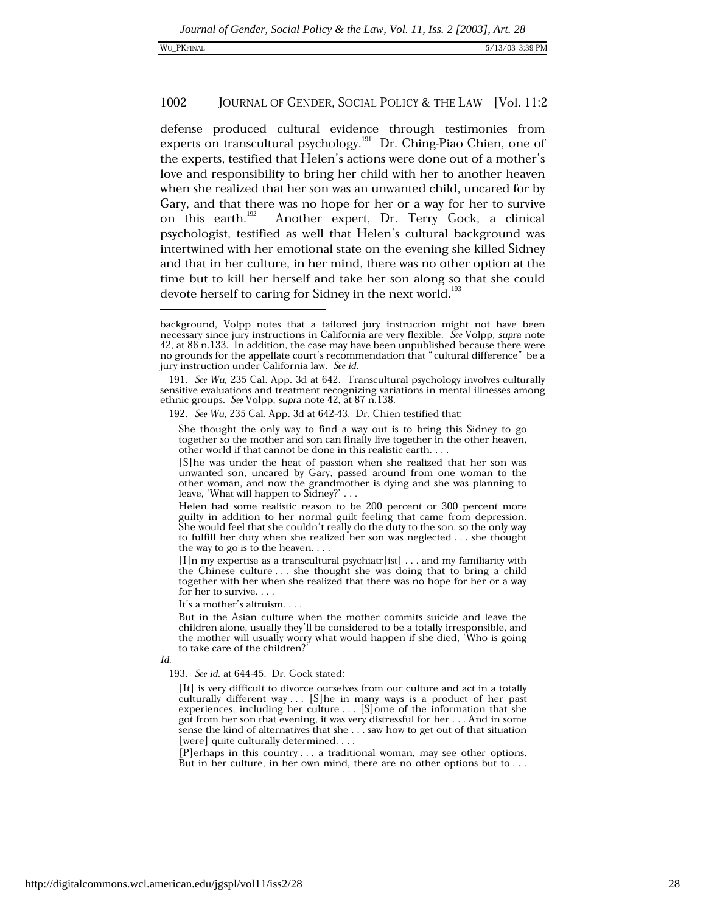defense produced cultural evidence through testimonies from experts on transcultural psychology.[191] Dr. Ching-Piao Chien, one of the experts, testified that Helen's actions were done out of a mother's love and responsibility to bring her child with her to another heaven when she realized that her son was an unwanted child, uncared for by Gary, and that there was no hope for her or a way for her to survive on this earth.[192] Another expert, Dr. Terry Gock, a clinical psychologist, testified as well that Helen's cultural background was intertwined with her emotional state on the evening she killed Sidney and that in her culture, in her mind, there was no other option at the time but to kill her herself and take her son along so that she could devote herself to caring for Sidney in the next world.[193]

---

background, Volpp notes that a tailored jury instruction might not have been necessary since jury instructions in California are very flexible. *See* Volpp, *supra* note 42, at 86 n.133. In addition, the case may have been unpublished because there were no grounds for the appellate court's recommendation that "cultural difference" be a jury instruction under California law. *See id.*

191. *See Wu*, 235 Cal. App. 3d at 642. Transcultural psychology involves culturally sensitive evaluations and treatment recognizing variations in mental illnesses among ethnic groups. *See* Volpp, *supra* note 42, at 87 n.138.

192. *See Wu*, 235 Cal. App. 3d at 642-43. Dr. Chien testified that:

> She thought the only way to find a way out is to bring this Sidney to go together so the mother and son can finally live together in the other heaven, other world if that cannot be done in this realistic earth. . . .
>
> [S]he was under the heat of passion when she realized that her son was unwanted son, uncared by Gary, passed around from one woman to the other woman, and now the grandmother is dying and she was planning to leave, 'What will happen to Sidney?' . . .
>
> Helen had some realistic reason to be 200 percent or 300 percent more guilty in addition to her normal guilt feeling that came from depression. She would feel that she couldn't really do the duty to the son, so the only way to fulfill her duty when she realized her son was neglected . . . she thought the way to go is to the heaven. . . .
>
> [I]n my expertise as a transcultural psychiatr[ist] . . . and my familiarity with the Chinese culture . . . she thought she was doing that to bring a child together with her when she realized that there was no hope for her or a way for her to survive. . . .
>
> It's a mother's altruism. . . .
>
> But in the Asian culture when the mother commits suicide and leave the children alone, usually they'll be considered to be a totally irresponsible, and the mother will usually worry what would happen if she died, 'Who is going to take care of the children?'

*Id.*

193. *See id.* at 644-45. Dr. Gock stated:

> [It] is very difficult to divorce ourselves from our culture and act in a totally culturally different way . . . [S]he in many ways is a product of her past experiences, including her culture . . . [S]ome of the information that she got from her son that evening, it was very distressful for her . . . And in some sense the kind of alternatives that she . . . saw how to get out of that situation [were] quite culturally determined. . . .
>
> [P]erhaps in this country . . . a traditional woman, may see other options. But in her culture, in her own mind, there are no other options but to . . .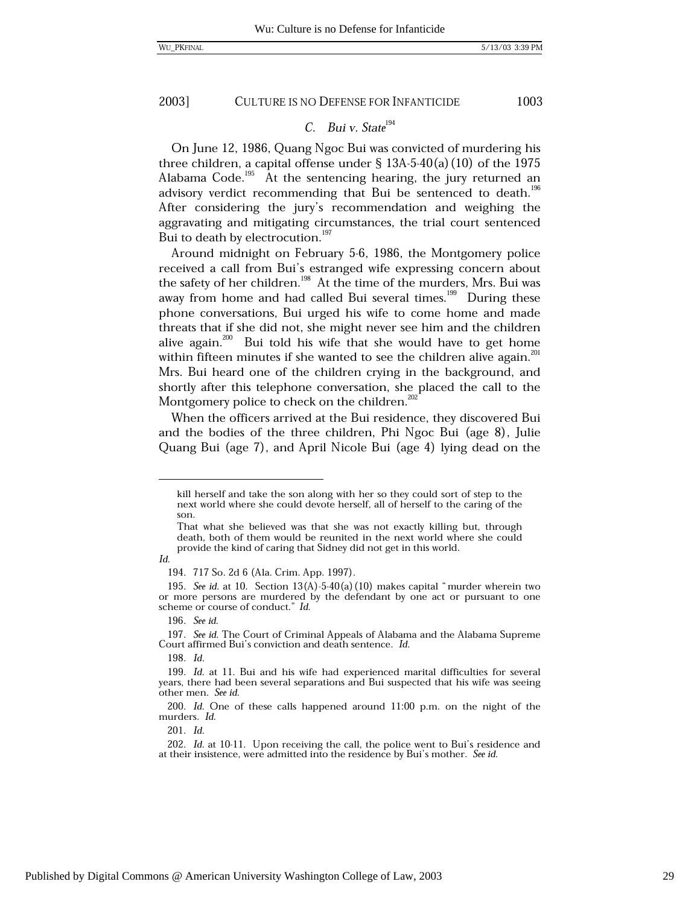### C. *Bui v. State*[194]

On June 12, 1986, Quang Ngoc Bui was convicted of murdering his three children, a capital offense under § 13A-5-40(a)(10) of the 1975 Alabama Code.[195] At the sentencing hearing, the jury returned an advisory verdict recommending that Bui be sentenced to death.[196] After considering the jury's recommendation and weighing the aggravating and mitigating circumstances, the trial court sentenced Bui to death by electrocution.[197]

Around midnight on February 5-6, 1986, the Montgomery police received a call from Bui's estranged wife expressing concern about the safety of her children.[198] At the time of the murders, Mrs. Bui was away from home and had called Bui several times.[199] During these phone conversations, Bui urged his wife to come home and made threats that if she did not, she might never see him and the children alive again.[200] Bui told his wife that she would have to get home within fifteen minutes if she wanted to see the children alive again.[201] Mrs. Bui heard one of the children crying in the background, and shortly after this telephone conversation, she placed the call to the Montgomery police to check on the children.[202]

When the officers arrived at the Bui residence, they discovered Bui and the bodies of the three children, Phi Ngoc Bui (age 8), Julie Quang Bui (age 7), and April Nicole Bui (age 4) lying dead on the

---

> kill herself and take the son along with her so they could sort of step to the next world where she could devote herself, all of herself to the caring of the son.
>
> That what she believed was that she was not exactly killing but, through death, both of them would be reunited in the next world where she could provide the kind of caring that Sidney did not get in this world.

*Id.*

194. 717 So. 2d 6 (Ala. Crim. App. 1997).

195. *See id.* at 10. Section 13(A)-5-40(a)(10) makes capital "murder wherein two or more persons are murdered by the defendant by one act or pursuant to one scheme or course of conduct." *Id.*

196. *See id.*

197. *See id.* The Court of Criminal Appeals of Alabama and the Alabama Supreme Court affirmed Bui's conviction and death sentence. *Id.*

198. *Id.*

199. *Id.* at 11. Bui and his wife had experienced marital difficulties for several years, there had been several separations and Bui suspected that his wife was seeing other men. *See id.*

200. *Id.* One of these calls happened around 11:00 p.m. on the night of the murders. *Id.*

201. *Id.*

202. *Id.* at 10-11. Upon receiving the call, the police went to Bui's residence and at their insistence, were admitted into the residence by Bui's mother. *See id.*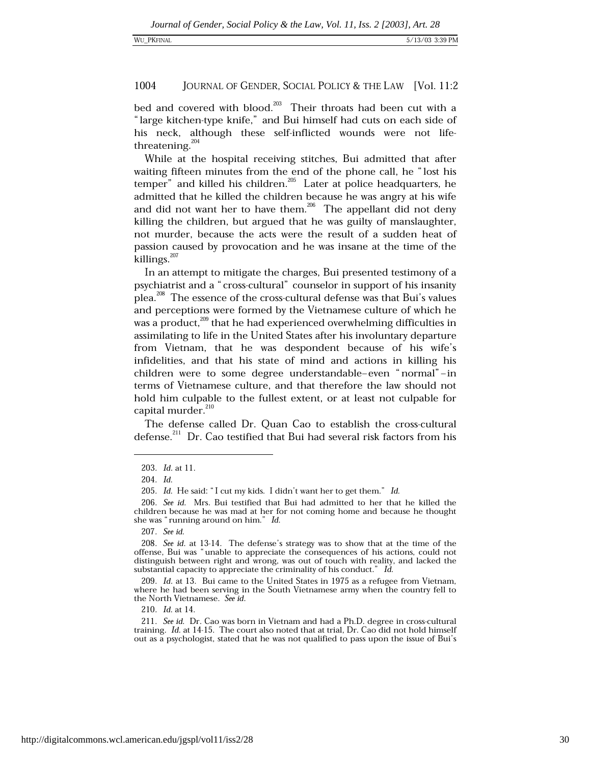bed and covered with blood.[203] Their throats had been cut with a "large kitchen-type knife," and Bui himself had cuts on each side of his neck, although these self-inflicted wounds were not life-threatening.[204]

While at the hospital receiving stitches, Bui admitted that after waiting fifteen minutes from the end of the phone call, he "lost his temper" and killed his children.[205] Later at police headquarters, he admitted that he killed the children because he was angry at his wife and did not want her to have them.[206] The appellant did not deny killing the children, but argued that he was guilty of manslaughter, not murder, because the acts were the result of a sudden heat of passion caused by provocation and he was insane at the time of the killings.[207]

In an attempt to mitigate the charges, Bui presented testimony of a psychiatrist and a "cross-cultural" counselor in support of his insanity plea.[208] The essence of the cross-cultural defense was that Bui's values and perceptions were formed by the Vietnamese culture of which he was a product,[209] that he had experienced overwhelming difficulties in assimilating to life in the United States after his involuntary departure from Vietnam, that he was despondent because of his wife's infidelities, and that his state of mind and actions in killing his children were to some degree understandable–even "normal"–in terms of Vietnamese culture, and that therefore the law should not hold him culpable to the fullest extent, or at least not culpable for capital murder.[210]

The defense called Dr. Quan Cao to establish the cross-cultural defense.[211] Dr. Cao testified that Bui had several risk factors from his

---

203. *Id.* at 11.

204. *Id.*

205. *Id.* He said: "I cut my kids. I didn't want her to get them." *Id.*

206. *See id.* Mrs. Bui testified that Bui had admitted to her that he killed the children because he was mad at her for not coming home and because he thought she was "running around on him." *Id.*

207. *See id.*

208. *See id.* at 13-14. The defense's strategy was to show that at the time of the offense, Bui was "unable to appreciate the consequences of his actions, could not distinguish between right and wrong, was out of touch with reality, and lacked the substantial capacity to appreciate the criminality of his conduct." *Id.*

209. *Id.* at 13. Bui came to the United States in 1975 as a refugee from Vietnam, where he had been serving in the South Vietnamese army when the country fell to the North Vietnamese. *See id.*

210. *Id.* at 14.

211. *See id.* Dr. Cao was born in Vietnam and had a Ph.D. degree in cross-cultural training. *Id.* at 14-15. The court also noted that at trial, Dr. Cao did not hold himself out as a psychologist, stated that he was not qualified to pass upon the issue of Bui's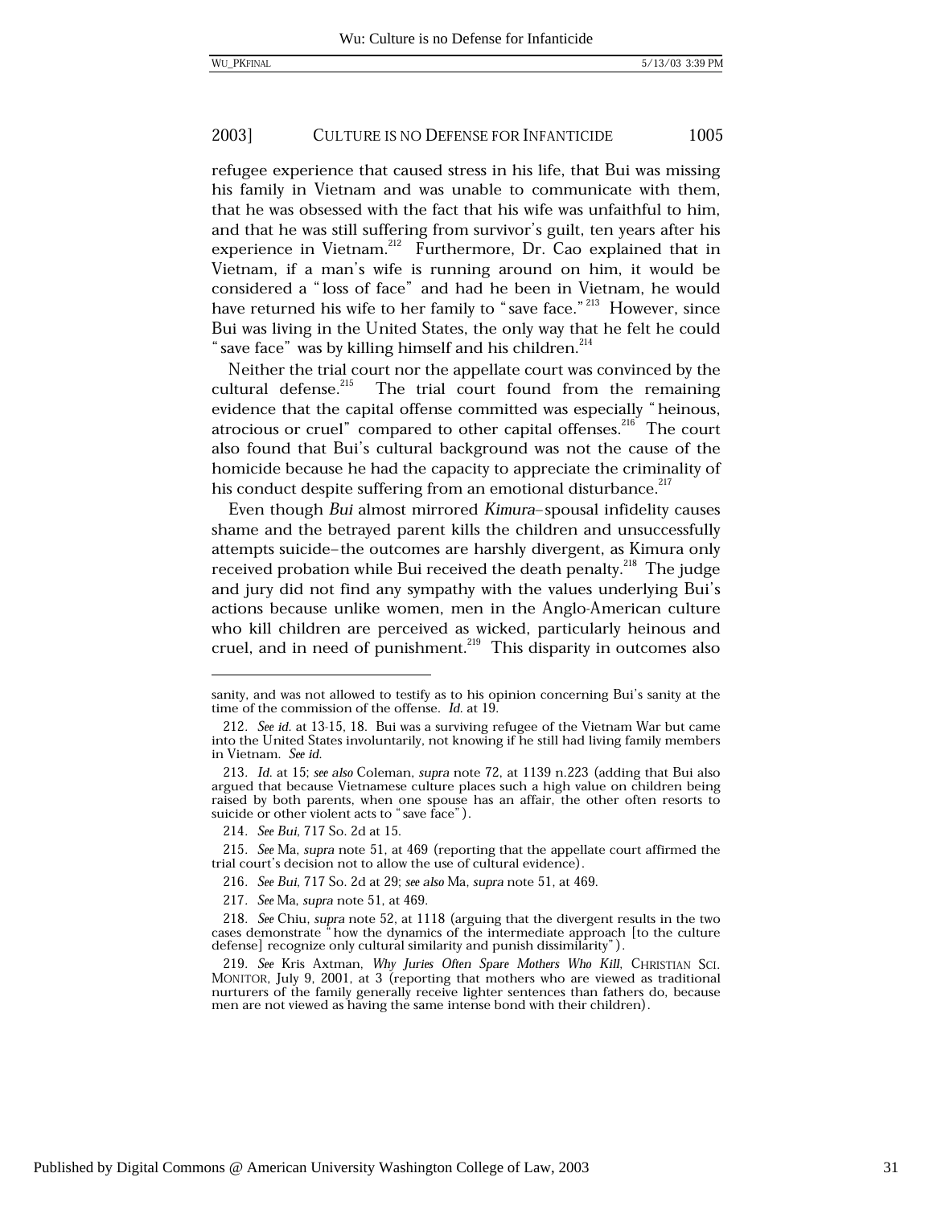refugee experience that caused stress in his life, that Bui was missing his family in Vietnam and was unable to communicate with them, that he was obsessed with the fact that his wife was unfaithful to him, and that he was still suffering from survivor's guilt, ten years after his experience in Vietnam.[212] Furthermore, Dr. Cao explained that in Vietnam, if a man's wife is running around on him, it would be considered a "loss of face" and had he been in Vietnam, he would have returned his wife to her family to "save face."[213] However, since Bui was living in the United States, the only way that he felt he could "save face" was by killing himself and his children.[214]

Neither the trial court nor the appellate court was convinced by the cultural defense.[215] The trial court found from the remaining evidence that the capital offense committed was especially "heinous, atrocious or cruel" compared to other capital offenses.[216] The court also found that Bui's cultural background was not the cause of the homicide because he had the capacity to appreciate the criminality of his conduct despite suffering from an emotional disturbance.[217]

Even though *Bui* almost mirrored *Kimura*–spousal infidelity causes shame and the betrayed parent kills the children and unsuccessfully attempts suicide–the outcomes are harshly divergent, as Kimura only received probation while Bui received the death penalty.[218] The judge and jury did not find any sympathy with the values underlying Bui's actions because unlike women, men in the Anglo-American culture who kill children are perceived as wicked, particularly heinous and cruel, and in need of punishment.[219] This disparity in outcomes also

---

sanity, and was not allowed to testify as to his opinion concerning Bui's sanity at the time of the commission of the offense. *Id.* at 19.

212. *See id.* at 13-15, 18. Bui was a surviving refugee of the Vietnam War but came into the United States involuntarily, not knowing if he still had living family members in Vietnam. *See id.*

213. *Id.* at 15; *see also* Coleman, *supra* note 72, at 1139 n.223 (adding that Bui also argued that because Vietnamese culture places such a high value on children being raised by both parents, when one spouse has an affair, the other often resorts to suicide or other violent acts to "save face").

214. *See Bui*, 717 So. 2d at 15.

215. *See* Ma, *supra* note 51, at 469 (reporting that the appellate court affirmed the trial court's decision not to allow the use of cultural evidence).

216. *See Bui*, 717 So. 2d at 29; *see also* Ma, *supra* note 51, at 469.

217. *See* Ma, *supra* note 51, at 469.

218. *See* Chiu, *supra* note 52, at 1118 (arguing that the divergent results in the two cases demonstrate "how the dynamics of the intermediate approach [to the culture defense] recognize only cultural similarity and punish dissimilarity").

219. *See* Kris Axtman, *Why Juries Often Spare Mothers Who Kill*, CHRISTIAN SCI. MONITOR, July 9, 2001, at 3 (reporting that mothers who are viewed as traditional nurturers of the family generally receive lighter sentences than fathers do, because men are not viewed as having the same intense bond with their children).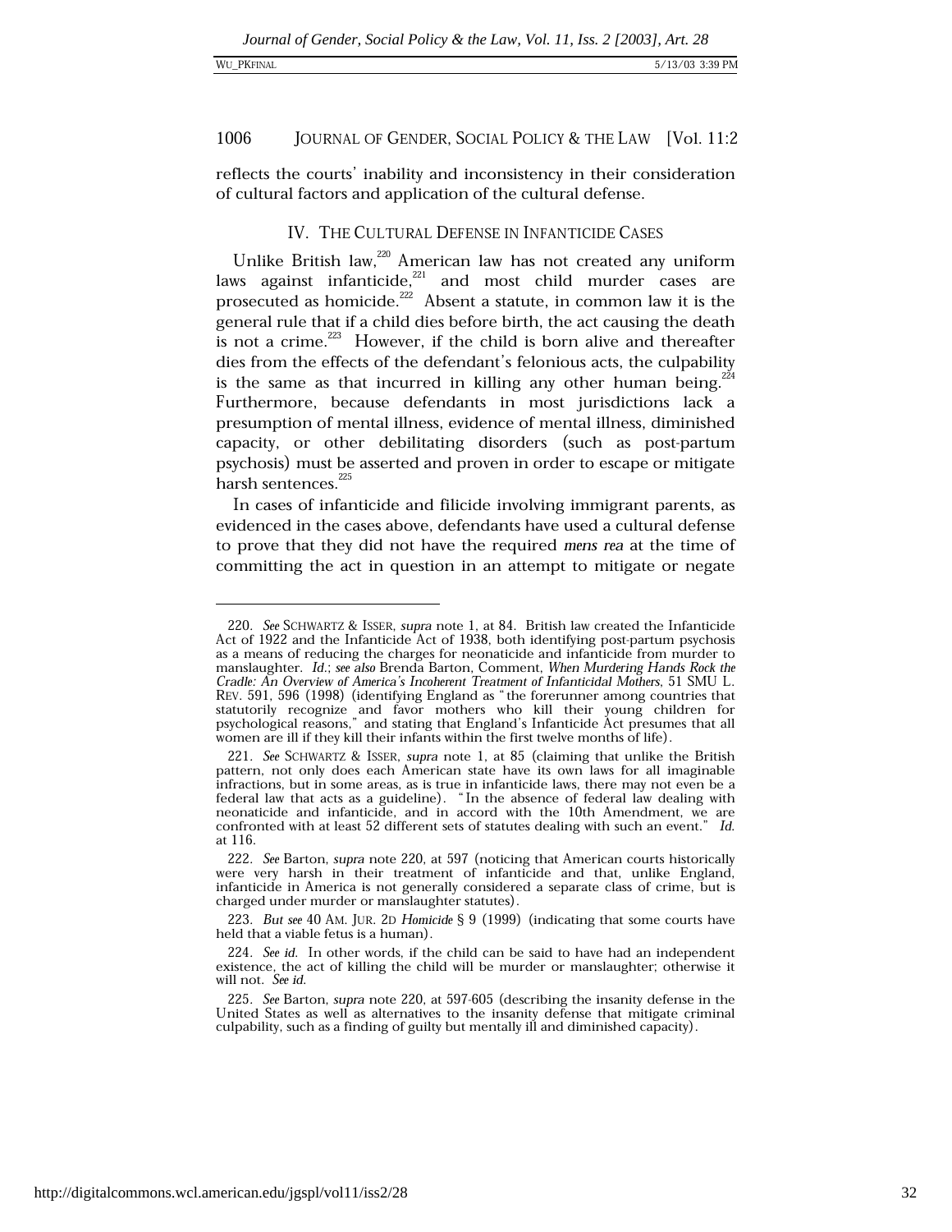reflects the courts' inability and inconsistency in their consideration of cultural factors and application of the cultural defense.

## IV. THE CULTURAL DEFENSE IN INFANTICIDE CASES

Unlike British law,[220] American law has not created any uniform laws against infanticide,[221] and most child murder cases are prosecuted as homicide.[222] Absent a statute, in common law it is the general rule that if a child dies before birth, the act causing the death is not a crime.[223] However, if the child is born alive and thereafter dies from the effects of the defendant's felonious acts, the culpability is the same as that incurred in killing any other human being.[224] Furthermore, because defendants in most jurisdictions lack a presumption of mental illness, evidence of mental illness, diminished capacity, or other debilitating disorders (such as post-partum psychosis) must be asserted and proven in order to escape or mitigate harsh sentences.[225]

In cases of infanticide and filicide involving immigrant parents, as evidenced in the cases above, defendants have used a cultural defense to prove that they did not have the required *mens rea* at the time of committing the act in question in an attempt to mitigate or negate

---

220. *See* SCHWARTZ & ISSER, *supra* note 1, at 84. British law created the Infanticide Act of 1922 and the Infanticide Act of 1938, both identifying post-partum psychosis as a means of reducing the charges for neonaticide and infanticide from murder to manslaughter. *Id.*; *see also* Brenda Barton, Comment, *When Murdering Hands Rock the Cradle: An Overview of America's Incoherent Treatment of Infanticidal Mothers*, 51 SMU L. REV. 591, 596 (1998) (identifying England as "the forerunner among countries that statutorily recognize and favor mothers who kill their young children for psychological reasons," and stating that England's Infanticide Act presumes that all women are ill if they kill their infants within the first twelve months of life).

221. *See* SCHWARTZ & ISSER, *supra* note 1, at 85 (claiming that unlike the British pattern, not only does each American state have its own laws for all imaginable infractions, but in some areas, as is true in infanticide laws, there may not even be a federal law that acts as a guideline). "In the absence of federal law dealing with neonaticide and infanticide, and in accord with the 10th Amendment, we are confronted with at least 52 different sets of statutes dealing with such an event." *Id.* at 116.

222. *See* Barton, *supra* note 220, at 597 (noticing that American courts historically were very harsh in their treatment of infanticide and that, unlike England, infanticide in America is not generally considered a separate class of crime, but is charged under murder or manslaughter statutes).

223. *But see* 40 AM. JUR. 2D *Homicide* § 9 (1999) (indicating that some courts have held that a viable fetus is a human).

224. *See id.* In other words, if the child can be said to have had an independent existence, the act of killing the child will be murder or manslaughter; otherwise it will not. *See id.*

225. *See* Barton, *supra* note 220, at 597-605 (describing the insanity defense in the United States as well as alternatives to the insanity defense that mitigate criminal culpability, such as a finding of guilty but mentally ill and diminished capacity).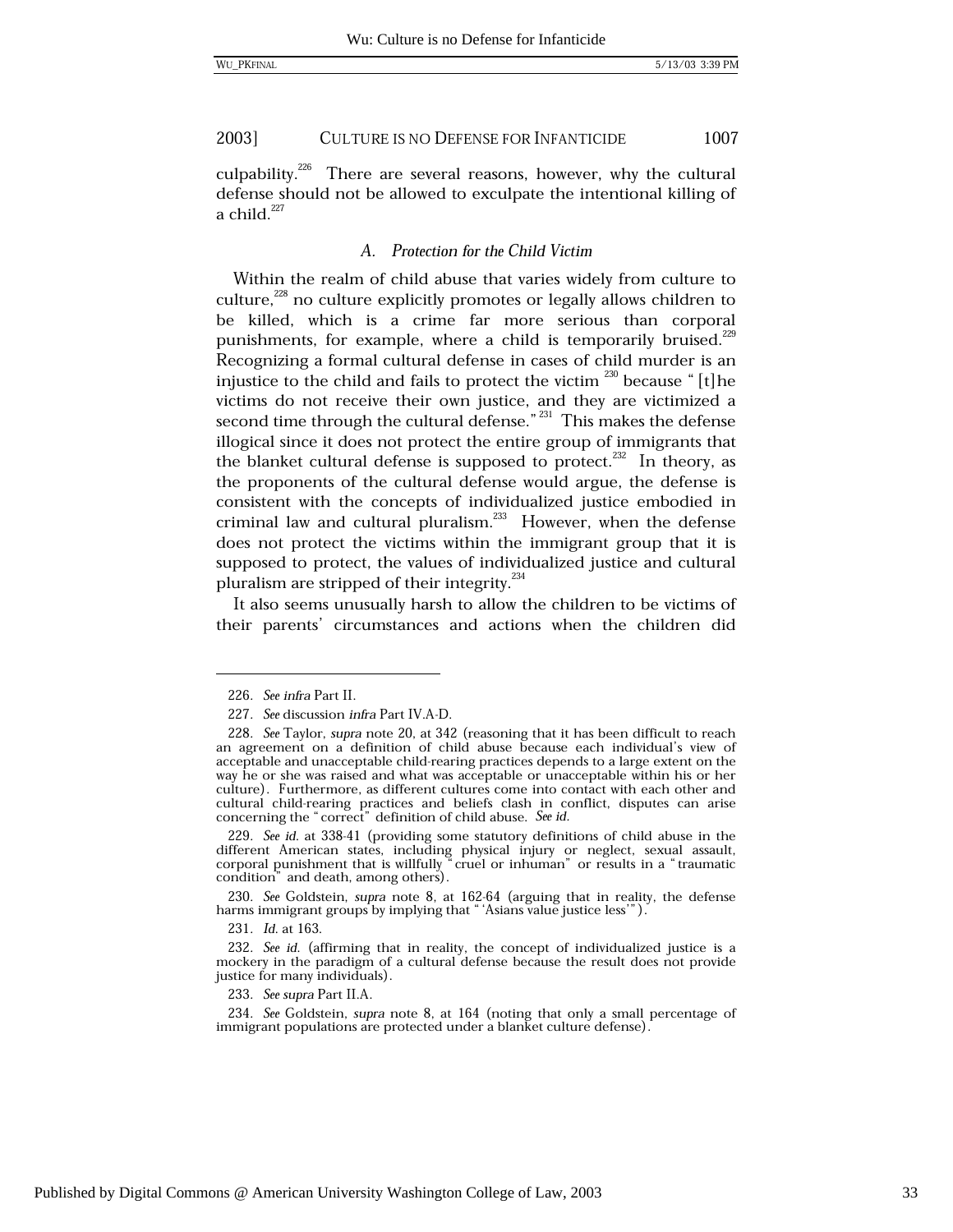culpability.[226] There are several reasons, however, why the cultural defense should not be allowed to exculpate the intentional killing of a child.[227]

### A. *Protection for the Child Victim*

Within the realm of child abuse that varies widely from culture to culture,[228] no culture explicitly promotes or legally allows children to be killed, which is a crime far more serious than corporal punishments, for example, where a child is temporarily bruised.[229] Recognizing a formal cultural defense in cases of child murder is an injustice to the child and fails to protect the victim[230] because "[t]he victims do not receive their own justice, and they are victimized a second time through the cultural defense."[231] This makes the defense illogical since it does not protect the entire group of immigrants that the blanket cultural defense is supposed to protect.[232] In theory, as the proponents of the cultural defense would argue, the defense is consistent with the concepts of individualized justice embodied in criminal law and cultural pluralism.[233] However, when the defense does not protect the victims within the immigrant group that it is supposed to protect, the values of individualized justice and cultural pluralism are stripped of their integrity.[234]

It also seems unusually harsh to allow the children to be victims of their parents' circumstances and actions when the children did

---

226. *See infra* Part II.

227. *See* discussion *infra* Part IV.A-D.

228. *See* Taylor, *supra* note 20, at 342 (reasoning that it has been difficult to reach an agreement on a definition of child abuse because each individual's view of acceptable and unacceptable child-rearing practices depends to a large extent on the way he or she was raised and what was acceptable or unacceptable within his or her culture). Furthermore, as different cultures come into contact with each other and cultural child-rearing practices and beliefs clash in conflict, disputes can arise concerning the "correct" definition of child abuse. *See id.*

229. *See id.* at 338-41 (providing some statutory definitions of child abuse in the different American states, including physical injury or neglect, sexual assault, corporal punishment that is willfully "cruel or inhuman" or results in a "traumatic condition" and death, among others).

230. *See* Goldstein, *supra* note 8, at 162-64 (arguing that in reality, the defense harms immigrant groups by implying that "'Asians value justice less'").

231. *Id.* at 163.

232. *See id.* (affirming that in reality, the concept of individualized justice is a mockery in the paradigm of a cultural defense because the result does not provide justice for many individuals).

233. *See supra* Part II.A.

234. *See* Goldstein, *supra* note 8, at 164 (noting that only a small percentage of immigrant populations are protected under a blanket culture defense).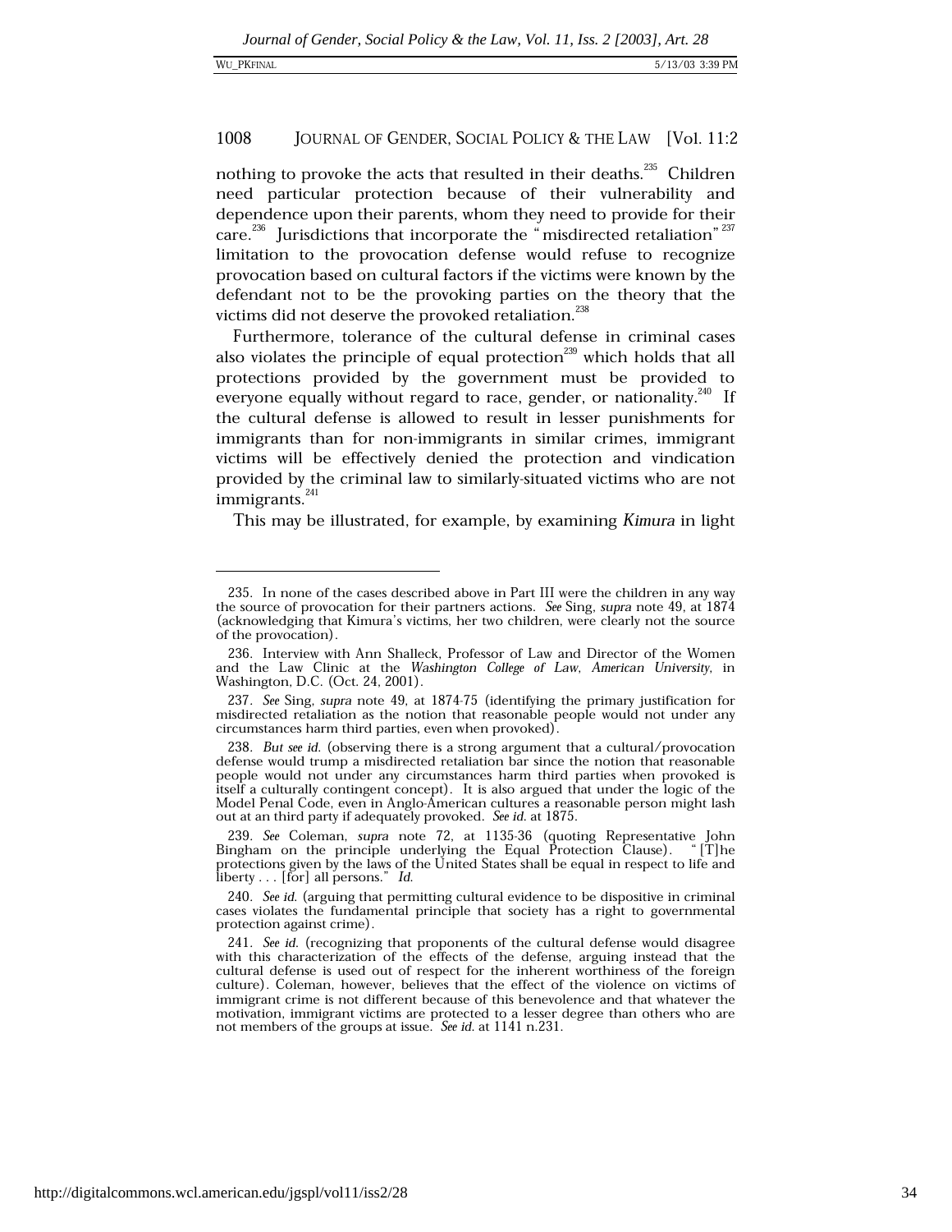nothing to provoke the acts that resulted in their deaths.[235] Children need particular protection because of their vulnerability and dependence upon their parents, whom they need to provide for their care.[236] Jurisdictions that incorporate the "misdirected retaliation"[237] limitation to the provocation defense would refuse to recognize provocation based on cultural factors if the victims were known by the defendant not to be the provoking parties on the theory that the victims did not deserve the provoked retaliation.[238]

Furthermore, tolerance of the cultural defense in criminal cases also violates the principle of equal protection[239] which holds that all protections provided by the government must be provided to everyone equally without regard to race, gender, or nationality.[240] If the cultural defense is allowed to result in lesser punishments for immigrants than for non-immigrants in similar crimes, immigrant victims will be effectively denied the protection and vindication provided by the criminal law to similarly-situated victims who are not immigrants.[241]

This may be illustrated, for example, by examining *Kimura* in light

---

235. In none of the cases described above in Part III were the children in any way the source of provocation for their partners actions. *See* Sing, *supra* note 49, at 1874 (acknowledging that Kimura's victims, her two children, were clearly not the source of the provocation).

236. Interview with Ann Shalleck, Professor of Law and Director of the Women and the Law Clinic at the *Washington College of Law, American University*, in Washington, D.C. (Oct. 24, 2001).

237. *See* Sing, *supra* note 49, at 1874-75 (identifying the primary justification for misdirected retaliation as the notion that reasonable people would not under any circumstances harm third parties, even when provoked).

238. *But see id.* (observing there is a strong argument that a cultural/provocation defense would trump a misdirected retaliation bar since the notion that reasonable people would not under any circumstances harm third parties when provoked is itself a culturally contingent concept). It is also argued that under the logic of the Model Penal Code, even in Anglo-American cultures a reasonable person might lash out at an third party if adequately provoked. *See id.* at 1875.

239. *See* Coleman, *supra* note 72, at 1135-36 (quoting Representative John Bingham on the principle underlying the Equal Protection Clause). "[T]he protections given by the laws of the United States shall be equal in respect to life and liberty . . . [for] all persons." *Id.*

240. *See id.* (arguing that permitting cultural evidence to be dispositive in criminal cases violates the fundamental principle that society has a right to governmental protection against crime).

241. *See id.* (recognizing that proponents of the cultural defense would disagree with this characterization of the effects of the defense, arguing instead that the cultural defense is used out of respect for the inherent worthiness of the foreign culture). Coleman, however, believes that the effect of the violence on victims of immigrant crime is not different because of this benevolence and that whatever the motivation, immigrant victims are protected to a lesser degree than others who are not members of the groups at issue. *See id.* at 1141 n.231.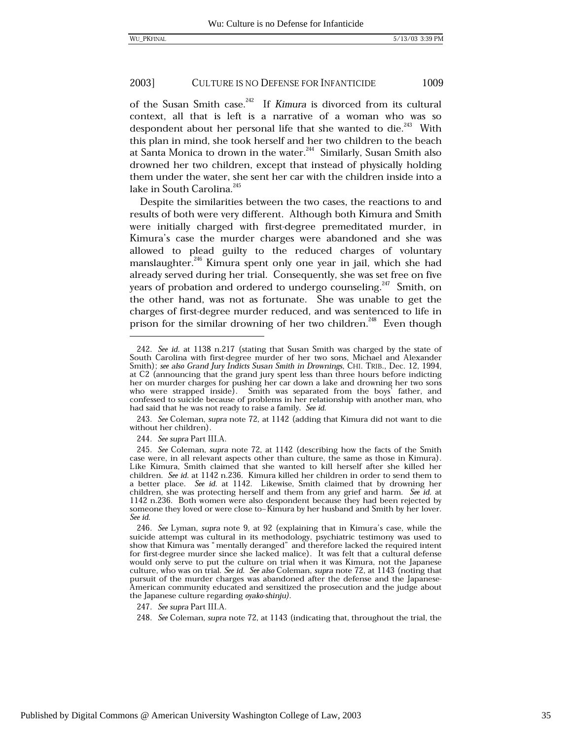of the Susan Smith case.[242] If *Kimura* is divorced from its cultural context, all that is left is a narrative of a woman who was so despondent about her personal life that she wanted to die.[243] With this plan in mind, she took herself and her two children to the beach at Santa Monica to drown in the water.[244] Similarly, Susan Smith also drowned her two children, except that instead of physically holding them under the water, she sent her car with the children inside into a lake in South Carolina.[245]

Despite the similarities between the two cases, the reactions to and results of both were very different. Although both Kimura and Smith were initially charged with first-degree premeditated murder, in Kimura's case the murder charges were abandoned and she was allowed to plead guilty to the reduced charges of voluntary manslaughter.[246] Kimura spent only one year in jail, which she had already served during her trial. Consequently, she was set free on five years of probation and ordered to undergo counseling.[247] Smith, on the other hand, was not as fortunate. She was unable to get the charges of first-degree murder reduced, and was sentenced to life in prison for the similar drowning of her two children.[248] Even though

---

242. *See id.* at 1138 n.217 (stating that Susan Smith was charged by the state of South Carolina with first-degree murder of her two sons, Michael and Alexander Smith); *see also Grand Jury Indicts Susan Smith in Drownings*, CHI. TRIB., Dec. 12, 1994, at C2 (announcing that the grand jury spent less than three hours before indicting her on murder charges for pushing her car down a lake and drowning her two sons who were strapped inside). Smith was separated from the boys' father, and confessed to suicide because of problems in her relationship with another man, who had said that he was not ready to raise a family. *See id.*

243. *See* Coleman, *supra* note 72, at 1142 (adding that Kimura did not want to die without her children).

244. *See supra* Part III.A.

245. *See* Coleman, *supra* note 72, at 1142 (describing how the facts of the Smith case were, in all relevant aspects other than culture, the same as those in Kimura). Like Kimura, Smith claimed that she wanted to kill herself after she killed her children. *See id.* at 1142 n.236. Kimura killed her children in order to send them to a better place. *See id.* at 1142. Likewise, Smith claimed that by drowning her children, she was protecting herself and them from any grief and harm. *See id.* at 1142 n.236. Both women were also despondent because they had been rejected by someone they loved or were close to–Kimura by her husband and Smith by her lover. *See id.*

246. *See* Lyman, *supra* note 9, at 92 (explaining that in Kimura's case, while the suicide attempt was cultural in its methodology, psychiatric testimony was used to show that Kimura was "mentally deranged" and therefore lacked the required intent for first-degree murder since she lacked malice). It was felt that a cultural defense would only serve to put the culture on trial when it was Kimura, not the Japanese culture, who was on trial. *See id.* *See also* Coleman, *supra* note 72, at 1143 (noting that pursuit of the murder charges was abandoned after the defense and the Japanese-American community educated and sensitized the prosecution and the judge about the Japanese culture regarding *oyako-shinju*).

247. *See supra* Part III.A.

248. *See* Coleman, *supra* note 72, at 1143 (indicating that, throughout the trial, the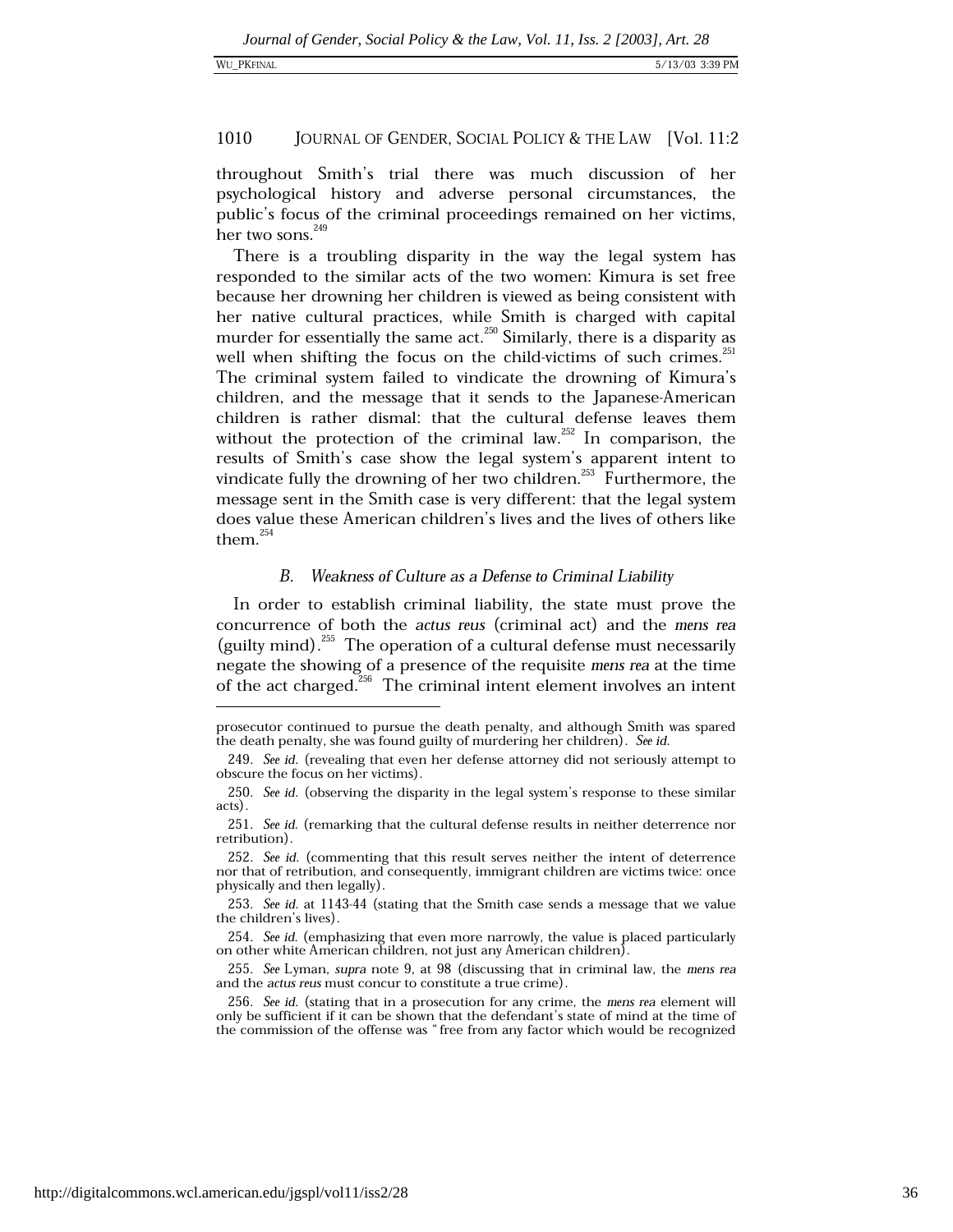throughout Smith's trial there was much discussion of her psychological history and adverse personal circumstances, the public's focus of the criminal proceedings remained on her victims, her two sons.[249]

There is a troubling disparity in the way the legal system has responded to the similar acts of the two women: Kimura is set free because her drowning her children is viewed as being consistent with her native cultural practices, while Smith is charged with capital murder for essentially the same act.[250] Similarly, there is a disparity as well when shifting the focus on the child-victims of such crimes.[251] The criminal system failed to vindicate the drowning of Kimura's children, and the message that it sends to the Japanese-American children is rather dismal: that the cultural defense leaves them without the protection of the criminal law.[252] In comparison, the results of Smith's case show the legal system's apparent intent to vindicate fully the drowning of her two children.[253] Furthermore, the message sent in the Smith case is very different: that the legal system does value these American children's lives and the lives of others like them.[254]

### *B. Weakness of Culture as a Defense to Criminal Liability*

In order to establish criminal liability, the state must prove the concurrence of both the *actus reus* (criminal act) and the *mens rea* (guilty mind).[255] The operation of a cultural defense must necessarily negate the showing of a presence of the requisite *mens rea* at the time of the act charged.[256] The criminal intent element involves an intent

---

prosecutor continued to pursue the death penalty, and although Smith was spared the death penalty, she was found guilty of murdering her children). *See id.*

249. *See id.* (revealing that even her defense attorney did not seriously attempt to obscure the focus on her victims).

250. *See id.* (observing the disparity in the legal system's response to these similar acts).

251. *See id.* (remarking that the cultural defense results in neither deterrence nor retribution).

252. *See id.* (commenting that this result serves neither the intent of deterrence nor that of retribution, and consequently, immigrant children are victims twice: once physically and then legally).

253. *See id.* at 1143-44 (stating that the Smith case sends a message that we value the children's lives).

254. *See id.* (emphasizing that even more narrowly, the value is placed particularly on other white American children, not just any American children).

255. *See* Lyman, *supra* note 9, at 98 (discussing that in criminal law, the *mens rea* and the *actus reus* must concur to constitute a true crime).

256. *See id.* (stating that in a prosecution for any crime, the *mens rea* element will only be sufficient if it can be shown that the defendant's state of mind at the time of the commission of the offense was "free from any factor which would be recognized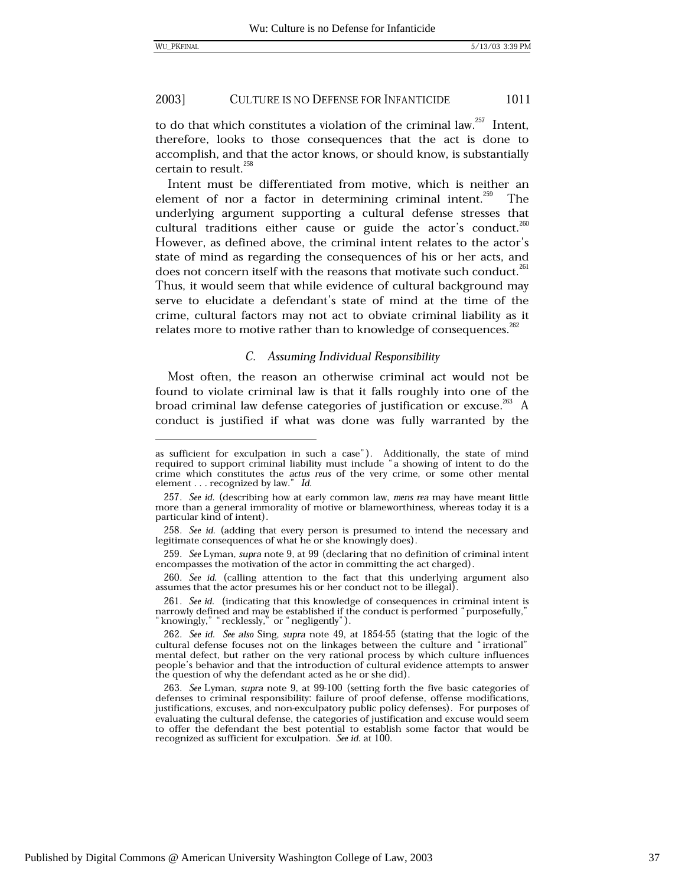to do that which constitutes a violation of the criminal law.[257] Intent, therefore, looks to those consequences that the act is done to accomplish, and that the actor knows, or should know, is substantially certain to result.[258]

Intent must be differentiated from motive, which is neither an element of nor a factor in determining criminal intent.[259] The underlying argument supporting a cultural defense stresses that cultural traditions either cause or guide the actor's conduct.[260] However, as defined above, the criminal intent relates to the actor's state of mind as regarding the consequences of his or her acts, and does not concern itself with the reasons that motivate such conduct.[261] Thus, it would seem that while evidence of cultural background may serve to elucidate a defendant's state of mind at the time of the crime, cultural factors may not act to obviate criminal liability as it relates more to motive rather than to knowledge of consequences.[262]

### *C. Assuming Individual Responsibility*

Most often, the reason an otherwise criminal act would not be found to violate criminal law is that it falls roughly into one of the broad criminal law defense categories of justification or excuse.[263] A conduct is justified if what was done was fully warranted by the

---

as sufficient for exculpation in such a case"). Additionally, the state of mind required to support criminal liability must include "a showing of intent to do the crime which constitutes the *actus reus* of the very crime, or some other mental element . . . recognized by law." *Id.*

257. *See id.* (describing how at early common law, *mens rea* may have meant little more than a general immorality of motive or blameworthiness, whereas today it is a particular kind of intent).

258. *See id.* (adding that every person is presumed to intend the necessary and legitimate consequences of what he or she knowingly does).

259. *See* Lyman, *supra* note 9, at 99 (declaring that no definition of criminal intent encompasses the motivation of the actor in committing the act charged).

260. *See id.* (calling attention to the fact that this underlying argument also assumes that the actor presumes his or her conduct not to be illegal).

261. *See id.* (indicating that this knowledge of consequences in criminal intent is narrowly defined and may be established if the conduct is performed "purposefully," "knowingly," "recklessly," or "negligently").

262. *See id. See also* Sing, *supra* note 49, at 1854-55 (stating that the logic of the cultural defense focuses not on the linkages between the culture and "irrational" mental defect, but rather on the very rational process by which culture influences people's behavior and that the introduction of cultural evidence attempts to answer the question of why the defendant acted as he or she did).

263. *See* Lyman, *supra* note 9, at 99-100 (setting forth the five basic categories of defenses to criminal responsibility: failure of proof defense, offense modifications, justifications, excuses, and non-exculpatory public policy defenses). For purposes of evaluating the cultural defense, the categories of justification and excuse would seem to offer the defendant the best potential to establish some factor that would be recognized as sufficient for exculpation. *See id.* at 100.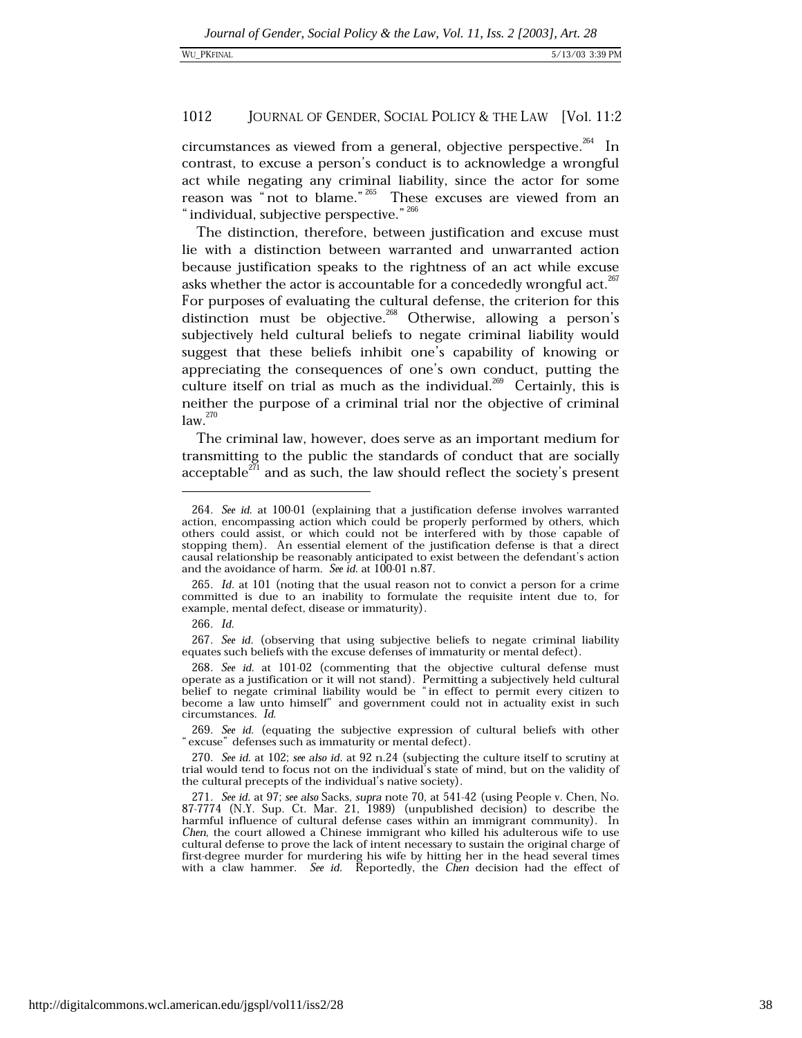circumstances as viewed from a general, objective perspective.[264] In contrast, to excuse a person's conduct is to acknowledge a wrongful act while negating any criminal liability, since the actor for some reason was "not to blame."[265] These excuses are viewed from an "individual, subjective perspective."[266]

The distinction, therefore, between justification and excuse must lie with a distinction between warranted and unwarranted action because justification speaks to the rightness of an act while excuse asks whether the actor is accountable for a concededly wrongful act.[267] For purposes of evaluating the cultural defense, the criterion for this distinction must be objective.[268] Otherwise, allowing a person's subjectively held cultural beliefs to negate criminal liability would suggest that these beliefs inhibit one's capability of knowing or appreciating the consequences of one's own conduct, putting the culture itself on trial as much as the individual.[269] Certainly, this is neither the purpose of a criminal trial nor the objective of criminal law.[270]

The criminal law, however, does serve as an important medium for transmitting to the public the standards of conduct that are socially acceptable[271] and as such, the law should reflect the society's present

---

264. *See id.* at 100-01 (explaining that a justification defense involves warranted action, encompassing action which could be properly performed by others, which others could assist, or which could not be interfered with by those capable of stopping them). An essential element of the justification defense is that a direct causal relationship be reasonably anticipated to exist between the defendant's action and the avoidance of harm. *See id.* at 100-01 n.87.

265. *Id.* at 101 (noting that the usual reason not to convict a person for a crime committed is due to an inability to formulate the requisite intent due to, for example, mental defect, disease or immaturity).

266. *Id.*

267. *See id.* (observing that using subjective beliefs to negate criminal liability equates such beliefs with the excuse defenses of immaturity or mental defect).

268. *See id.* at 101-02 (commenting that the objective cultural defense must operate as a justification or it will not stand). Permitting a subjectively held cultural belief to negate criminal liability would be "in effect to permit every citizen to become a law unto himself" and government could not in actuality exist in such circumstances. *Id.*

269. *See id.* (equating the subjective expression of cultural beliefs with other "excuse" defenses such as immaturity or mental defect).

270. *See id.* at 102; *see also id.* at 92 n.24 (subjecting the culture itself to scrutiny at trial would tend to focus not on the individual's state of mind, but on the validity of the cultural precepts of the individual's native society).

271. *See id.* at 97; *see also* Sacks, *supra* note 70, at 541-42 (using People v. Chen, No. 87-7774 (N.Y. Sup. Ct. Mar. 21, 1989) (unpublished decision) to describe the harmful influence of cultural defense cases within an immigrant community). In *Chen*, the court allowed a Chinese immigrant who killed his adulterous wife to use cultural defense to prove the lack of intent necessary to sustain the original charge of first-degree murder for murdering his wife by hitting her in the head several times with a claw hammer. *See id.* Reportedly, the *Chen* decision had the effect of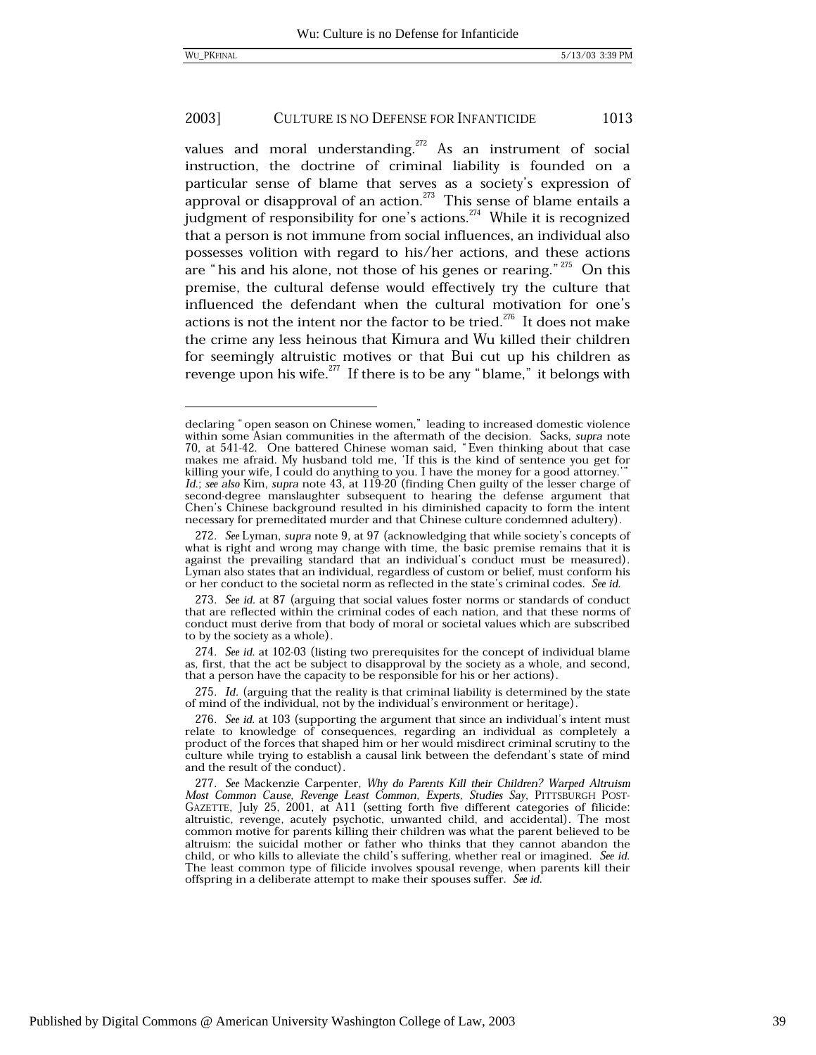values and moral understanding.[272] As an instrument of social instruction, the doctrine of criminal liability is founded on a particular sense of blame that serves as a society's expression of approval or disapproval of an action.[273] This sense of blame entails a judgment of responsibility for one's actions.[274] While it is recognized that a person is not immune from social influences, an individual also possesses volition with regard to his/her actions, and these actions are "his and his alone, not those of his genes or rearing."[275] On this premise, the cultural defense would effectively try the culture that influenced the defendant when the cultural motivation for one's actions is not the intent nor the factor to be tried.[276] It does not make the crime any less heinous that Kimura and Wu killed their children for seemingly altruistic motives or that Bui cut up his children as revenge upon his wife.[277] If there is to be any "blame," it belongs with

---

declaring "open season on Chinese women," leading to increased domestic violence within some Asian communities in the aftermath of the decision. Sacks, *supra* note 70, at 541-42. One battered Chinese woman said, "Even thinking about that case makes me afraid. My husband told me, 'If this is the kind of sentence you get for killing your wife, I could do anything to you. I have the money for a good attorney.'" *Id.*; *see also* Kim, *supra* note 43, at 119-20 (finding Chen guilty of the lesser charge of second-degree manslaughter subsequent to hearing the defense argument that Chen's Chinese background resulted in his diminished capacity to form the intent necessary for premeditated murder and that Chinese culture condemned adultery).

272. *See* Lyman, *supra* note 9, at 97 (acknowledging that while society's concepts of what is right and wrong may change with time, the basic premise remains that it is against the prevailing standard that an individual's conduct must be measured). Lyman also states that an individual, regardless of custom or belief, must conform his or her conduct to the societal norm as reflected in the state's criminal codes. *See id.*

273. *See id.* at 87 (arguing that social values foster norms or standards of conduct that are reflected within the criminal codes of each nation, and that these norms of conduct must derive from that body of moral or societal values which are subscribed to by the society as a whole).

274. *See id.* at 102-03 (listing two prerequisites for the concept of individual blame as, first, that the act be subject to disapproval by the society as a whole, and second, that a person have the capacity to be responsible for his or her actions).

275. *Id.* (arguing that the reality is that criminal liability is determined by the state of mind of the individual, not by the individual's environment or heritage).

276. *See id.* at 103 (supporting the argument that since an individual's intent must relate to knowledge of consequences, regarding an individual as completely a product of the forces that shaped him or her would misdirect criminal scrutiny to the culture while trying to establish a causal link between the defendant's state of mind and the result of the conduct).

277. *See* Mackenzie Carpenter, *Why do Parents Kill their Children? Warped Altruism Most Common Cause, Revenge Least Common, Experts, Studies Say*, PITTSBURGH POST-GAZETTE, July 25, 2001, at A11 (setting forth five different categories of filicide: altruistic, revenge, acutely psychotic, unwanted child, and accidental). The most common motive for parents killing their children was what the parent believed to be altruism: the suicidal mother or father who thinks that they cannot abandon the child, or who kills to alleviate the child's suffering, whether real or imagined. *See id.* The least common type of filicide involves spousal revenge, when parents kill their offspring in a deliberate attempt to make their spouses suffer. *See id.*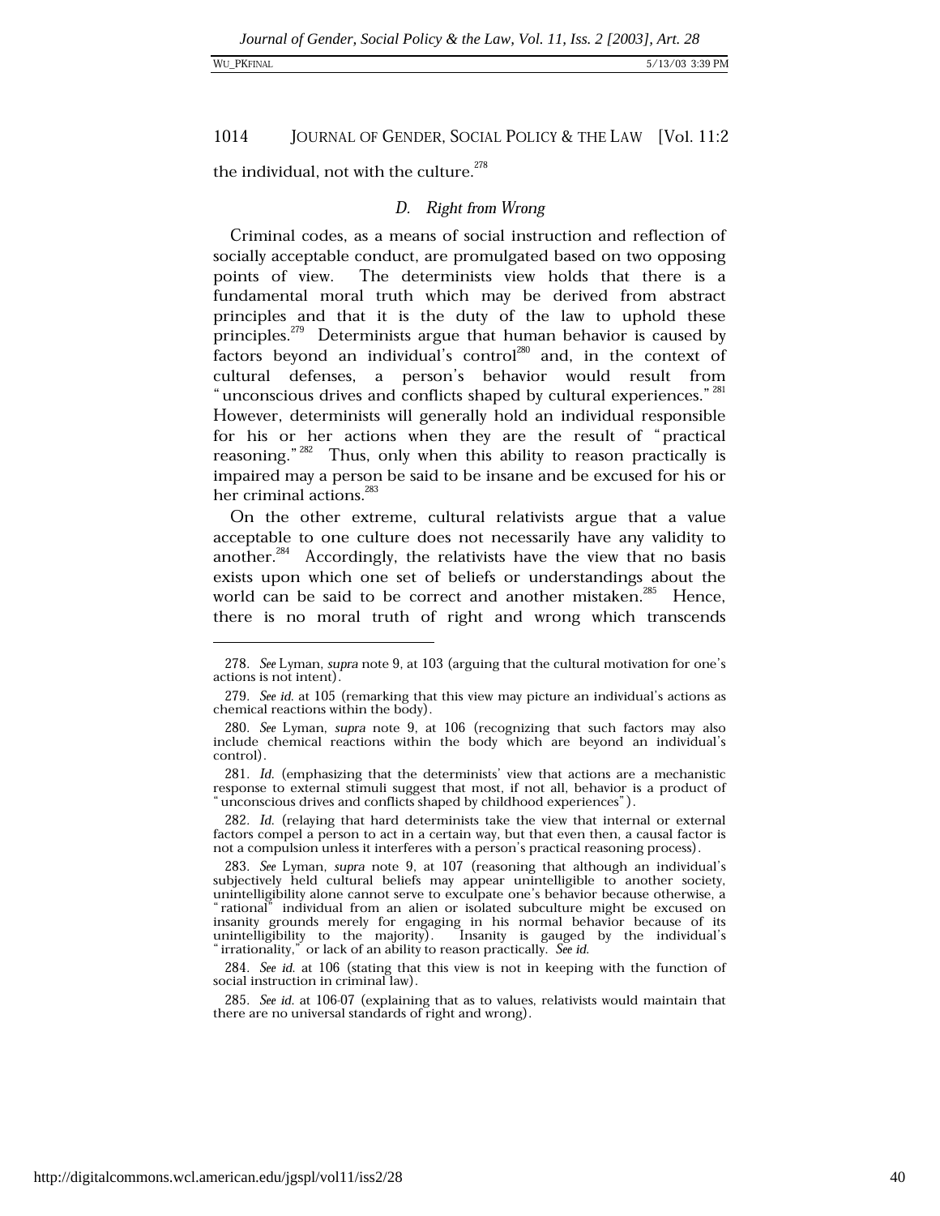the individual, not with the culture.[278]

### D. *Right from Wrong*

Criminal codes, as a means of social instruction and reflection of socially acceptable conduct, are promulgated based on two opposing points of view. The determinists view holds that there is a fundamental moral truth which may be derived from abstract principles and that it is the duty of the law to uphold these principles.[279] Determinists argue that human behavior is caused by factors beyond an individual's control[280] and, in the context of cultural defenses, a person's behavior would result from "unconscious drives and conflicts shaped by cultural experiences."[281] However, determinists will generally hold an individual responsible for his or her actions when they are the result of "practical reasoning."[282] Thus, only when this ability to reason practically is impaired may a person be said to be insane and be excused for his or her criminal actions.[283]

On the other extreme, cultural relativists argue that a value acceptable to one culture does not necessarily have any validity to another.[284] Accordingly, the relativists have the view that no basis exists upon which one set of beliefs or understandings about the world can be said to be correct and another mistaken.[285] Hence, there is no moral truth of right and wrong which transcends

---

278. *See* Lyman, *supra* note 9, at 103 (arguing that the cultural motivation for one's actions is not intent).

279. *See id.* at 105 (remarking that this view may picture an individual's actions as chemical reactions within the body).

280. *See* Lyman, *supra* note 9, at 106 (recognizing that such factors may also include chemical reactions within the body which are beyond an individual's control).

281. *Id.* (emphasizing that the determinists' view that actions are a mechanistic response to external stimuli suggest that most, if not all, behavior is a product of "unconscious drives and conflicts shaped by childhood experiences").

282. *Id.* (relaying that hard determinists take the view that internal or external factors compel a person to act in a certain way, but that even then, a causal factor is not a compulsion unless it interferes with a person's practical reasoning process).

283. *See* Lyman, *supra* note 9, at 107 (reasoning that although an individual's subjectively held cultural beliefs may appear unintelligible to another society, unintelligibility alone cannot serve to exculpate one's behavior because otherwise, a "rational" individual from an alien or isolated subculture might be excused on insanity grounds merely for engaging in his normal behavior because of its unintelligibility to the majority). Insanity is gauged by the individual's "irrationality," or lack of an ability to reason practically. *See id.*

284. *See id.* at 106 (stating that this view is not in keeping with the function of social instruction in criminal law).

285. *See id.* at 106-07 (explaining that as to values, relativists would maintain that there are no universal standards of right and wrong).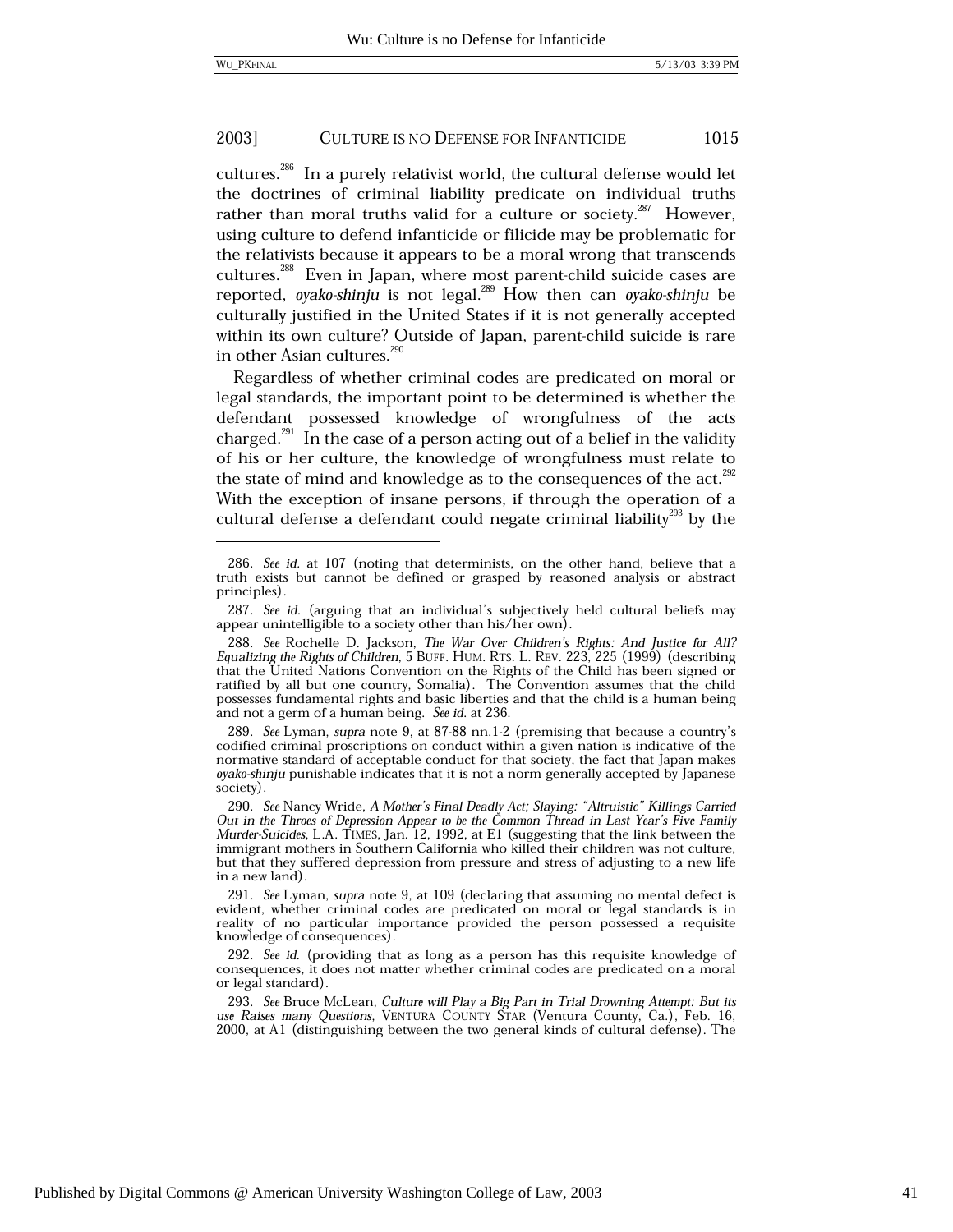cultures.[286] In a purely relativist world, the cultural defense would let the doctrines of criminal liability predicate on individual truths rather than moral truths valid for a culture or society.[287] However, using culture to defend infanticide or filicide may be problematic for the relativists because it appears to be a moral wrong that transcends cultures.[288] Even in Japan, where most parent-child suicide cases are reported, *oyako-shinju* is not legal.[289] How then can *oyako-shinju* be culturally justified in the United States if it is not generally accepted within its own culture? Outside of Japan, parent-child suicide is rare in other Asian cultures.[290]

Regardless of whether criminal codes are predicated on moral or legal standards, the important point to be determined is whether the defendant possessed knowledge of wrongfulness of the acts charged.[291] In the case of a person acting out of a belief in the validity of his or her culture, the knowledge of wrongfulness must relate to the state of mind and knowledge as to the consequences of the act.[292] With the exception of insane persons, if through the operation of a cultural defense a defendant could negate criminal liability[293] by the

---

286. *See id.* at 107 (noting that determinists, on the other hand, believe that a truth exists but cannot be defined or grasped by reasoned analysis or abstract principles).

287. *See id.* (arguing that an individual's subjectively held cultural beliefs may appear unintelligible to a society other than his/her own).

288. *See* Rochelle D. Jackson, *The War Over Children's Rights: And Justice for All? Equalizing the Rights of Children*, 5 BUFF. HUM. RTS. L. REV. 223, 225 (1999) (describing that the United Nations Convention on the Rights of the Child has been signed or ratified by all but one country, Somalia). The Convention assumes that the child possesses fundamental rights and basic liberties and that the child is a human being and not a germ of a human being. *See id.* at 236.

289. *See* Lyman, *supra* note 9, at 87-88 nn.1-2 (premising that because a country's codified criminal proscriptions on conduct within a given nation is indicative of the normative standard of acceptable conduct for that society, the fact that Japan makes *oyako-shinju* punishable indicates that it is not a norm generally accepted by Japanese society).

290. *See* Nancy Wride, *A Mother's Final Deadly Act; Slaying: "Altruistic" Killings Carried Out in the Throes of Depression Appear to be the Common Thread in Last Year's Five Family Murder-Suicides*, L.A. TIMES, Jan. 12, 1992, at E1 (suggesting that the link between the immigrant mothers in Southern California who killed their children was not culture, but that they suffered depression from pressure and stress of adjusting to a new life in a new land).

291. *See* Lyman, *supra* note 9, at 109 (declaring that assuming no mental defect is evident, whether criminal codes are predicated on moral or legal standards is in reality of no particular importance provided the person possessed a requisite knowledge of consequences).

292. *See id.* (providing that as long as a person has this requisite knowledge of consequences, it does not matter whether criminal codes are predicated on a moral or legal standard).

293. *See* Bruce McLean, *Culture will Play a Big Part in Trial Drowning Attempt: But its use Raises many Questions*, VENTURA COUNTY STAR (Ventura County, Ca.), Feb. 16, 2000, at A1 (distinguishing between the two general kinds of cultural defense). The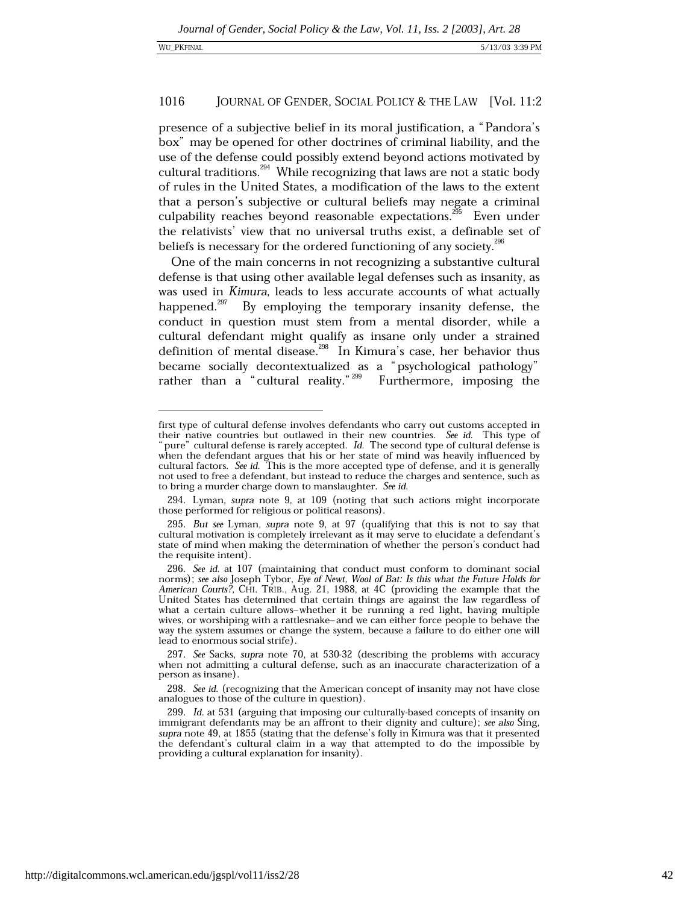presence of a subjective belief in its moral justification, a "Pandora's box" may be opened for other doctrines of criminal liability, and the use of the defense could possibly extend beyond actions motivated by cultural traditions.[294] While recognizing that laws are not a static body of rules in the United States, a modification of the laws to the extent that a person's subjective or cultural beliefs may negate a criminal culpability reaches beyond reasonable expectations.[295] Even under the relativists' view that no universal truths exist, a definable set of beliefs is necessary for the ordered functioning of any society.[296]

One of the main concerns in not recognizing a substantive cultural defense is that using other available legal defenses such as insanity, as was used in *Kimura*, leads to less accurate accounts of what actually happened.[297] By employing the temporary insanity defense, the conduct in question must stem from a mental disorder, while a cultural defendant might qualify as insane only under a strained definition of mental disease.[298] In Kimura's case, her behavior thus became socially decontextualized as a "psychological pathology" rather than a "cultural reality."[299] Furthermore, imposing the

---

first type of cultural defense involves defendants who carry out customs accepted in their native countries but outlawed in their new countries. *See id.* This type of "pure" cultural defense is rarely accepted. *Id.* The second type of cultural defense is when the defendant argues that his or her state of mind was heavily influenced by cultural factors. *See id.* This is the more accepted type of defense, and it is generally not used to free a defendant, but instead to reduce the charges and sentence, such as to bring a murder charge down to manslaughter. *See id.*

294. Lyman, *supra* note 9, at 109 (noting that such actions might incorporate those performed for religious or political reasons).

295. *But see* Lyman, *supra* note 9, at 97 (qualifying that this is not to say that cultural motivation is completely irrelevant as it may serve to elucidate a defendant's state of mind when making the determination of whether the person's conduct had the requisite intent).

296. *See id.* at 107 (maintaining that conduct must conform to dominant social norms); *see also* Joseph Tybor, *Eye of Newt, Wool of Bat: Is this what the Future Holds for American Courts?*, CHI. TRIB., Aug. 21, 1988, at 4C (providing the example that the United States has determined that certain things are against the law regardless of what a certain culture allows–whether it be running a red light, having multiple wives, or worshiping with a rattlesnake–and we can either force people to behave the way the system assumes or change the system, because a failure to do either one will lead to enormous social strife).

297. *See* Sacks, *supra* note 70, at 530-32 (describing the problems with accuracy when not admitting a cultural defense, such as an inaccurate characterization of a person as insane).

298. *See id.* (recognizing that the American concept of insanity may not have close analogues to those of the culture in question).

299. *Id.* at 531 (arguing that imposing our culturally-based concepts of insanity on immigrant defendants may be an affront to their dignity and culture); *see also* Sing, *supra* note 49, at 1855 (stating that the defense's folly in Kimura was that it presented the defendant's cultural claim in a way that attempted to do the impossible by providing a cultural explanation for insanity).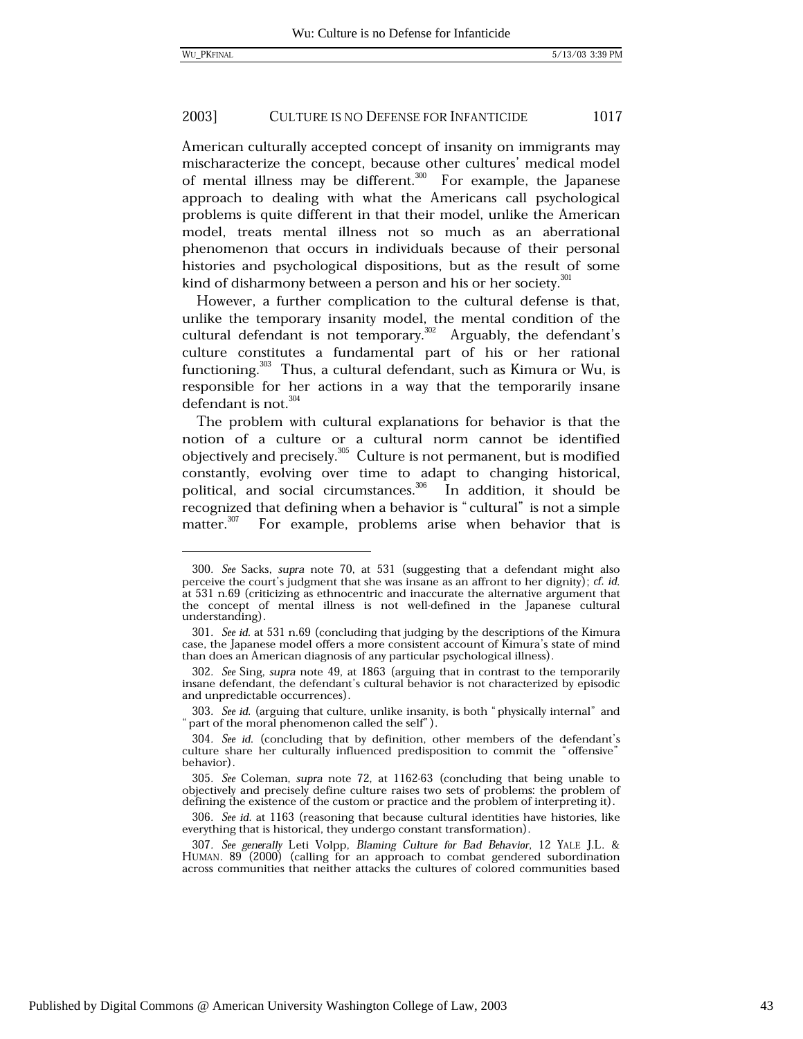American culturally accepted concept of insanity on immigrants may mischaracterize the concept, because other cultures' medical model of mental illness may be different.[300] For example, the Japanese approach to dealing with what the Americans call psychological problems is quite different in that their model, unlike the American model, treats mental illness not so much as an aberrational phenomenon that occurs in individuals because of their personal histories and psychological dispositions, but as the result of some kind of disharmony between a person and his or her society.[301]

However, a further complication to the cultural defense is that, unlike the temporary insanity model, the mental condition of the cultural defendant is not temporary.[302] Arguably, the defendant's culture constitutes a fundamental part of his or her rational functioning.[303] Thus, a cultural defendant, such as Kimura or Wu, is responsible for her actions in a way that the temporarily insane defendant is not.[304]

The problem with cultural explanations for behavior is that the notion of a culture or a cultural norm cannot be identified objectively and precisely.[305] Culture is not permanent, but is modified constantly, evolving over time to adapt to changing historical, political, and social circumstances.[306] In addition, it should be recognized that defining when a behavior is "cultural" is not a simple matter.[307] For example, problems arise when behavior that is

---

300. *See* Sacks, *supra* note 70, at 531 (suggesting that a defendant might also perceive the court's judgment that she was insane as an affront to her dignity); *cf. id.* at 531 n.69 (criticizing as ethnocentric and inaccurate the alternative argument that the concept of mental illness is not well-defined in the Japanese cultural understanding).

301. *See id.* at 531 n.69 (concluding that judging by the descriptions of the Kimura case, the Japanese model offers a more consistent account of Kimura's state of mind than does an American diagnosis of any particular psychological illness).

302. *See* Sing, *supra* note 49, at 1863 (arguing that in contrast to the temporarily insane defendant, the defendant's cultural behavior is not characterized by episodic and unpredictable occurrences).

303. *See id.* (arguing that culture, unlike insanity, is both "physically internal" and "part of the moral phenomenon called the self").

304. *See id.* (concluding that by definition, other members of the defendant's culture share her culturally influenced predisposition to commit the "offensive" behavior).

305. *See* Coleman, *supra* note 72, at 1162-63 (concluding that being unable to objectively and precisely define culture raises two sets of problems: the problem of defining the existence of the custom or practice and the problem of interpreting it).

306. *See id.* at 1163 (reasoning that because cultural identities have histories, like everything that is historical, they undergo constant transformation).

307. *See generally* Leti Volpp, *Blaming Culture for Bad Behavior*, 12 YALE J.L. & HUMAN. 89 (2000) (calling for an approach to combat gendered subordination across communities that neither attacks the cultures of colored communities based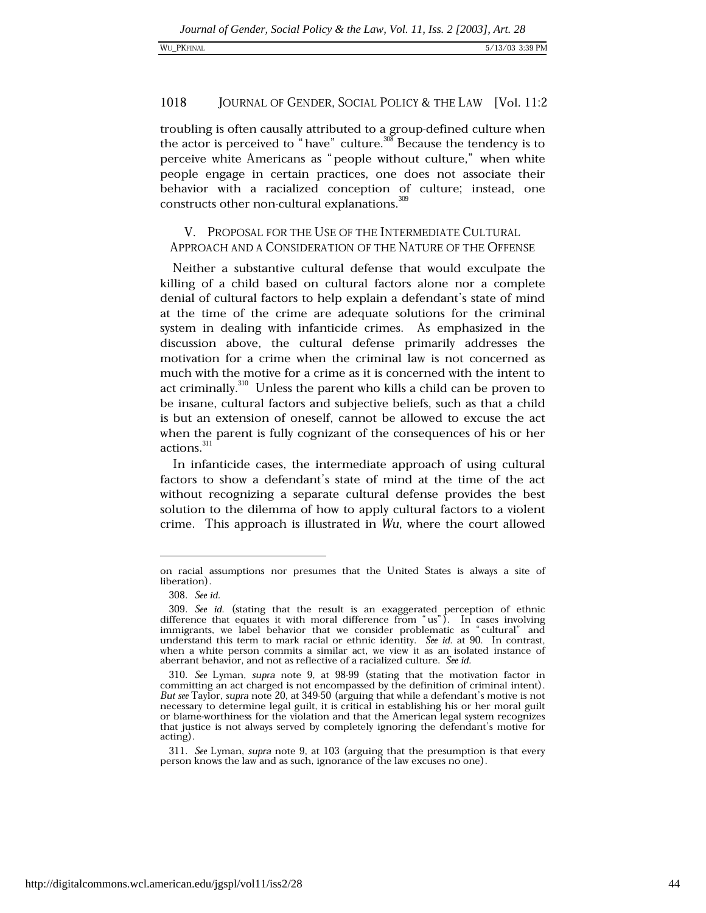troubling is often causally attributed to a group-defined culture when the actor is perceived to "have" culture.[308] Because the tendency is to perceive white Americans as "people without culture," when white people engage in certain practices, one does not associate their behavior with a racialized conception of culture; instead, one constructs other non-cultural explanations.[309]

## V. PROPOSAL FOR THE USE OF THE INTERMEDIATE CULTURAL APPROACH AND A CONSIDERATION OF THE NATURE OF THE OFFENSE

Neither a substantive cultural defense that would exculpate the killing of a child based on cultural factors alone nor a complete denial of cultural factors to help explain a defendant's state of mind at the time of the crime are adequate solutions for the criminal system in dealing with infanticide crimes. As emphasized in the discussion above, the cultural defense primarily addresses the motivation for a crime when the criminal law is not concerned as much with the motive for a crime as it is concerned with the intent to act criminally.[310] Unless the parent who kills a child can be proven to be insane, cultural factors and subjective beliefs, such as that a child is but an extension of oneself, cannot be allowed to excuse the act when the parent is fully cognizant of the consequences of his or her actions.[311]

In infanticide cases, the intermediate approach of using cultural factors to show a defendant's state of mind at the time of the act without recognizing a separate cultural defense provides the best solution to the dilemma of how to apply cultural factors to a violent crime. This approach is illustrated in *Wu*, where the court allowed

---

on racial assumptions nor presumes that the United States is always a site of liberation).

308. *See id.*

309. *See id.* (stating that the result is an exaggerated perception of ethnic difference that equates it with moral difference from "us"). In cases involving immigrants, we label behavior that we consider problematic as "cultural" and understand this term to mark racial or ethnic identity. *See id.* at 90. In contrast, when a white person commits a similar act, we view it as an isolated instance of aberrant behavior, and not as reflective of a racialized culture. *See id.*

310. *See* Lyman, *supra* note 9, at 98-99 (stating that the motivation factor in committing an act charged is not encompassed by the definition of criminal intent). *But see* Taylor, *supra* note 20, at 349-50 (arguing that while a defendant's motive is not necessary to determine legal guilt, it is critical in establishing his or her moral guilt or blame-worthiness for the violation and that the American legal system recognizes that justice is not always served by completely ignoring the defendant's motive for acting).

311. *See* Lyman, *supra* note 9, at 103 (arguing that the presumption is that every person knows the law and as such, ignorance of the law excuses no one).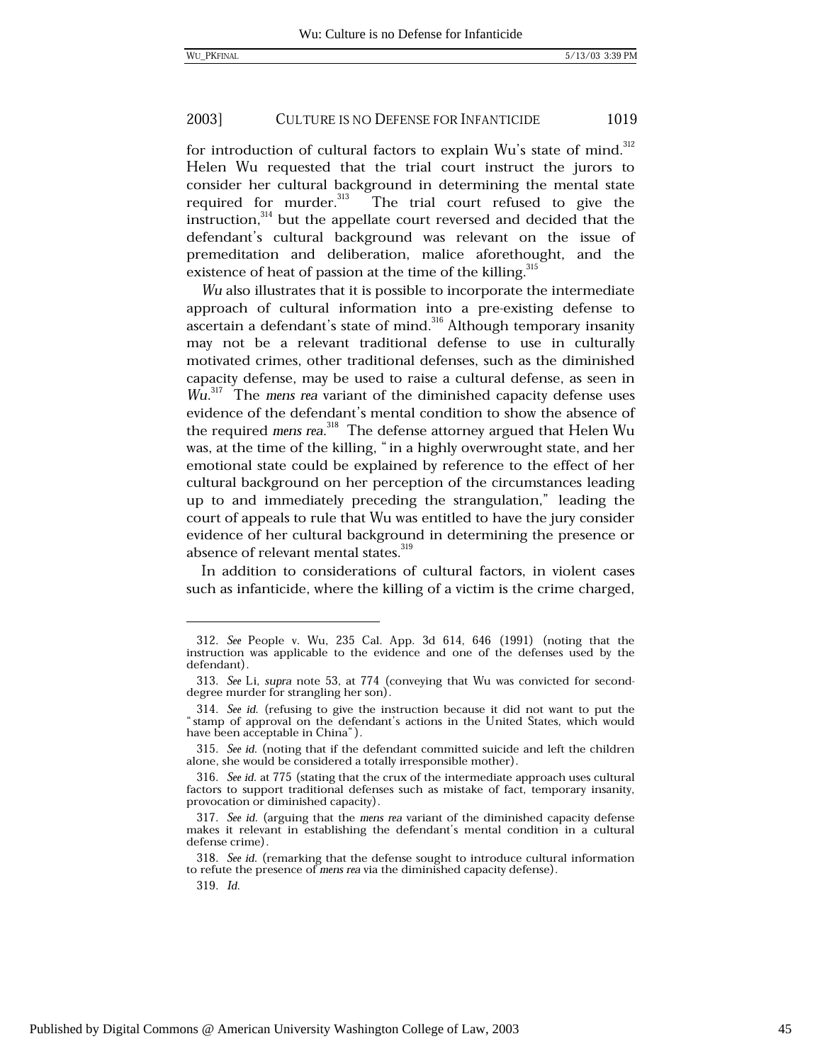for introduction of cultural factors to explain Wu's state of mind.[312] Helen Wu requested that the trial court instruct the jurors to consider her cultural background in determining the mental state required for murder.[313] The trial court refused to give the instruction,[314] but the appellate court reversed and decided that the defendant's cultural background was relevant on the issue of premeditation and deliberation, malice aforethought, and the existence of heat of passion at the time of the killing.[315]

*Wu* also illustrates that it is possible to incorporate the intermediate approach of cultural information into a pre-existing defense to ascertain a defendant's state of mind.[316] Although temporary insanity may not be a relevant traditional defense to use in culturally motivated crimes, other traditional defenses, such as the diminished capacity defense, may be used to raise a cultural defense, as seen in *Wu*.[317] The *mens rea* variant of the diminished capacity defense uses evidence of the defendant's mental condition to show the absence of the required *mens rea*.[318] The defense attorney argued that Helen Wu was, at the time of the killing, "in a highly overwrought state, and her emotional state could be explained by reference to the effect of her cultural background on her perception of the circumstances leading up to and immediately preceding the strangulation," leading the court of appeals to rule that Wu was entitled to have the jury consider evidence of her cultural background in determining the presence or absence of relevant mental states.[319]

In addition to considerations of cultural factors, in violent cases such as infanticide, where the killing of a victim is the crime charged,

---

312. *See* People v. Wu, 235 Cal. App. 3d 614, 646 (1991) (noting that the instruction was applicable to the evidence and one of the defenses used by the defendant).

313. *See* Li, *supra* note 53, at 774 (conveying that Wu was convicted for second-degree murder for strangling her son).

314. *See id.* (refusing to give the instruction because it did not want to put the "stamp of approval on the defendant's actions in the United States, which would have been acceptable in China").

315. *See id.* (noting that if the defendant committed suicide and left the children alone, she would be considered a totally irresponsible mother).

316. *See id.* at 775 (stating that the crux of the intermediate approach uses cultural factors to support traditional defenses such as mistake of fact, temporary insanity, provocation or diminished capacity).

317. *See id.* (arguing that the *mens rea* variant of the diminished capacity defense makes it relevant in establishing the defendant's mental condition in a cultural defense crime).

318. *See id.* (remarking that the defense sought to introduce cultural information to refute the presence of *mens rea* via the diminished capacity defense).

319. *Id.*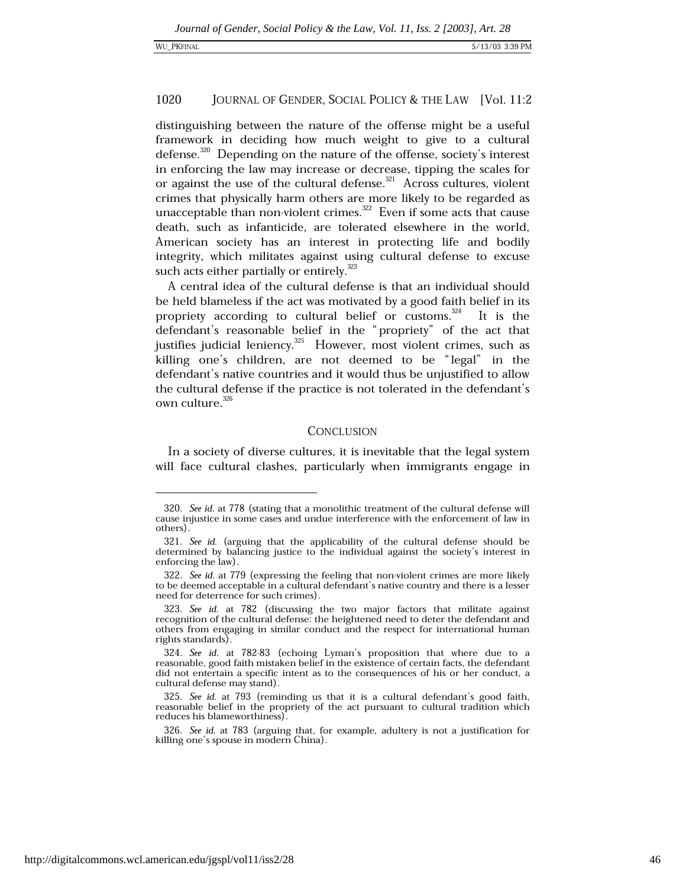distinguishing between the nature of the offense might be a useful framework in deciding how much weight to give to a cultural defense.[320] Depending on the nature of the offense, society's interest in enforcing the law may increase or decrease, tipping the scales for or against the use of the cultural defense.[321] Across cultures, violent crimes that physically harm others are more likely to be regarded as unacceptable than non-violent crimes.[322] Even if some acts that cause death, such as infanticide, are tolerated elsewhere in the world, American society has an interest in protecting life and bodily integrity, which militates against using cultural defense to excuse such acts either partially or entirely.[323]

A central idea of the cultural defense is that an individual should be held blameless if the act was motivated by a good faith belief in its propriety according to cultural belief or customs.[324] It is the defendant's reasonable belief in the "propriety" of the act that justifies judicial leniency.[325] However, most violent crimes, such as killing one's children, are not deemed to be "legal" in the defendant's native countries and it would thus be unjustified to allow the cultural defense if the practice is not tolerated in the defendant's own culture.[326]

## CONCLUSION

In a society of diverse cultures, it is inevitable that the legal system will face cultural clashes, particularly when immigrants engage in

---

320. *See id.* at 778 (stating that a monolithic treatment of the cultural defense will cause injustice in some cases and undue interference with the enforcement of law in others).

321. *See id.* (arguing that the applicability of the cultural defense should be determined by balancing justice to the individual against the society's interest in enforcing the law).

322. *See id.* at 779 (expressing the feeling that non-violent crimes are more likely to be deemed acceptable in a cultural defendant's native country and there is a lesser need for deterrence for such crimes).

323. *See id.* at 782 (discussing the two major factors that militate against recognition of the cultural defense: the heightened need to deter the defendant and others from engaging in similar conduct and the respect for international human rights standards).

324. *See id.* at 782-83 (echoing Lyman's proposition that where due to a reasonable, good faith mistaken belief in the existence of certain facts, the defendant did not entertain a specific intent as to the consequences of his or her conduct, a cultural defense may stand).

325. *See id.* at 793 (reminding us that it is a cultural defendant's good faith, reasonable belief in the propriety of the act pursuant to cultural tradition which reduces his blameworthiness).

326. *See id.* at 783 (arguing that, for example, adultery is not a justification for killing one's spouse in modern China).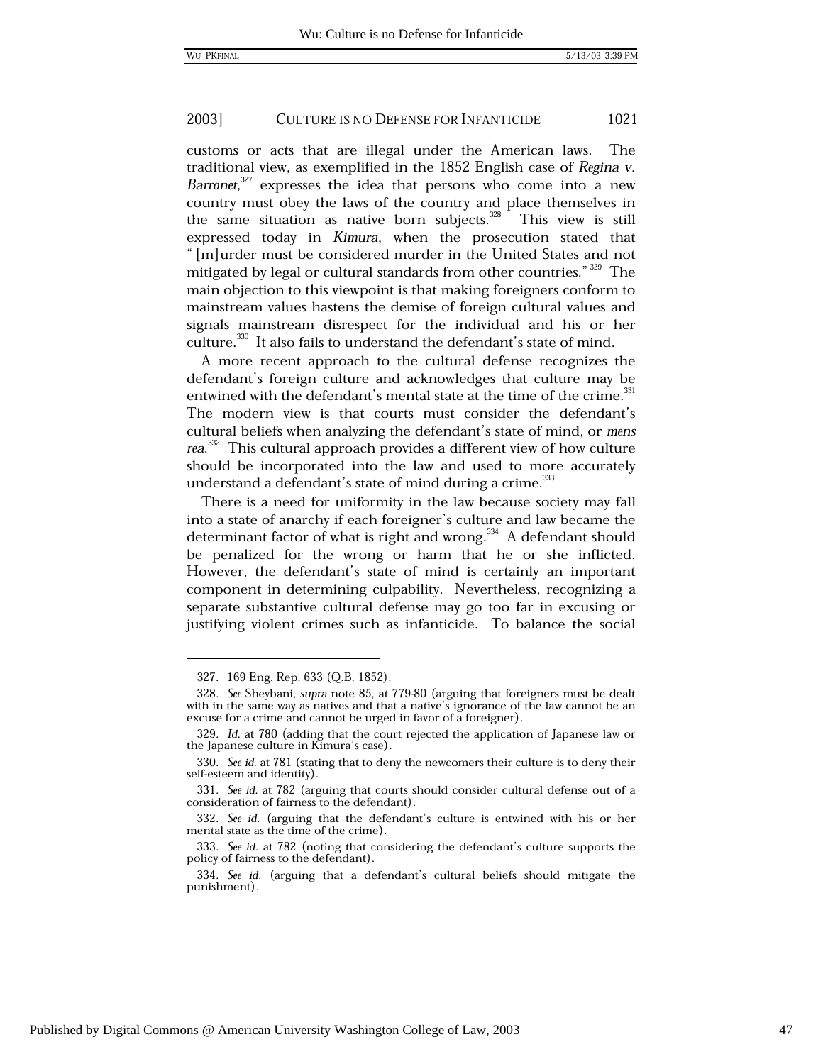customs or acts that are illegal under the American laws. The traditional view, as exemplified in the 1852 English case of *Regina v. Barronet*,[327] expresses the idea that persons who come into a new country must obey the laws of the country and place themselves in the same situation as native born subjects.[328] This view is still expressed today in *Kimura*, when the prosecution stated that "[m]urder must be considered murder in the United States and not mitigated by legal or cultural standards from other countries."[329] The main objection to this viewpoint is that making foreigners conform to mainstream values hastens the demise of foreign cultural values and signals mainstream disrespect for the individual and his or her culture.[330] It also fails to understand the defendant's state of mind.

A more recent approach to the cultural defense recognizes the defendant's foreign culture and acknowledges that culture may be entwined with the defendant's mental state at the time of the crime.[331] The modern view is that courts must consider the defendant's cultural beliefs when analyzing the defendant's state of mind, or *mens rea*.[332] This cultural approach provides a different view of how culture should be incorporated into the law and used to more accurately understand a defendant's state of mind during a crime.[333]

There is a need for uniformity in the law because society may fall into a state of anarchy if each foreigner's culture and law became the determinant factor of what is right and wrong.[334] A defendant should be penalized for the wrong or harm that he or she inflicted. However, the defendant's state of mind is certainly an important component in determining culpability. Nevertheless, recognizing a separate substantive cultural defense may go too far in excusing or justifying violent crimes such as infanticide. To balance the social

---

327. 169 Eng. Rep. 633 (Q.B. 1852).

328. *See* Sheybani, *supra* note 85, at 779-80 (arguing that foreigners must be dealt with in the same way as natives and that a native's ignorance of the law cannot be an excuse for a crime and cannot be urged in favor of a foreigner).

329. *Id.* at 780 (adding that the court rejected the application of Japanese law or the Japanese culture in Kimura's case).

330. *See id.* at 781 (stating that to deny the newcomers their culture is to deny their self-esteem and identity).

331. *See id.* at 782 (arguing that courts should consider cultural defense out of a consideration of fairness to the defendant).

332. *See id.* (arguing that the defendant's culture is entwined with his or her mental state as the time of the crime).

333. *See id.* at 782 (noting that considering the defendant's culture supports the policy of fairness to the defendant).

334. *See id.* (arguing that a defendant's cultural beliefs should mitigate the punishment).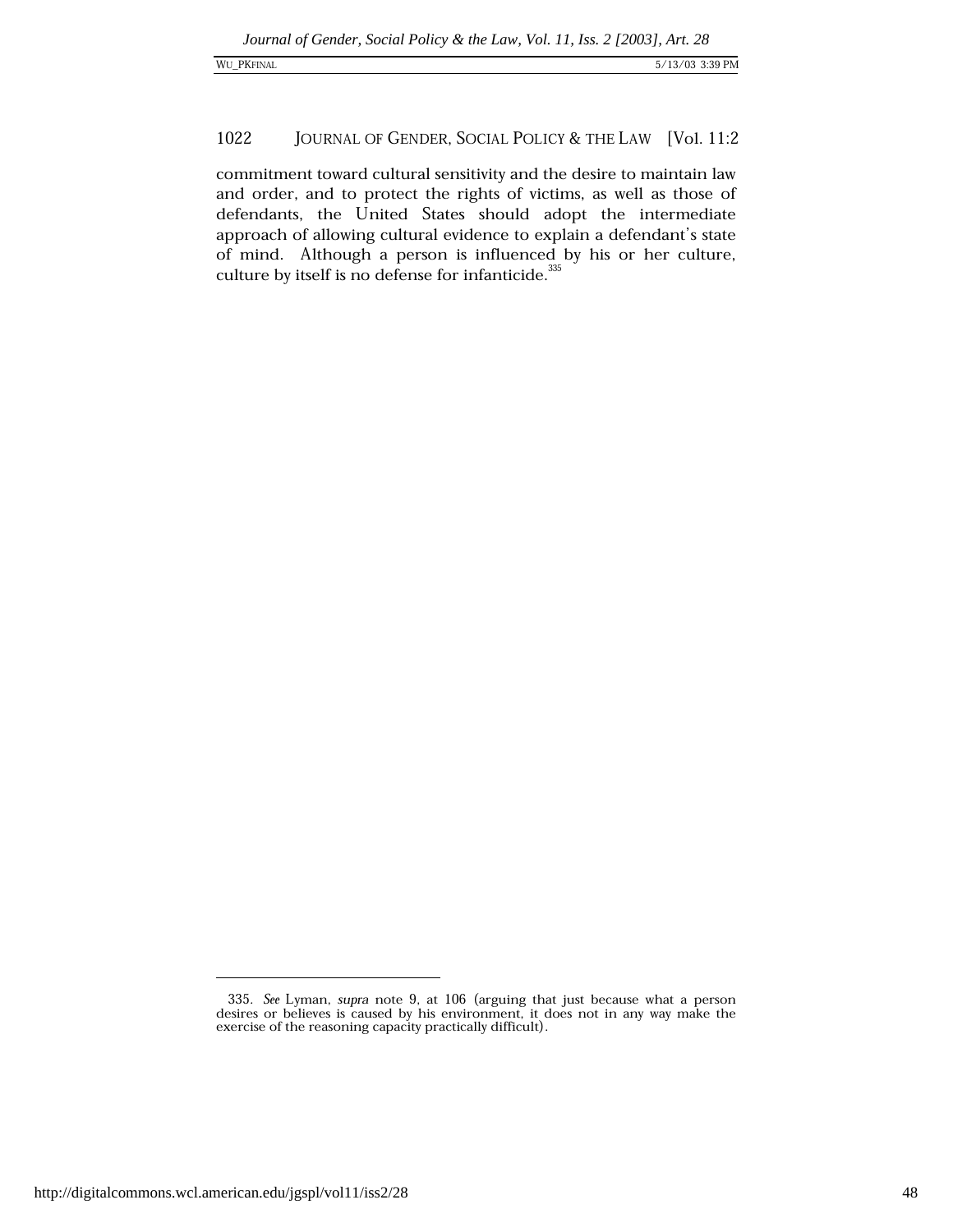commitment toward cultural sensitivity and the desire to maintain law and order, and to protect the rights of victims, as well as those of defendants, the United States should adopt the intermediate approach of allowing cultural evidence to explain a defendant's state of mind. Although a person is influenced by his or her culture, culture by itself is no defense for infanticide.[335]

---

335. *See* Lyman, *supra* note 9, at 106 (arguing that just because what a person desires or believes is caused by his environment, it does not in any way make the exercise of the reasoning capacity practically difficult).